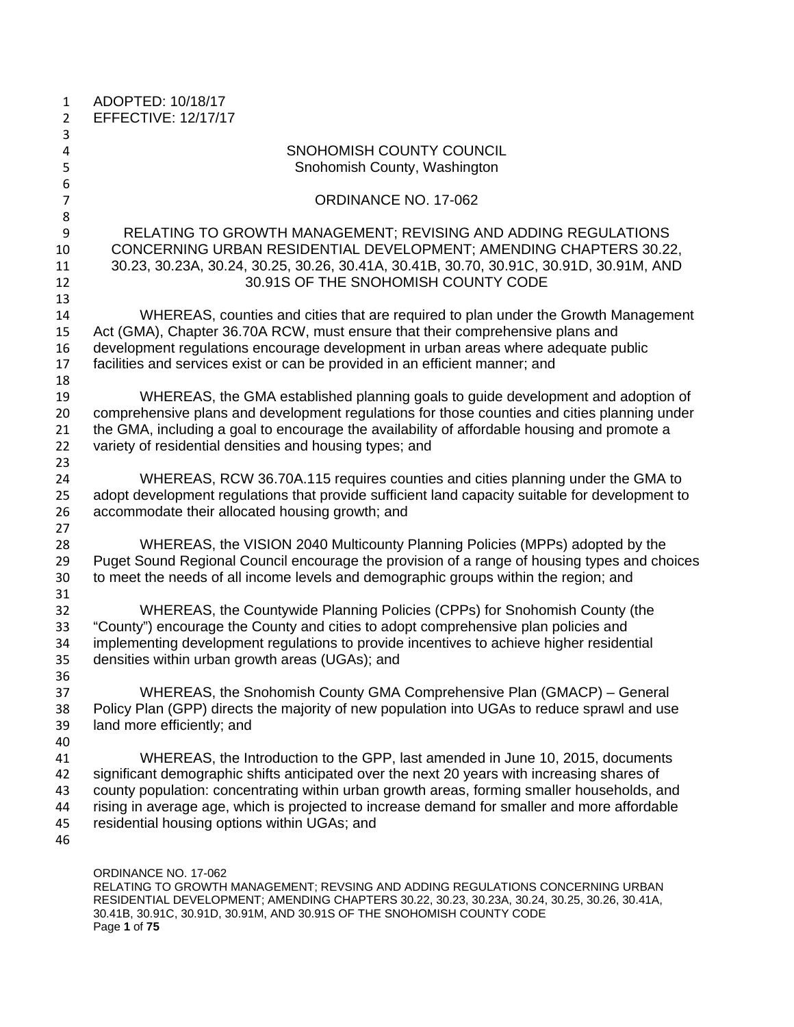ADOPTED: 10/18/17
EFFECTIVE: 12/17/17

SNOHOMISH COUNTY COUNCIL
Snohomish County, Washington

ORDINANCE NO. 17-062

RELATING TO GROWTH MANAGEMENT; REVISING AND ADDING REGULATIONS CONCERNING URBAN RESIDENTIAL DEVELOPMENT; AMENDING CHAPTERS 30.22, 30.23, 30.23A, 30.24, 30.25, 30.26, 30.41A, 30.41B, 30.70, 30.91C, 30.91D, 30.91M, AND 30.91S OF THE SNOHOMISH COUNTY CODE

WHEREAS, counties and cities that are required to plan under the Growth Management Act (GMA), Chapter 36.70A RCW, must ensure that their comprehensive plans and development regulations encourage development in urban areas where adequate public facilities and services exist or can be provided in an efficient manner; and

WHEREAS, the GMA established planning goals to guide development and adoption of comprehensive plans and development regulations for those counties and cities planning under the GMA, including a goal to encourage the availability of affordable housing and promote a variety of residential densities and housing types; and

WHEREAS, RCW 36.70A.115 requires counties and cities planning under the GMA to adopt development regulations that provide sufficient land capacity suitable for development to accommodate their allocated housing growth; and

WHEREAS, the VISION 2040 Multicounty Planning Policies (MPPs) adopted by the Puget Sound Regional Council encourage the provision of a range of housing types and choices to meet the needs of all income levels and demographic groups within the region; and

WHEREAS, the Countywide Planning Policies (CPPs) for Snohomish County (the "County") encourage the County and cities to adopt comprehensive plan policies and implementing development regulations to provide incentives to achieve higher residential densities within urban growth areas (UGAs); and

WHEREAS, the Snohomish County GMA Comprehensive Plan (GMACP) – General Policy Plan (GPP) directs the majority of new population into UGAs to reduce sprawl and use land more efficiently; and

WHEREAS, the Introduction to the GPP, last amended in June 10, 2015, documents significant demographic shifts anticipated over the next 20 years with increasing shares of county population: concentrating within urban growth areas, forming smaller households, and rising in average age, which is projected to increase demand for smaller and more affordable residential housing options within UGAs; and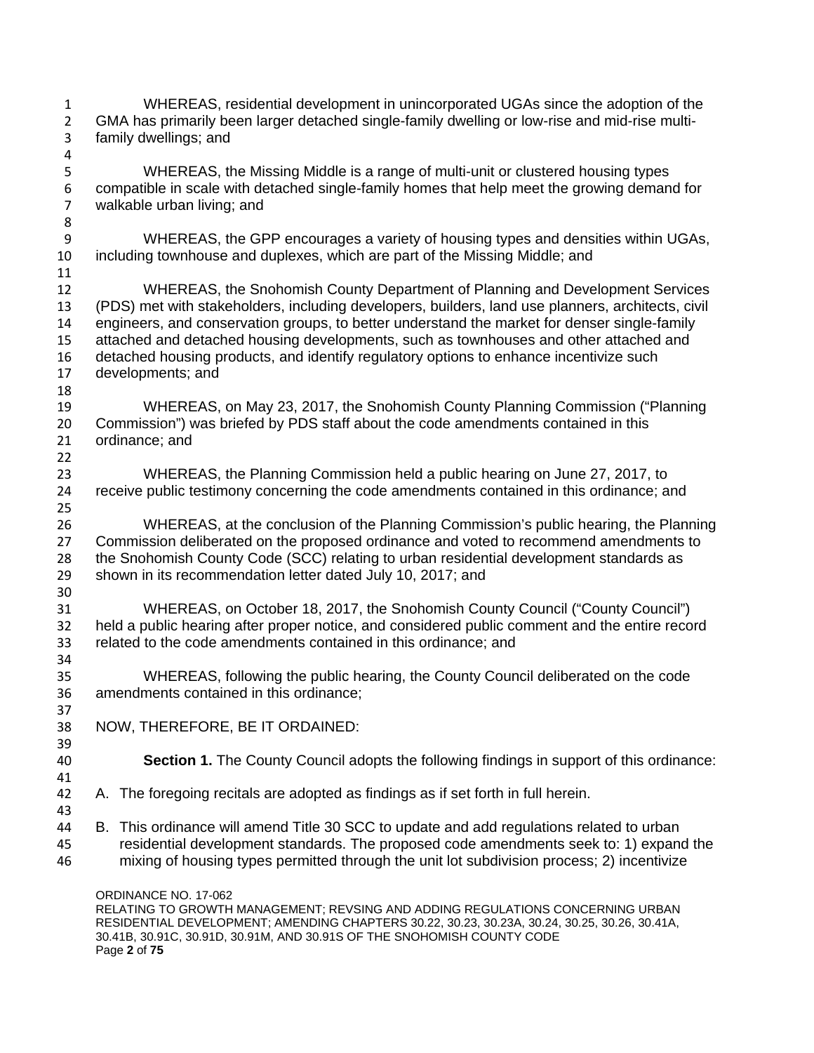WHEREAS, residential development in unincorporated UGAs since the adoption of the GMA has primarily been larger detached single-family dwelling or low-rise and mid-rise multi-family dwellings; and

WHEREAS, the Missing Middle is a range of multi-unit or clustered housing types compatible in scale with detached single-family homes that help meet the growing demand for walkable urban living; and

WHEREAS, the GPP encourages a variety of housing types and densities within UGAs, including townhouse and duplexes, which are part of the Missing Middle; and

WHEREAS, the Snohomish County Department of Planning and Development Services (PDS) met with stakeholders, including developers, builders, land use planners, architects, civil engineers, and conservation groups, to better understand the market for denser single-family attached and detached housing developments, such as townhouses and other attached and detached housing products, and identify regulatory options to enhance incentivize such developments; and

WHEREAS, on May 23, 2017, the Snohomish County Planning Commission ("Planning Commission") was briefed by PDS staff about the code amendments contained in this ordinance; and

WHEREAS, the Planning Commission held a public hearing on June 27, 2017, to receive public testimony concerning the code amendments contained in this ordinance; and

WHEREAS, at the conclusion of the Planning Commission's public hearing, the Planning Commission deliberated on the proposed ordinance and voted to recommend amendments to the Snohomish County Code (SCC) relating to urban residential development standards as shown in its recommendation letter dated July 10, 2017; and

WHEREAS, on October 18, 2017, the Snohomish County Council ("County Council") held a public hearing after proper notice, and considered public comment and the entire record related to the code amendments contained in this ordinance; and

WHEREAS, following the public hearing, the County Council deliberated on the code amendments contained in this ordinance;

NOW, THEREFORE, BE IT ORDAINED:

**Section 1.** The County Council adopts the following findings in support of this ordinance:

A. The foregoing recitals are adopted as findings as if set forth in full herein.

B. This ordinance will amend Title 30 SCC to update and add regulations related to urban residential development standards. The proposed code amendments seek to: 1) expand the mixing of housing types permitted through the unit lot subdivision process; 2) incentivize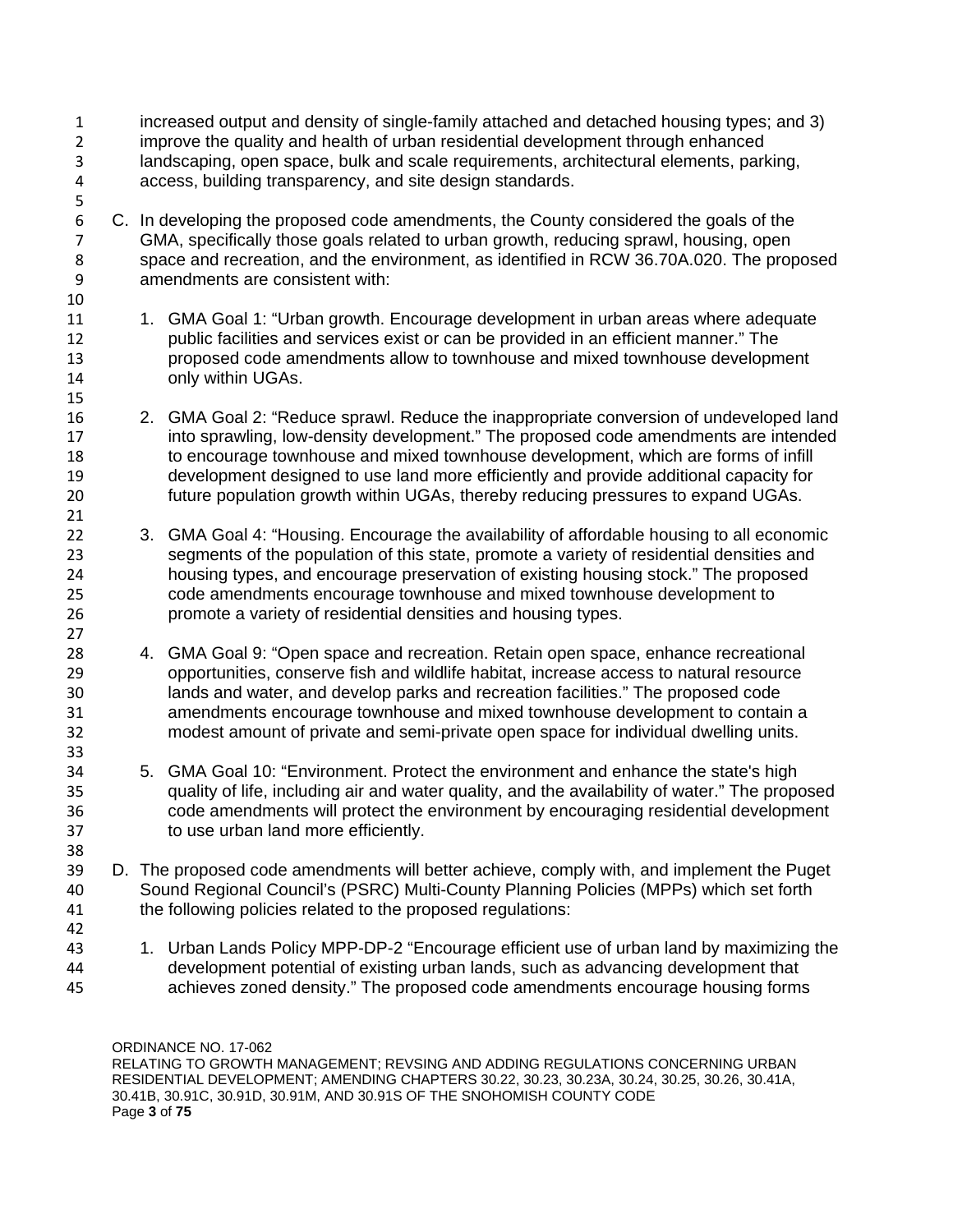increased output and density of single-family attached and detached housing types; and 3) improve the quality and health of urban residential development through enhanced landscaping, open space, bulk and scale requirements, architectural elements, parking, access, building transparency, and site design standards.

C. In developing the proposed code amendments, the County considered the goals of the GMA, specifically those goals related to urban growth, reducing sprawl, housing, open space and recreation, and the environment, as identified in RCW 36.70A.020. The proposed amendments are consistent with:

   1. GMA Goal 1: "Urban growth. Encourage development in urban areas where adequate public facilities and services exist or can be provided in an efficient manner." The proposed code amendments allow to townhouse and mixed townhouse development only within UGAs.

   2. GMA Goal 2: "Reduce sprawl. Reduce the inappropriate conversion of undeveloped land into sprawling, low-density development." The proposed code amendments are intended to encourage townhouse and mixed townhouse development, which are forms of infill development designed to use land more efficiently and provide additional capacity for future population growth within UGAs, thereby reducing pressures to expand UGAs.

   3. GMA Goal 4: "Housing. Encourage the availability of affordable housing to all economic segments of the population of this state, promote a variety of residential densities and housing types, and encourage preservation of existing housing stock." The proposed code amendments encourage townhouse and mixed townhouse development to promote a variety of residential densities and housing types.

   4. GMA Goal 9: "Open space and recreation. Retain open space, enhance recreational opportunities, conserve fish and wildlife habitat, increase access to natural resource lands and water, and develop parks and recreation facilities." The proposed code amendments encourage townhouse and mixed townhouse development to contain a modest amount of private and semi-private open space for individual dwelling units.

   5. GMA Goal 10: "Environment. Protect the environment and enhance the state's high quality of life, including air and water quality, and the availability of water." The proposed code amendments will protect the environment by encouraging residential development to use urban land more efficiently.

D. The proposed code amendments will better achieve, comply with, and implement the Puget Sound Regional Council's (PSRC) Multi-County Planning Policies (MPPs) which set forth the following policies related to the proposed regulations:

   1. Urban Lands Policy MPP-DP-2 "Encourage efficient use of urban land by maximizing the development potential of existing urban lands, such as advancing development that achieves zoned density." The proposed code amendments encourage housing forms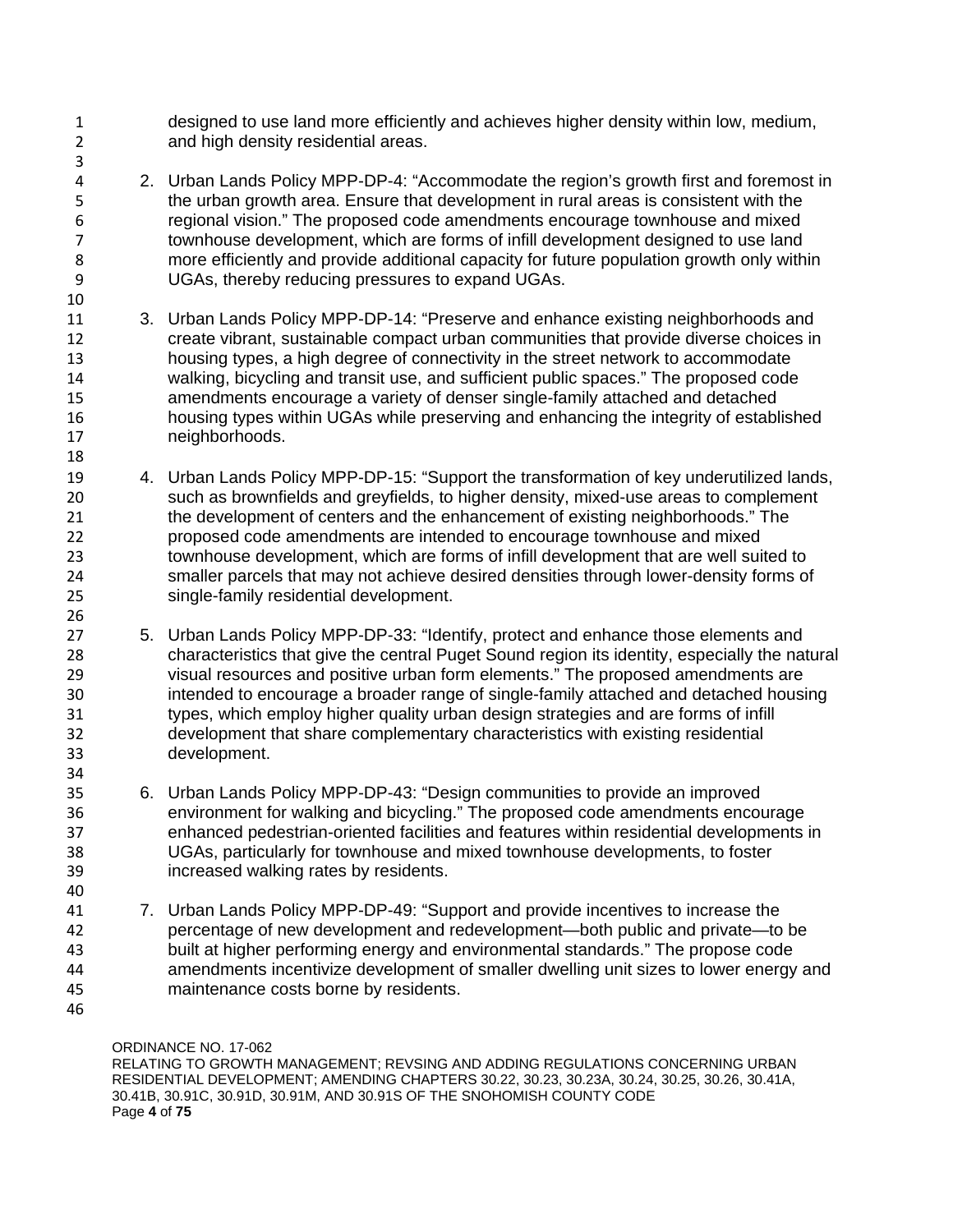designed to use land more efficiently and achieves higher density within low, medium, and high density residential areas.

2. Urban Lands Policy MPP-DP-4: "Accommodate the region's growth first and foremost in the urban growth area. Ensure that development in rural areas is consistent with the regional vision." The proposed code amendments encourage townhouse and mixed townhouse development, which are forms of infill development designed to use land more efficiently and provide additional capacity for future population growth only within UGAs, thereby reducing pressures to expand UGAs.

3. Urban Lands Policy MPP-DP-14: "Preserve and enhance existing neighborhoods and create vibrant, sustainable compact urban communities that provide diverse choices in housing types, a high degree of connectivity in the street network to accommodate walking, bicycling and transit use, and sufficient public spaces." The proposed code amendments encourage a variety of denser single-family attached and detached housing types within UGAs while preserving and enhancing the integrity of established neighborhoods.

4. Urban Lands Policy MPP-DP-15: "Support the transformation of key underutilized lands, such as brownfields and greyfields, to higher density, mixed-use areas to complement the development of centers and the enhancement of existing neighborhoods." The proposed code amendments are intended to encourage townhouse and mixed townhouse development, which are forms of infill development that are well suited to smaller parcels that may not achieve desired densities through lower-density forms of single-family residential development.

5. Urban Lands Policy MPP-DP-33: "Identify, protect and enhance those elements and characteristics that give the central Puget Sound region its identity, especially the natural visual resources and positive urban form elements." The proposed amendments are intended to encourage a broader range of single-family attached and detached housing types, which employ higher quality urban design strategies and are forms of infill development that share complementary characteristics with existing residential development.

6. Urban Lands Policy MPP-DP-43: "Design communities to provide an improved environment for walking and bicycling." The proposed code amendments encourage enhanced pedestrian-oriented facilities and features within residential developments in UGAs, particularly for townhouse and mixed townhouse developments, to foster increased walking rates by residents.

7. Urban Lands Policy MPP-DP-49: "Support and provide incentives to increase the percentage of new development and redevelopment—both public and private—to be built at higher performing energy and environmental standards." The propose code amendments incentivize development of smaller dwelling unit sizes to lower energy and maintenance costs borne by residents.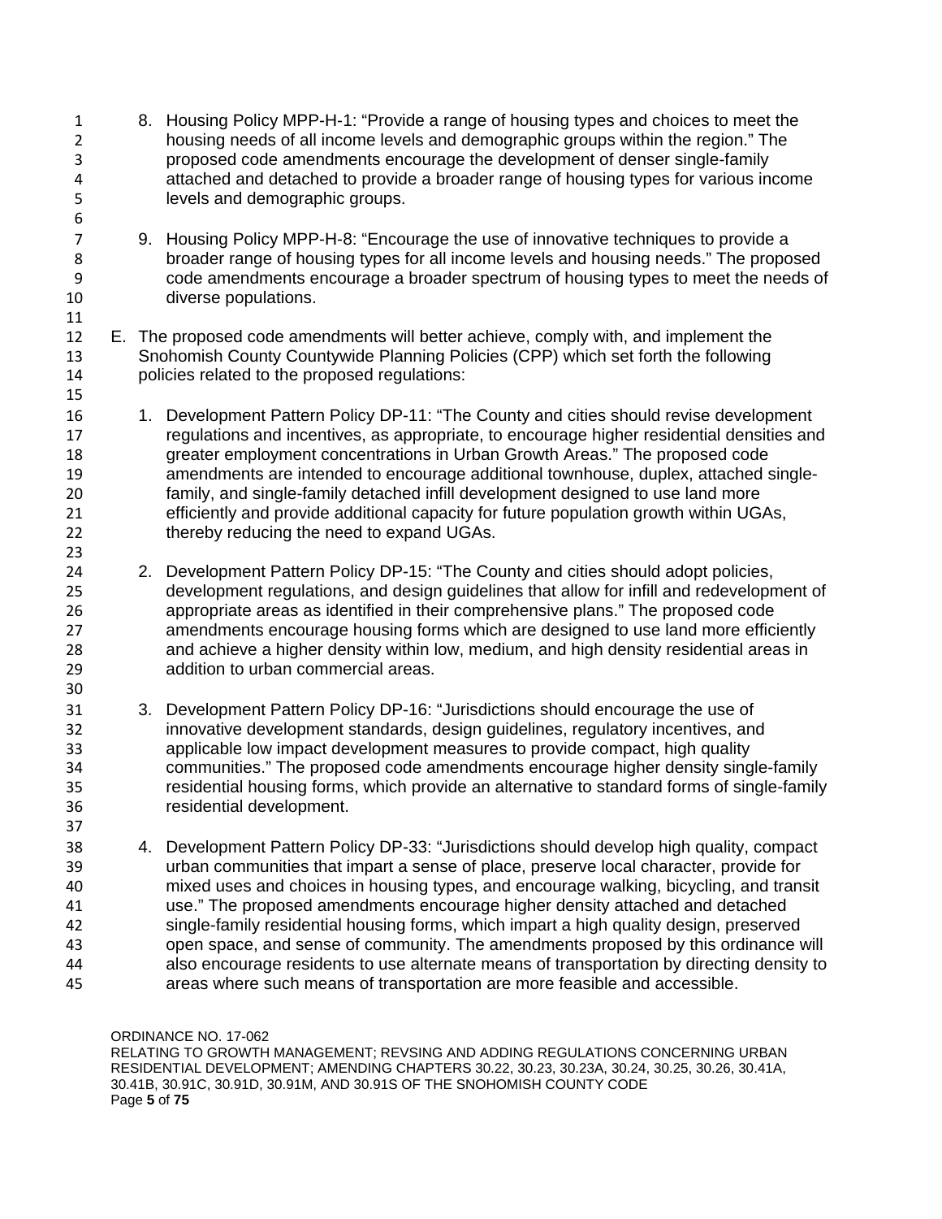8. Housing Policy MPP-H-1: "Provide a range of housing types and choices to meet the housing needs of all income levels and demographic groups within the region." The proposed code amendments encourage the development of denser single-family attached and detached to provide a broader range of housing types for various income levels and demographic groups.

9. Housing Policy MPP-H-8: "Encourage the use of innovative techniques to provide a broader range of housing types for all income levels and housing needs." The proposed code amendments encourage a broader spectrum of housing types to meet the needs of diverse populations.

E. The proposed code amendments will better achieve, comply with, and implement the Snohomish County Countywide Planning Policies (CPP) which set forth the following policies related to the proposed regulations:

   1. Development Pattern Policy DP-11: "The County and cities should revise development regulations and incentives, as appropriate, to encourage higher residential densities and greater employment concentrations in Urban Growth Areas." The proposed code amendments are intended to encourage additional townhouse, duplex, attached single-family, and single-family detached infill development designed to use land more efficiently and provide additional capacity for future population growth within UGAs, thereby reducing the need to expand UGAs.

   2. Development Pattern Policy DP-15: "The County and cities should adopt policies, development regulations, and design guidelines that allow for infill and redevelopment of appropriate areas as identified in their comprehensive plans." The proposed code amendments encourage housing forms which are designed to use land more efficiently and achieve a higher density within low, medium, and high density residential areas in addition to urban commercial areas.

   3. Development Pattern Policy DP-16: "Jurisdictions should encourage the use of innovative development standards, design guidelines, regulatory incentives, and applicable low impact development measures to provide compact, high quality communities." The proposed code amendments encourage higher density single-family residential housing forms, which provide an alternative to standard forms of single-family residential development.

   4. Development Pattern Policy DP-33: "Jurisdictions should develop high quality, compact urban communities that impart a sense of place, preserve local character, provide for mixed uses and choices in housing types, and encourage walking, bicycling, and transit use." The proposed amendments encourage higher density attached and detached single-family residential housing forms, which impart a high quality design, preserved open space, and sense of community. The amendments proposed by this ordinance will also encourage residents to use alternate means of transportation by directing density to areas where such means of transportation are more feasible and accessible.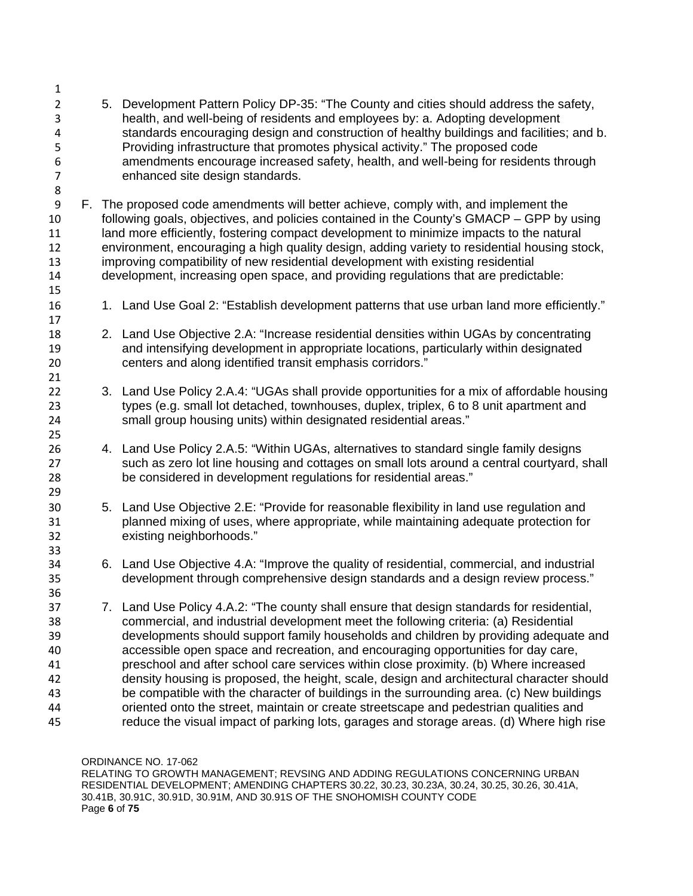5. Development Pattern Policy DP-35: “The County and cities should address the safety, health, and well-being of residents and employees by: a. Adopting development standards encouraging design and construction of healthy buildings and facilities; and b. Providing infrastructure that promotes physical activity.” The proposed code amendments encourage increased safety, health, and well-being for residents through enhanced site design standards.

F. The proposed code amendments will better achieve, comply with, and implement the following goals, objectives, and policies contained in the County’s GMACP – GPP by using land more efficiently, fostering compact development to minimize impacts to the natural environment, encouraging a high quality design, adding variety to residential housing stock, improving compatibility of new residential development with existing residential development, increasing open space, and providing regulations that are predictable:

1. Land Use Goal 2: “Establish development patterns that use urban land more efficiently.”

2. Land Use Objective 2.A: “Increase residential densities within UGAs by concentrating and intensifying development in appropriate locations, particularly within designated centers and along identified transit emphasis corridors.”

3. Land Use Policy 2.A.4: “UGAs shall provide opportunities for a mix of affordable housing types (e.g. small lot detached, townhouses, duplex, triplex, 6 to 8 unit apartment and small group housing units) within designated residential areas.”

4. Land Use Policy 2.A.5: “Within UGAs, alternatives to standard single family designs such as zero lot line housing and cottages on small lots around a central courtyard, shall be considered in development regulations for residential areas.”

5. Land Use Objective 2.E: “Provide for reasonable flexibility in land use regulation and planned mixing of uses, where appropriate, while maintaining adequate protection for existing neighborhoods.”

6. Land Use Objective 4.A: “Improve the quality of residential, commercial, and industrial development through comprehensive design standards and a design review process.”

7. Land Use Policy 4.A.2: “The county shall ensure that design standards for residential, commercial, and industrial development meet the following criteria: (a) Residential developments should support family households and children by providing adequate and accessible open space and recreation, and encouraging opportunities for day care, preschool and after school care services within close proximity. (b) Where increased density housing is proposed, the height, scale, design and architectural character should be compatible with the character of buildings in the surrounding area. (c) New buildings oriented onto the street, maintain or create streetscape and pedestrian qualities and reduce the visual impact of parking lots, garages and storage areas. (d) Where high rise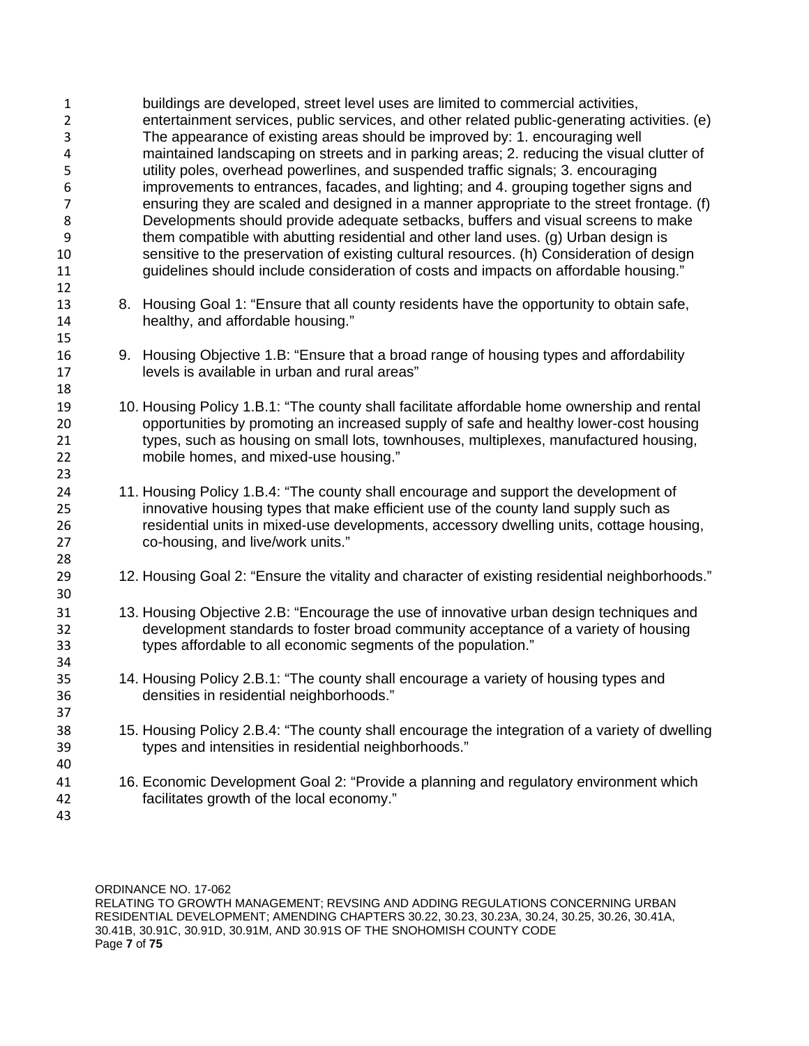buildings are developed, street level uses are limited to commercial activities, entertainment services, public services, and other related public-generating activities. (e) The appearance of existing areas should be improved by: 1. encouraging well maintained landscaping on streets and in parking areas; 2. reducing the visual clutter of utility poles, overhead powerlines, and suspended traffic signals; 3. encouraging improvements to entrances, facades, and lighting; and 4. grouping together signs and ensuring they are scaled and designed in a manner appropriate to the street frontage. (f) Developments should provide adequate setbacks, buffers and visual screens to make them compatible with abutting residential and other land uses. (g) Urban design is sensitive to the preservation of existing cultural resources. (h) Consideration of design guidelines should include consideration of costs and impacts on affordable housing."

8. Housing Goal 1: "Ensure that all county residents have the opportunity to obtain safe, healthy, and affordable housing."

9. Housing Objective 1.B: "Ensure that a broad range of housing types and affordability levels is available in urban and rural areas"

10. Housing Policy 1.B.1: "The county shall facilitate affordable home ownership and rental opportunities by promoting an increased supply of safe and healthy lower-cost housing types, such as housing on small lots, townhouses, multiplexes, manufactured housing, mobile homes, and mixed-use housing."

11. Housing Policy 1.B.4: "The county shall encourage and support the development of innovative housing types that make efficient use of the county land supply such as residential units in mixed-use developments, accessory dwelling units, cottage housing, co-housing, and live/work units."

12. Housing Goal 2: "Ensure the vitality and character of existing residential neighborhoods."

13. Housing Objective 2.B: "Encourage the use of innovative urban design techniques and development standards to foster broad community acceptance of a variety of housing types affordable to all economic segments of the population."

14. Housing Policy 2.B.1: "The county shall encourage a variety of housing types and densities in residential neighborhoods."

15. Housing Policy 2.B.4: "The county shall encourage the integration of a variety of dwelling types and intensities in residential neighborhoods."

16. Economic Development Goal 2: "Provide a planning and regulatory environment which facilitates growth of the local economy."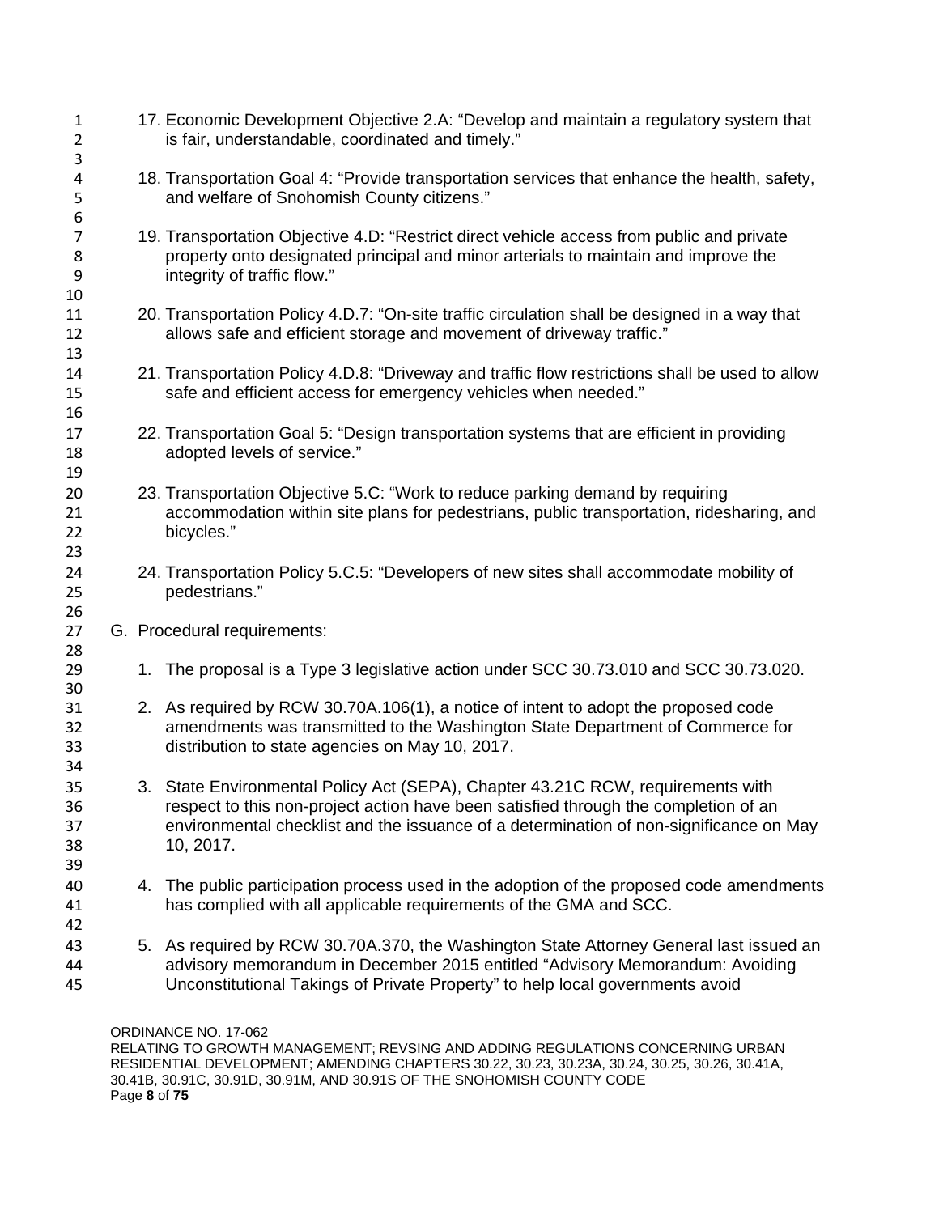17. Economic Development Objective 2.A: "Develop and maintain a regulatory system that is fair, understandable, coordinated and timely."

18. Transportation Goal 4: "Provide transportation services that enhance the health, safety, and welfare of Snohomish County citizens."

19. Transportation Objective 4.D: "Restrict direct vehicle access from public and private property onto designated principal and minor arterials to maintain and improve the integrity of traffic flow."

20. Transportation Policy 4.D.7: "On-site traffic circulation shall be designed in a way that allows safe and efficient storage and movement of driveway traffic."

21. Transportation Policy 4.D.8: "Driveway and traffic flow restrictions shall be used to allow safe and efficient access for emergency vehicles when needed."

22. Transportation Goal 5: "Design transportation systems that are efficient in providing adopted levels of service."

23. Transportation Objective 5.C: "Work to reduce parking demand by requiring accommodation within site plans for pedestrians, public transportation, ridesharing, and bicycles."

24. Transportation Policy 5.C.5: "Developers of new sites shall accommodate mobility of pedestrians."

G. Procedural requirements:

1. The proposal is a Type 3 legislative action under SCC 30.73.010 and SCC 30.73.020.

2. As required by RCW 30.70A.106(1), a notice of intent to adopt the proposed code amendments was transmitted to the Washington State Department of Commerce for distribution to state agencies on May 10, 2017.

3. State Environmental Policy Act (SEPA), Chapter 43.21C RCW, requirements with respect to this non-project action have been satisfied through the completion of an environmental checklist and the issuance of a determination of non-significance on May 10, 2017.

4. The public participation process used in the adoption of the proposed code amendments has complied with all applicable requirements of the GMA and SCC.

5. As required by RCW 30.70A.370, the Washington State Attorney General last issued an advisory memorandum in December 2015 entitled "Advisory Memorandum: Avoiding Unconstitutional Takings of Private Property" to help local governments avoid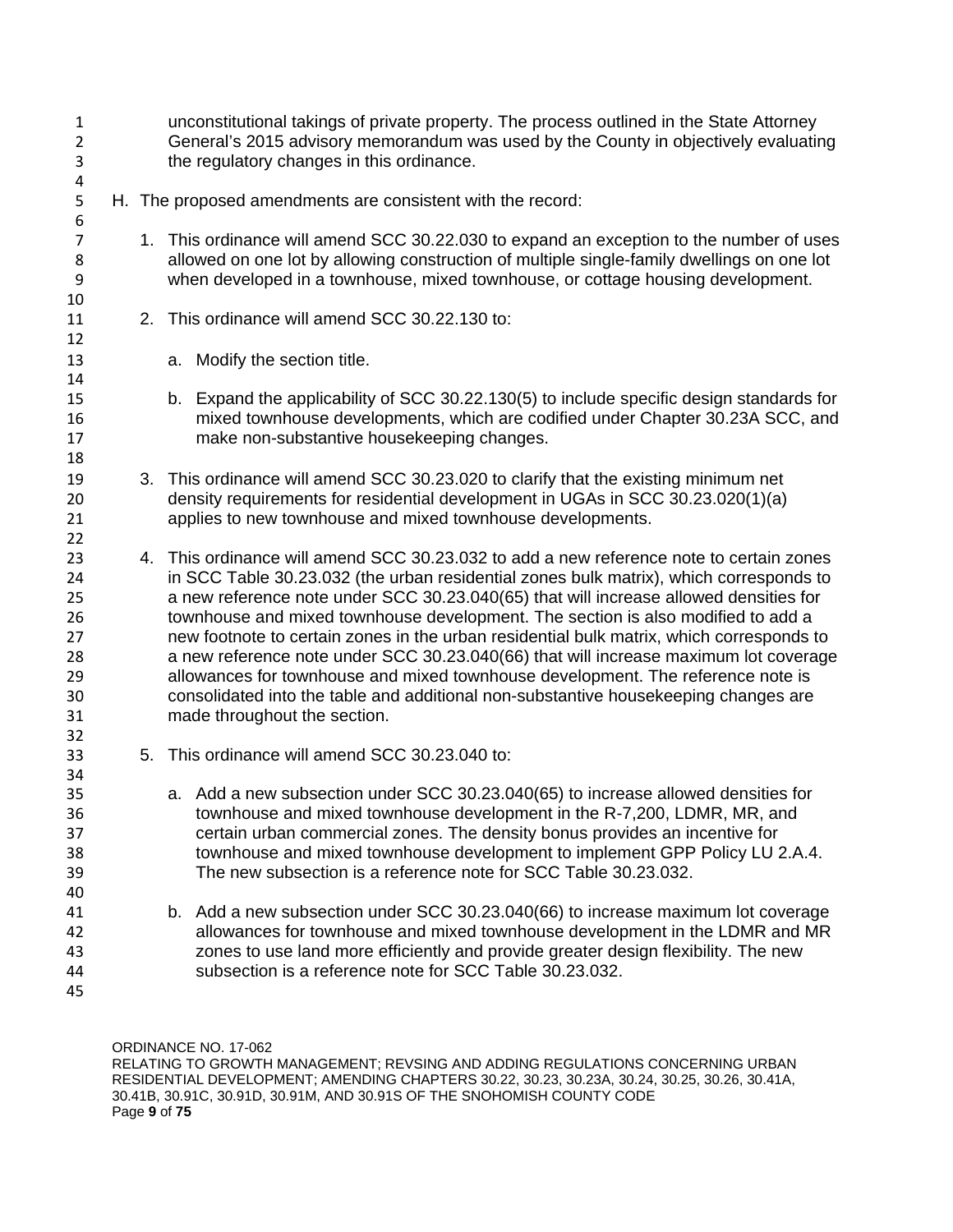unconstitutional takings of private property. The process outlined in the State Attorney General's 2015 advisory memorandum was used by the County in objectively evaluating the regulatory changes in this ordinance.

H. The proposed amendments are consistent with the record:

1. This ordinance will amend SCC 30.22.030 to expand an exception to the number of uses allowed on one lot by allowing construction of multiple single-family dwellings on one lot when developed in a townhouse, mixed townhouse, or cottage housing development.

2. This ordinance will amend SCC 30.22.130 to:

   a. Modify the section title.

   b. Expand the applicability of SCC 30.22.130(5) to include specific design standards for mixed townhouse developments, which are codified under Chapter 30.23A SCC, and make non-substantive housekeeping changes.

3. This ordinance will amend SCC 30.23.020 to clarify that the existing minimum net density requirements for residential development in UGAs in SCC 30.23.020(1)(a) applies to new townhouse and mixed townhouse developments.

4. This ordinance will amend SCC 30.23.032 to add a new reference note to certain zones in SCC Table 30.23.032 (the urban residential zones bulk matrix), which corresponds to a new reference note under SCC 30.23.040(65) that will increase allowed densities for townhouse and mixed townhouse development. The section is also modified to add a new footnote to certain zones in the urban residential bulk matrix, which corresponds to a new reference note under SCC 30.23.040(66) that will increase maximum lot coverage allowances for townhouse and mixed townhouse development. The reference note is consolidated into the table and additional non-substantive housekeeping changes are made throughout the section.

5. This ordinance will amend SCC 30.23.040 to:

   a. Add a new subsection under SCC 30.23.040(65) to increase allowed densities for townhouse and mixed townhouse development in the R-7,200, LDMR, MR, and certain urban commercial zones. The density bonus provides an incentive for townhouse and mixed townhouse development to implement GPP Policy LU 2.A.4. The new subsection is a reference note for SCC Table 30.23.032.

   b. Add a new subsection under SCC 30.23.040(66) to increase maximum lot coverage allowances for townhouse and mixed townhouse development in the LDMR and MR zones to use land more efficiently and provide greater design flexibility. The new subsection is a reference note for SCC Table 30.23.032.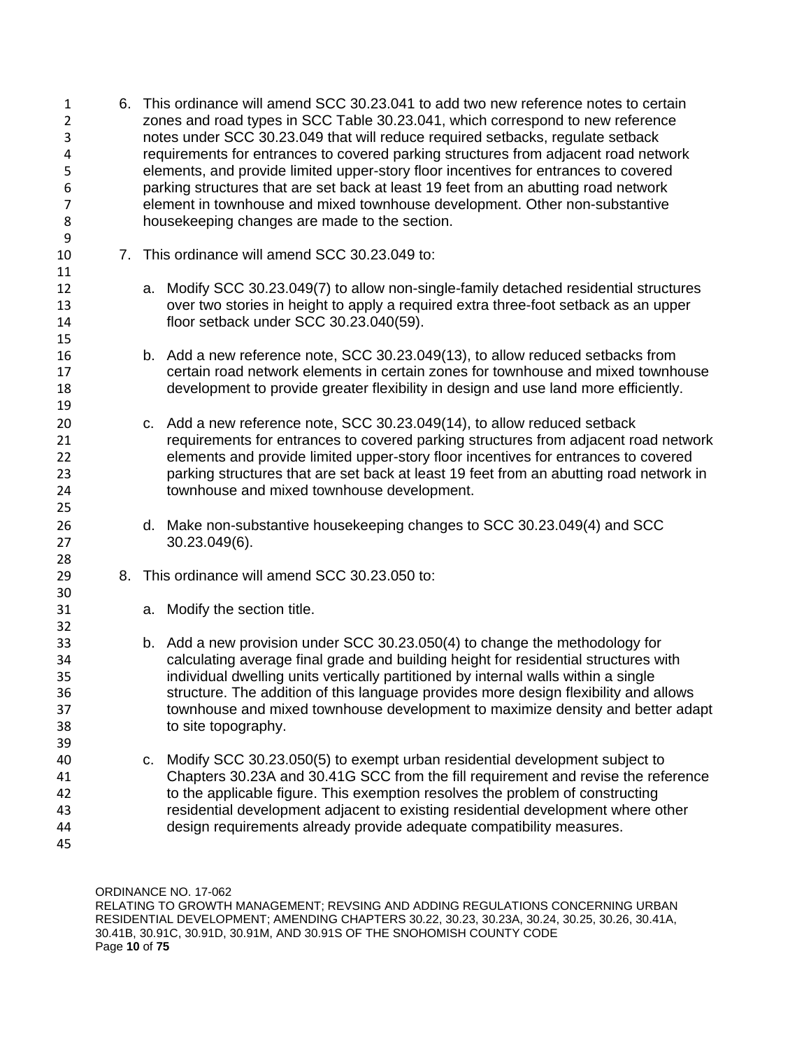6. This ordinance will amend SCC 30.23.041 to add two new reference notes to certain zones and road types in SCC Table 30.23.041, which correspond to new reference notes under SCC 30.23.049 that will reduce required setbacks, regulate setback requirements for entrances to covered parking structures from adjacent road network elements, and provide limited upper-story floor incentives for entrances to covered parking structures that are set back at least 19 feet from an abutting road network element in townhouse and mixed townhouse development. Other non-substantive housekeeping changes are made to the section.

7. This ordinance will amend SCC 30.23.049 to:

   a. Modify SCC 30.23.049(7) to allow non-single-family detached residential structures over two stories in height to apply a required extra three-foot setback as an upper floor setback under SCC 30.23.040(59).

   b. Add a new reference note, SCC 30.23.049(13), to allow reduced setbacks from certain road network elements in certain zones for townhouse and mixed townhouse development to provide greater flexibility in design and use land more efficiently.

   c. Add a new reference note, SCC 30.23.049(14), to allow reduced setback requirements for entrances to covered parking structures from adjacent road network elements and provide limited upper-story floor incentives for entrances to covered parking structures that are set back at least 19 feet from an abutting road network in townhouse and mixed townhouse development.

   d. Make non-substantive housekeeping changes to SCC 30.23.049(4) and SCC 30.23.049(6).

8. This ordinance will amend SCC 30.23.050 to:

   a. Modify the section title.

   b. Add a new provision under SCC 30.23.050(4) to change the methodology for calculating average final grade and building height for residential structures with individual dwelling units vertically partitioned by internal walls within a single structure. The addition of this language provides more design flexibility and allows townhouse and mixed townhouse development to maximize density and better adapt to site topography.

   c. Modify SCC 30.23.050(5) to exempt urban residential development subject to Chapters 30.23A and 30.41G SCC from the fill requirement and revise the reference to the applicable figure. This exemption resolves the problem of constructing residential development adjacent to existing residential development where other design requirements already provide adequate compatibility measures.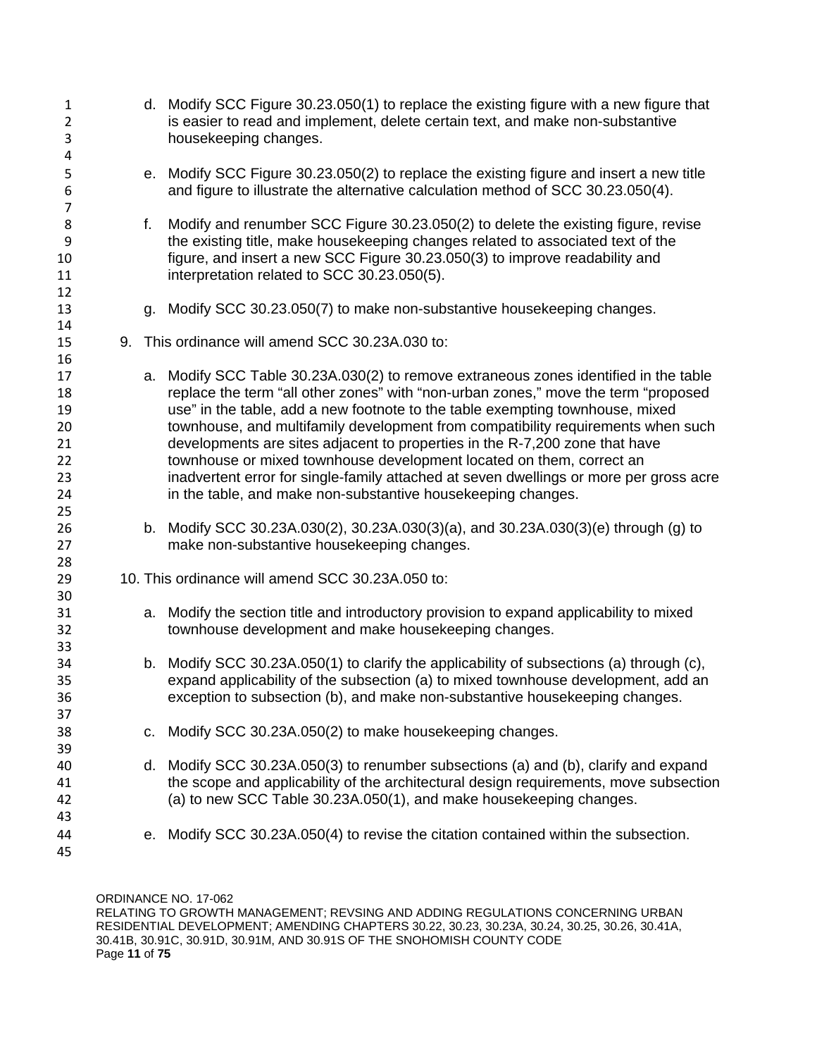d. Modify SCC Figure 30.23.050(1) to replace the existing figure with a new figure that is easier to read and implement, delete certain text, and make non-substantive housekeeping changes.

e. Modify SCC Figure 30.23.050(2) to replace the existing figure and insert a new title and figure to illustrate the alternative calculation method of SCC 30.23.050(4).

f. Modify and renumber SCC Figure 30.23.050(2) to delete the existing figure, revise the existing title, make housekeeping changes related to associated text of the figure, and insert a new SCC Figure 30.23.050(3) to improve readability and interpretation related to SCC 30.23.050(5).

g. Modify SCC 30.23.050(7) to make non-substantive housekeeping changes.

9. This ordinance will amend SCC 30.23A.030 to:

   a. Modify SCC Table 30.23A.030(2) to remove extraneous zones identified in the table replace the term "all other zones" with "non-urban zones," move the term "proposed use" in the table, add a new footnote to the table exempting townhouse, mixed townhouse, and multifamily development from compatibility requirements when such developments are sites adjacent to properties in the R-7,200 zone that have townhouse or mixed townhouse development located on them, correct an inadvertent error for single-family attached at seven dwellings or more per gross acre in the table, and make non-substantive housekeeping changes.

   b. Modify SCC 30.23A.030(2), 30.23A.030(3)(a), and 30.23A.030(3)(e) through (g) to make non-substantive housekeeping changes.

10. This ordinance will amend SCC 30.23A.050 to:

   a. Modify the section title and introductory provision to expand applicability to mixed townhouse development and make housekeeping changes.

   b. Modify SCC 30.23A.050(1) to clarify the applicability of subsections (a) through (c), expand applicability of the subsection (a) to mixed townhouse development, add an exception to subsection (b), and make non-substantive housekeeping changes.

   c. Modify SCC 30.23A.050(2) to make housekeeping changes.

   d. Modify SCC 30.23A.050(3) to renumber subsections (a) and (b), clarify and expand the scope and applicability of the architectural design requirements, move subsection (a) to new SCC Table 30.23A.050(1), and make housekeeping changes.

   e. Modify SCC 30.23A.050(4) to revise the citation contained within the subsection.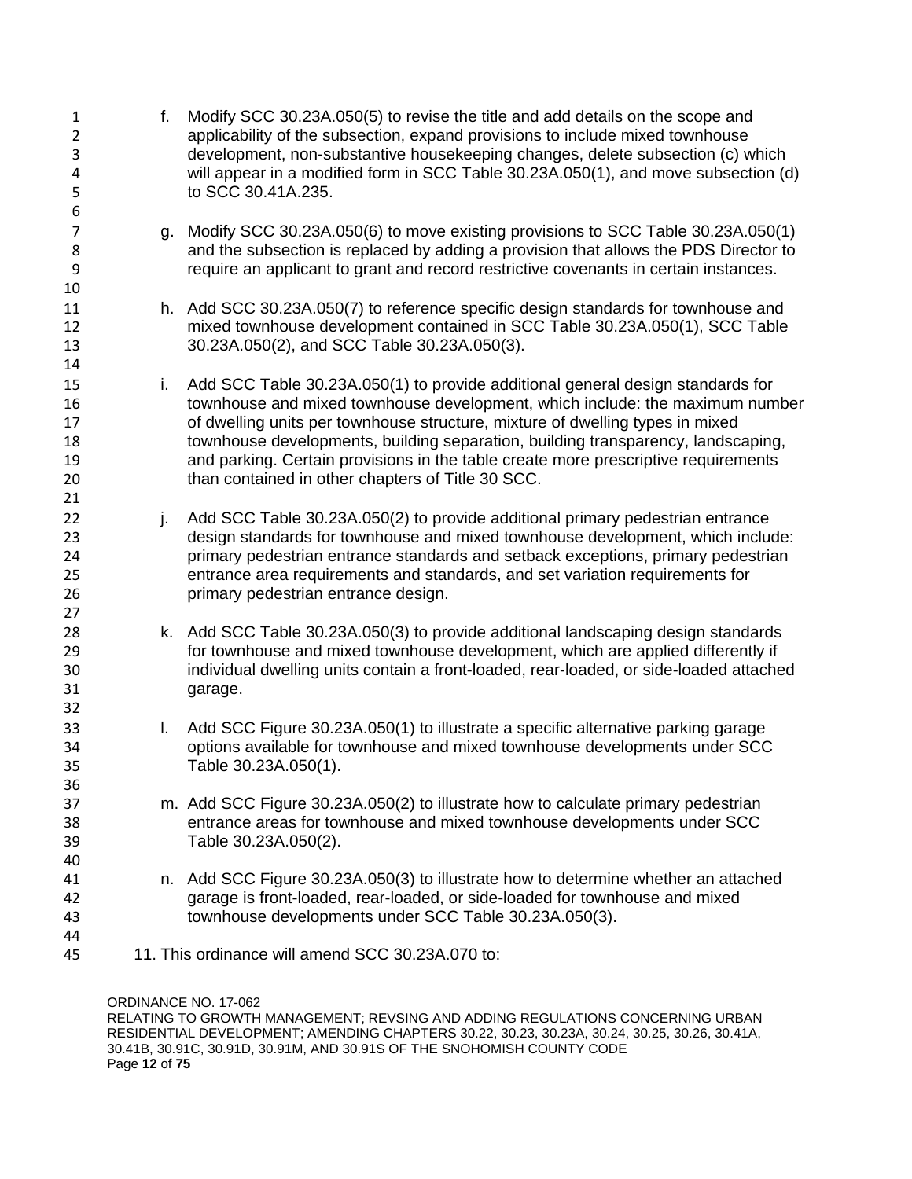f. Modify SCC 30.23A.050(5) to revise the title and add details on the scope and applicability of the subsection, expand provisions to include mixed townhouse development, non-substantive housekeeping changes, delete subsection (c) which will appear in a modified form in SCC Table 30.23A.050(1), and move subsection (d) to SCC 30.41A.235.

g. Modify SCC 30.23A.050(6) to move existing provisions to SCC Table 30.23A.050(1) and the subsection is replaced by adding a provision that allows the PDS Director to require an applicant to grant and record restrictive covenants in certain instances.

h. Add SCC 30.23A.050(7) to reference specific design standards for townhouse and mixed townhouse development contained in SCC Table 30.23A.050(1), SCC Table 30.23A.050(2), and SCC Table 30.23A.050(3).

i. Add SCC Table 30.23A.050(1) to provide additional general design standards for townhouse and mixed townhouse development, which include: the maximum number of dwelling units per townhouse structure, mixture of dwelling types in mixed townhouse developments, building separation, building transparency, landscaping, and parking. Certain provisions in the table create more prescriptive requirements than contained in other chapters of Title 30 SCC.

j. Add SCC Table 30.23A.050(2) to provide additional primary pedestrian entrance design standards for townhouse and mixed townhouse development, which include: primary pedestrian entrance standards and setback exceptions, primary pedestrian entrance area requirements and standards, and set variation requirements for primary pedestrian entrance design.

k. Add SCC Table 30.23A.050(3) to provide additional landscaping design standards for townhouse and mixed townhouse development, which are applied differently if individual dwelling units contain a front-loaded, rear-loaded, or side-loaded attached garage.

l. Add SCC Figure 30.23A.050(1) to illustrate a specific alternative parking garage options available for townhouse and mixed townhouse developments under SCC Table 30.23A.050(1).

m. Add SCC Figure 30.23A.050(2) to illustrate how to calculate primary pedestrian entrance areas for townhouse and mixed townhouse developments under SCC Table 30.23A.050(2).

n. Add SCC Figure 30.23A.050(3) to illustrate how to determine whether an attached garage is front-loaded, rear-loaded, or side-loaded for townhouse and mixed townhouse developments under SCC Table 30.23A.050(3).

11. This ordinance will amend SCC 30.23A.070 to: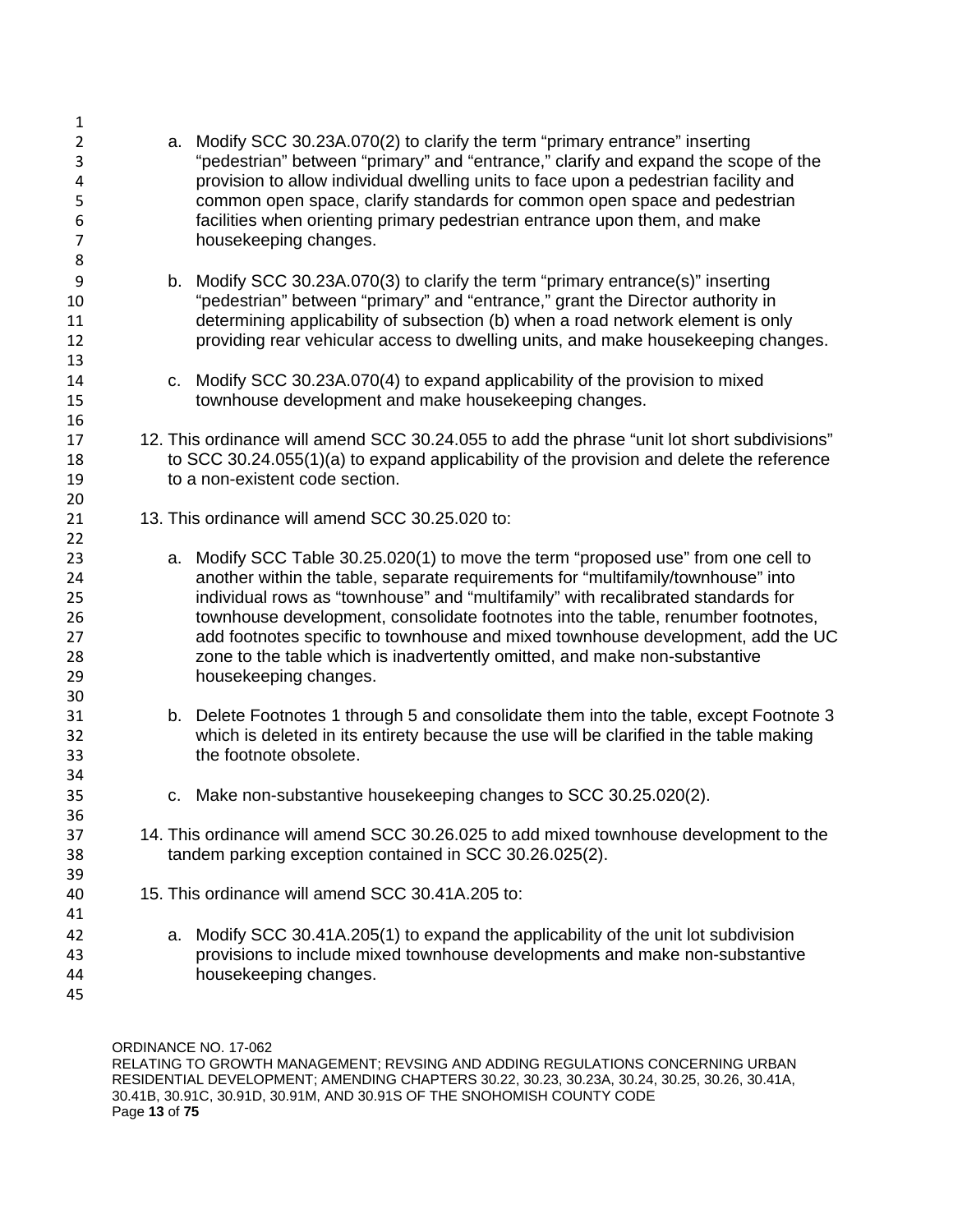a. Modify SCC 30.23A.070(2) to clarify the term "primary entrance" inserting "pedestrian" between "primary" and "entrance," clarify and expand the scope of the provision to allow individual dwelling units to face upon a pedestrian facility and common open space, clarify standards for common open space and pedestrian facilities when orienting primary pedestrian entrance upon them, and make housekeeping changes.

b. Modify SCC 30.23A.070(3) to clarify the term "primary entrance(s)" inserting "pedestrian" between "primary" and "entrance," grant the Director authority in determining applicability of subsection (b) when a road network element is only providing rear vehicular access to dwelling units, and make housekeeping changes.

c. Modify SCC 30.23A.070(4) to expand applicability of the provision to mixed townhouse development and make housekeeping changes.

12. This ordinance will amend SCC 30.24.055 to add the phrase "unit lot short subdivisions" to SCC 30.24.055(1)(a) to expand applicability of the provision and delete the reference to a non-existent code section.

13. This ordinance will amend SCC 30.25.020 to:

a. Modify SCC Table 30.25.020(1) to move the term "proposed use" from one cell to another within the table, separate requirements for "multifamily/townhouse" into individual rows as "townhouse" and "multifamily" with recalibrated standards for townhouse development, consolidate footnotes into the table, renumber footnotes, add footnotes specific to townhouse and mixed townhouse development, add the UC zone to the table which is inadvertently omitted, and make non-substantive housekeeping changes.

b. Delete Footnotes 1 through 5 and consolidate them into the table, except Footnote 3 which is deleted in its entirety because the use will be clarified in the table making the footnote obsolete.

c. Make non-substantive housekeeping changes to SCC 30.25.020(2).

14. This ordinance will amend SCC 30.26.025 to add mixed townhouse development to the tandem parking exception contained in SCC 30.26.025(2).

15. This ordinance will amend SCC 30.41A.205 to:

a. Modify SCC 30.41A.205(1) to expand the applicability of the unit lot subdivision provisions to include mixed townhouse developments and make non-substantive housekeeping changes.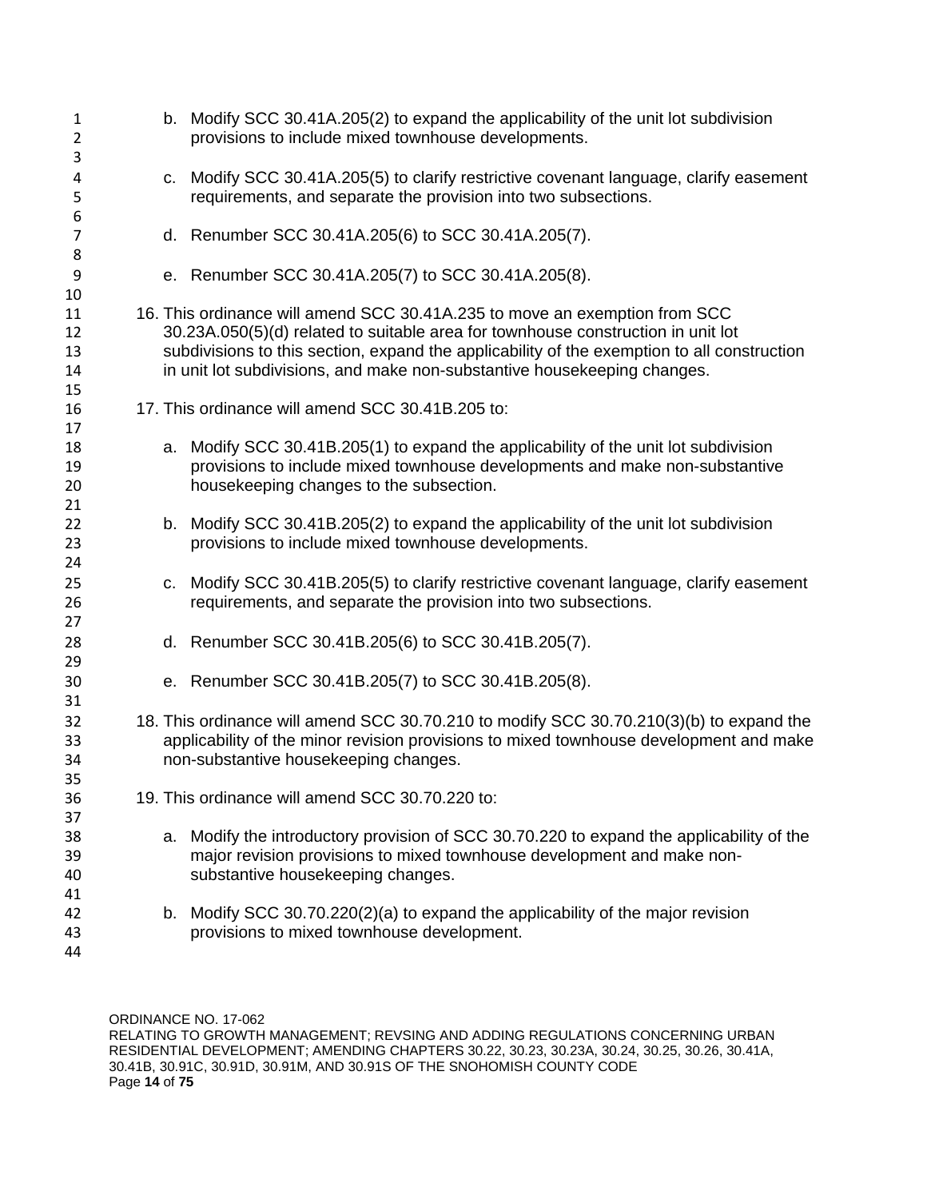b. Modify SCC 30.41A.205(2) to expand the applicability of the unit lot subdivision provisions to include mixed townhouse developments.

c. Modify SCC 30.41A.205(5) to clarify restrictive covenant language, clarify easement requirements, and separate the provision into two subsections.

d. Renumber SCC 30.41A.205(6) to SCC 30.41A.205(7).

e. Renumber SCC 30.41A.205(7) to SCC 30.41A.205(8).

16. This ordinance will amend SCC 30.41A.235 to move an exemption from SCC 30.23A.050(5)(d) related to suitable area for townhouse construction in unit lot subdivisions to this section, expand the applicability of the exemption to all construction in unit lot subdivisions, and make non-substantive housekeeping changes.

17. This ordinance will amend SCC 30.41B.205 to:

    a. Modify SCC 30.41B.205(1) to expand the applicability of the unit lot subdivision provisions to include mixed townhouse developments and make non-substantive housekeeping changes to the subsection.

    b. Modify SCC 30.41B.205(2) to expand the applicability of the unit lot subdivision provisions to include mixed townhouse developments.

    c. Modify SCC 30.41B.205(5) to clarify restrictive covenant language, clarify easement requirements, and separate the provision into two subsections.

    d. Renumber SCC 30.41B.205(6) to SCC 30.41B.205(7).

    e. Renumber SCC 30.41B.205(7) to SCC 30.41B.205(8).

18. This ordinance will amend SCC 30.70.210 to modify SCC 30.70.210(3)(b) to expand the applicability of the minor revision provisions to mixed townhouse development and make non-substantive housekeeping changes.

19. This ordinance will amend SCC 30.70.220 to:

    a. Modify the introductory provision of SCC 30.70.220 to expand the applicability of the major revision provisions to mixed townhouse development and make non-substantive housekeeping changes.

    b. Modify SCC 30.70.220(2)(a) to expand the applicability of the major revision provisions to mixed townhouse development.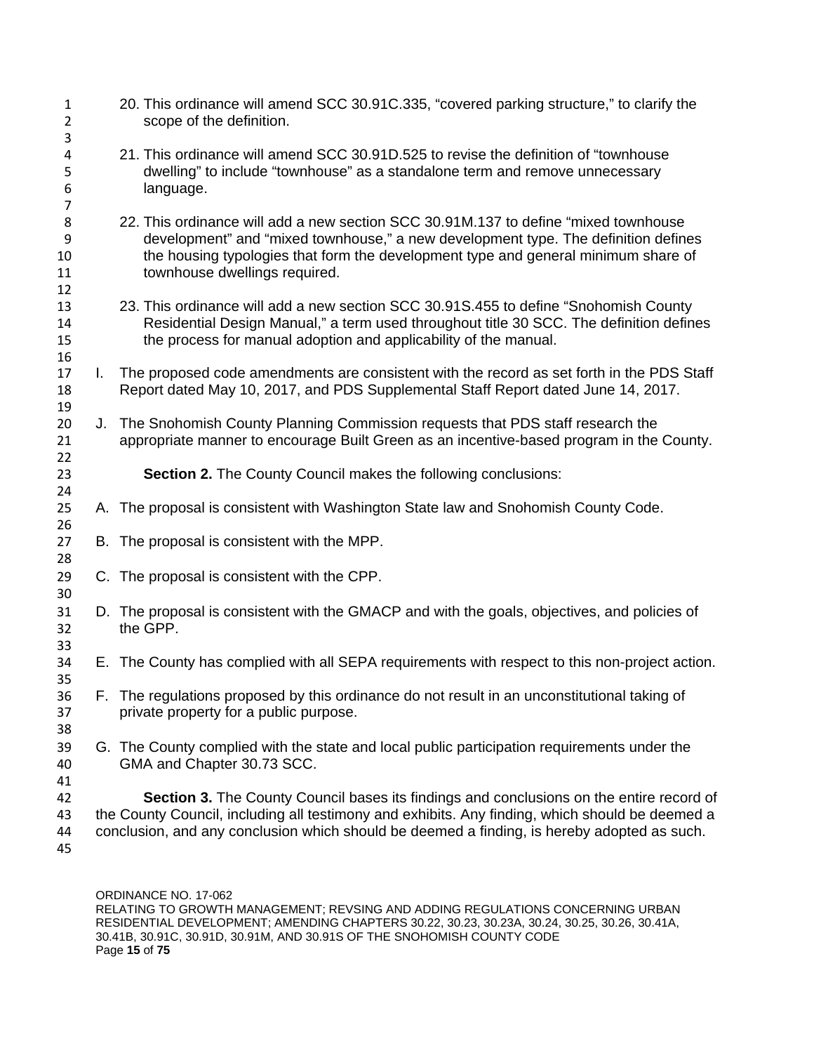20. This ordinance will amend SCC 30.91C.335, “covered parking structure,” to clarify the scope of the definition.

21. This ordinance will amend SCC 30.91D.525 to revise the definition of “townhouse dwelling” to include “townhouse” as a standalone term and remove unnecessary language.

22. This ordinance will add a new section SCC 30.91M.137 to define “mixed townhouse development” and “mixed townhouse,” a new development type. The definition defines the housing typologies that form the development type and general minimum share of townhouse dwellings required.

23. This ordinance will add a new section SCC 30.91S.455 to define “Snohomish County Residential Design Manual,” a term used throughout title 30 SCC. The definition defines the process for manual adoption and applicability of the manual.

I. The proposed code amendments are consistent with the record as set forth in the PDS Staff Report dated May 10, 2017, and PDS Supplemental Staff Report dated June 14, 2017.

J. The Snohomish County Planning Commission requests that PDS staff research the appropriate manner to encourage Built Green as an incentive-based program in the County.

**Section 2.** The County Council makes the following conclusions:

A. The proposal is consistent with Washington State law and Snohomish County Code.

B. The proposal is consistent with the MPP.

C. The proposal is consistent with the CPP.

D. The proposal is consistent with the GMACP and with the goals, objectives, and policies of the GPP.

E. The County has complied with all SEPA requirements with respect to this non-project action.

F. The regulations proposed by this ordinance do not result in an unconstitutional taking of private property for a public purpose.

G. The County complied with the state and local public participation requirements under the GMA and Chapter 30.73 SCC.

**Section 3.** The County Council bases its findings and conclusions on the entire record of the County Council, including all testimony and exhibits. Any finding, which should be deemed a conclusion, and any conclusion which should be deemed a finding, is hereby adopted as such.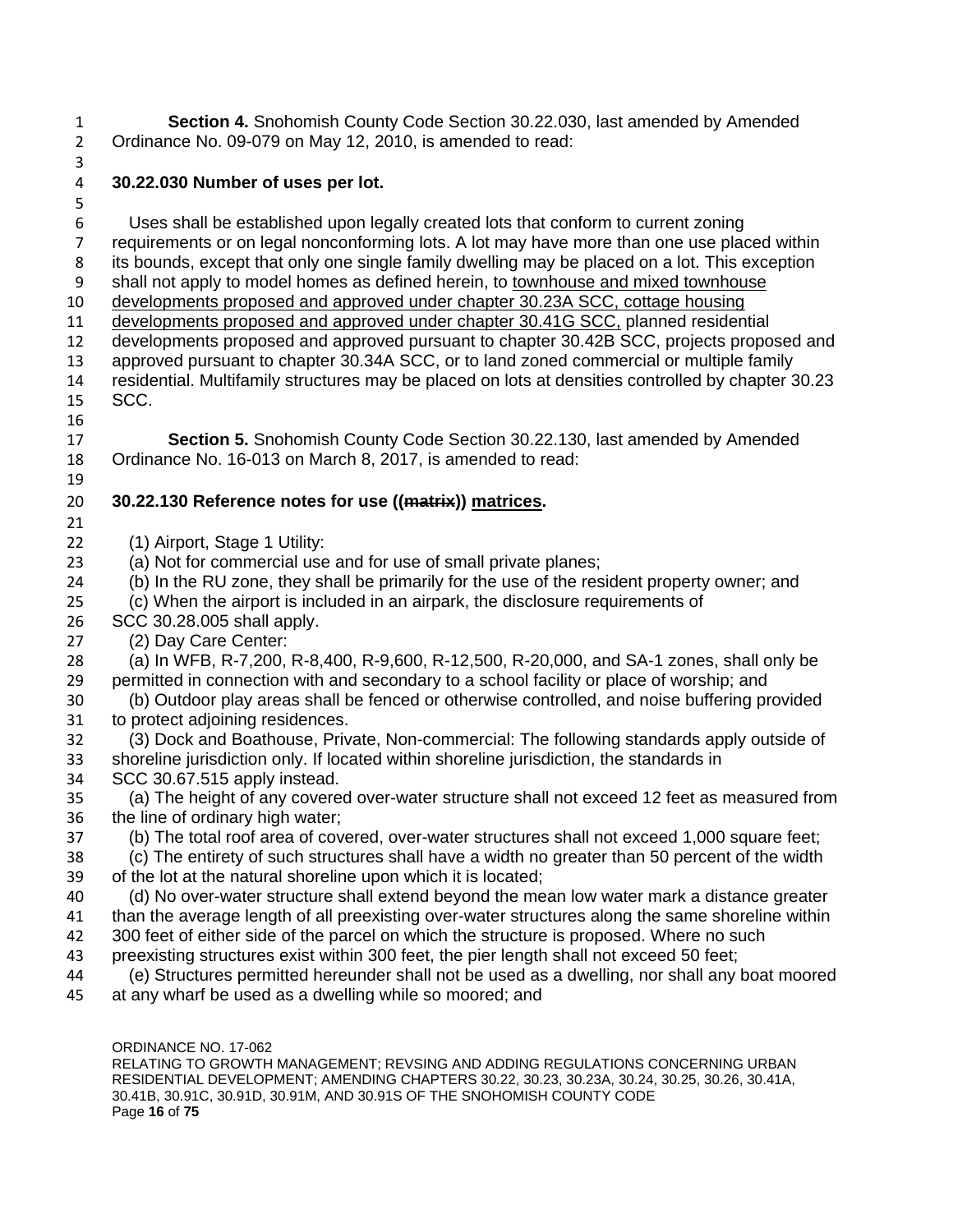**Section 4.** Snohomish County Code Section 30.22.030, last amended by Amended Ordinance No. 09-079 on May 12, 2010, is amended to read:

**30.22.030 Number of uses per lot.**

Uses shall be established upon legally created lots that conform to current zoning requirements or on legal nonconforming lots. A lot may have more than one use placed within its bounds, except that only one single family dwelling may be placed on a lot. This exception shall not apply to model homes as defined herein, to <u>townhouse and mixed townhouse developments proposed and approved under chapter 30.23A SCC, cottage housing developments proposed and approved under chapter 30.41G SCC,</u> planned residential developments proposed and approved pursuant to chapter 30.42B SCC, projects proposed and approved pursuant to chapter 30.34A SCC, or to land zoned commercial or multiple family residential. Multifamily structures may be placed on lots at densities controlled by chapter 30.23 SCC.

**Section 5.** Snohomish County Code Section 30.22.130, last amended by Amended Ordinance No. 16-013 on March 8, 2017, is amended to read:

**30.22.130 Reference notes for use ((~~matrix~~)) <u>matrices</u>.**

(1) Airport, Stage 1 Utility:

(a) Not for commercial use and for use of small private planes;

(b) In the RU zone, they shall be primarily for the use of the resident property owner; and

(c) When the airport is included in an airpark, the disclosure requirements of SCC 30.28.005 shall apply.

(2) Day Care Center:

(a) In WFB, R-7,200, R-8,400, R-9,600, R-12,500, R-20,000, and SA-1 zones, shall only be permitted in connection with and secondary to a school facility or place of worship; and

(b) Outdoor play areas shall be fenced or otherwise controlled, and noise buffering provided to protect adjoining residences.

(3) Dock and Boathouse, Private, Non-commercial: The following standards apply outside of shoreline jurisdiction only. If located within shoreline jurisdiction, the standards in SCC 30.67.515 apply instead.

(a) The height of any covered over-water structure shall not exceed 12 feet as measured from the line of ordinary high water;

(b) The total roof area of covered, over-water structures shall not exceed 1,000 square feet;

(c) The entirety of such structures shall have a width no greater than 50 percent of the width of the lot at the natural shoreline upon which it is located;

(d) No over-water structure shall extend beyond the mean low water mark a distance greater than the average length of all preexisting over-water structures along the same shoreline within 300 feet of either side of the parcel on which the structure is proposed. Where no such preexisting structures exist within 300 feet, the pier length shall not exceed 50 feet;

(e) Structures permitted hereunder shall not be used as a dwelling, nor shall any boat moored at any wharf be used as a dwelling while so moored; and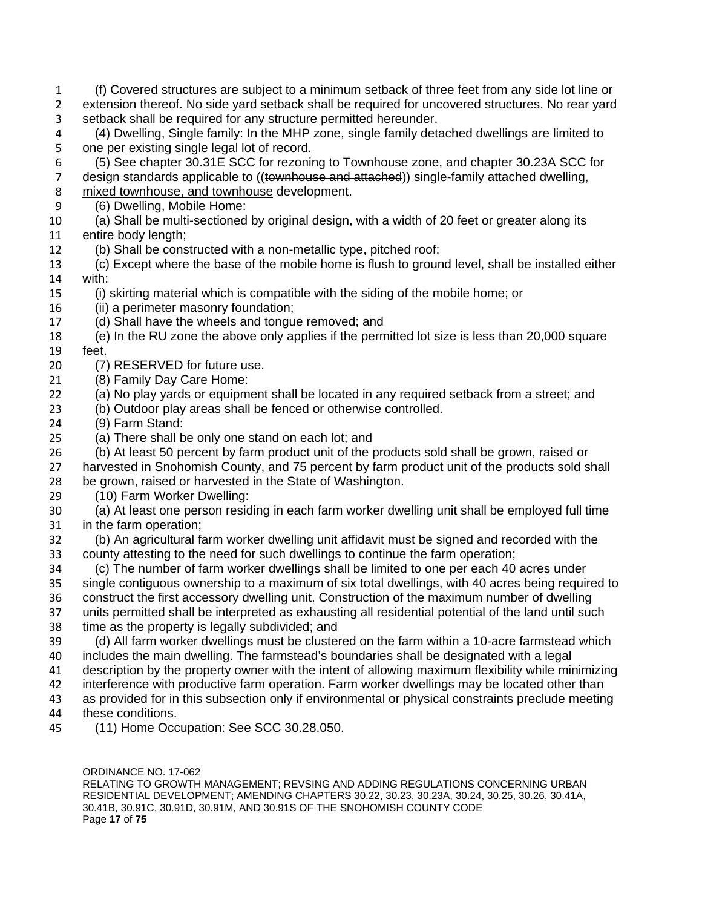(f) Covered structures are subject to a minimum setback of three feet from any side lot line or extension thereof. No side yard setback shall be required for uncovered structures. No rear yard setback shall be required for any structure permitted hereunder.

(4) Dwelling, Single family: In the MHP zone, single family detached dwellings are limited to one per existing single legal lot of record.

(5) See chapter 30.31E SCC for rezoning to Townhouse zone, and chapter 30.23A SCC for design standards applicable to ((~~townhouse and attached~~)) single-family <u>attached</u> dwelling<u>, mixed townhouse, and townhouse</u> development.

(6) Dwelling, Mobile Home:

(a) Shall be multi-sectioned by original design, with a width of 20 feet or greater along its entire body length;

(b) Shall be constructed with a non-metallic type, pitched roof;

(c) Except where the base of the mobile home is flush to ground level, shall be installed either with:

(i) skirting material which is compatible with the siding of the mobile home; or

(ii) a perimeter masonry foundation;

(d) Shall have the wheels and tongue removed; and

(e) In the RU zone the above only applies if the permitted lot size is less than 20,000 square feet.

(7) RESERVED for future use.

(8) Family Day Care Home:

(a) No play yards or equipment shall be located in any required setback from a street; and

(b) Outdoor play areas shall be fenced or otherwise controlled.

(9) Farm Stand:

(a) There shall be only one stand on each lot; and

(b) At least 50 percent by farm product unit of the products sold shall be grown, raised or harvested in Snohomish County, and 75 percent by farm product unit of the products sold shall be grown, raised or harvested in the State of Washington.

(10) Farm Worker Dwelling:

(a) At least one person residing in each farm worker dwelling unit shall be employed full time in the farm operation;

(b) An agricultural farm worker dwelling unit affidavit must be signed and recorded with the county attesting to the need for such dwellings to continue the farm operation;

(c) The number of farm worker dwellings shall be limited to one per each 40 acres under single contiguous ownership to a maximum of six total dwellings, with 40 acres being required to construct the first accessory dwelling unit. Construction of the maximum number of dwelling units permitted shall be interpreted as exhausting all residential potential of the land until such time as the property is legally subdivided; and

(d) All farm worker dwellings must be clustered on the farm within a 10-acre farmstead which includes the main dwelling. The farmstead's boundaries shall be designated with a legal description by the property owner with the intent of allowing maximum flexibility while minimizing interference with productive farm operation. Farm worker dwellings may be located other than as provided for in this subsection only if environmental or physical constraints preclude meeting these conditions.

(11) Home Occupation: See SCC 30.28.050.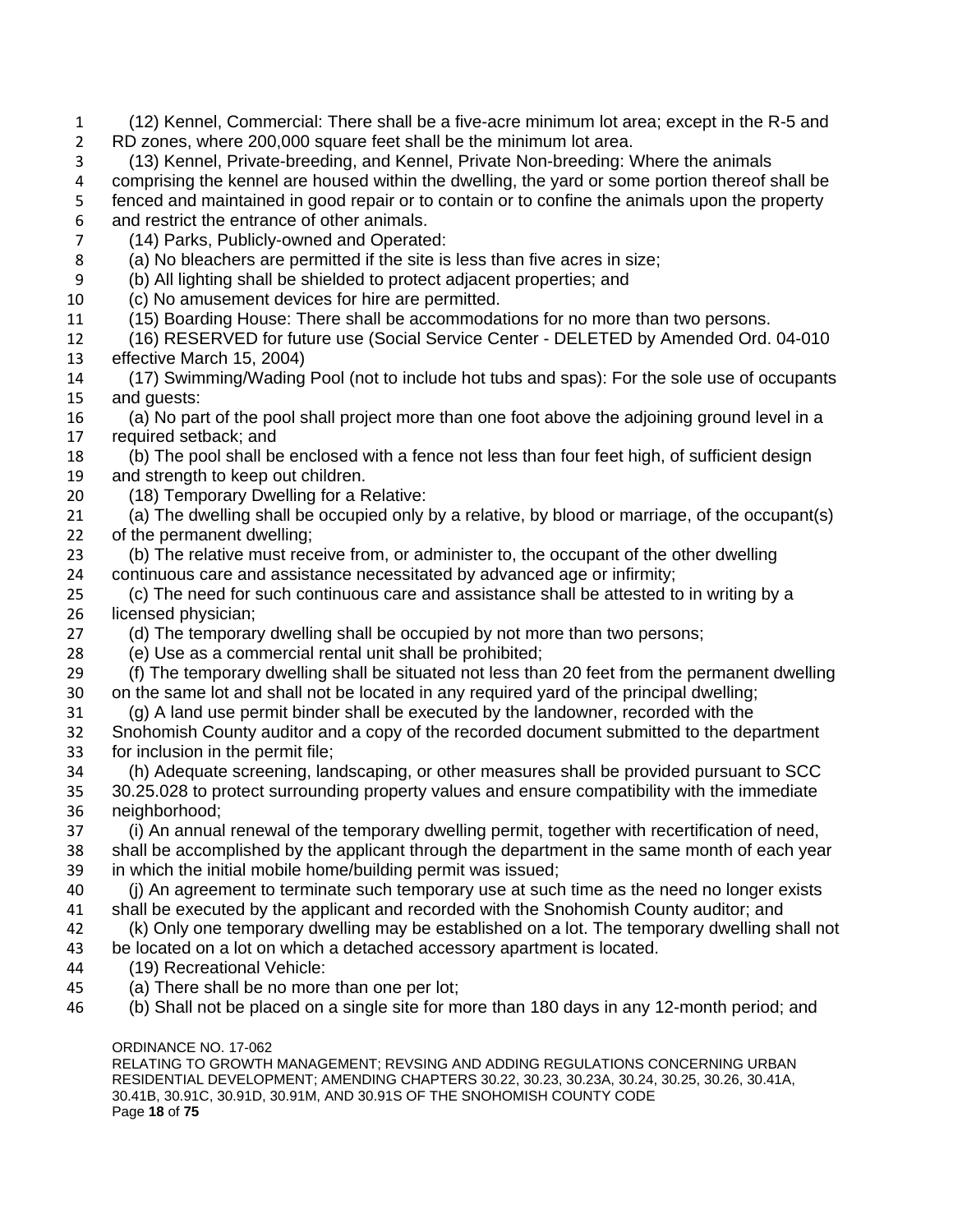(12) Kennel, Commercial: There shall be a five-acre minimum lot area; except in the R-5 and RD zones, where 200,000 square feet shall be the minimum lot area.

(13) Kennel, Private-breeding, and Kennel, Private Non-breeding: Where the animals comprising the kennel are housed within the dwelling, the yard or some portion thereof shall be fenced and maintained in good repair or to contain or to confine the animals upon the property and restrict the entrance of other animals.

(14) Parks, Publicly-owned and Operated:

(a) No bleachers are permitted if the site is less than five acres in size;

(b) All lighting shall be shielded to protect adjacent properties; and

(c) No amusement devices for hire are permitted.

(15) Boarding House: There shall be accommodations for no more than two persons.

(16) RESERVED for future use (Social Service Center - DELETED by Amended Ord. 04-010 effective March 15, 2004)

(17) Swimming/Wading Pool (not to include hot tubs and spas): For the sole use of occupants and guests:

(a) No part of the pool shall project more than one foot above the adjoining ground level in a required setback; and

(b) The pool shall be enclosed with a fence not less than four feet high, of sufficient design and strength to keep out children.

(18) Temporary Dwelling for a Relative:

(a) The dwelling shall be occupied only by a relative, by blood or marriage, of the occupant(s) of the permanent dwelling;

(b) The relative must receive from, or administer to, the occupant of the other dwelling continuous care and assistance necessitated by advanced age or infirmity;

(c) The need for such continuous care and assistance shall be attested to in writing by a licensed physician;

(d) The temporary dwelling shall be occupied by not more than two persons;

(e) Use as a commercial rental unit shall be prohibited;

(f) The temporary dwelling shall be situated not less than 20 feet from the permanent dwelling on the same lot and shall not be located in any required yard of the principal dwelling;

(g) A land use permit binder shall be executed by the landowner, recorded with the Snohomish County auditor and a copy of the recorded document submitted to the department for inclusion in the permit file;

(h) Adequate screening, landscaping, or other measures shall be provided pursuant to SCC 30.25.028 to protect surrounding property values and ensure compatibility with the immediate neighborhood;

(i) An annual renewal of the temporary dwelling permit, together with recertification of need, shall be accomplished by the applicant through the department in the same month of each year in which the initial mobile home/building permit was issued;

(j) An agreement to terminate such temporary use at such time as the need no longer exists shall be executed by the applicant and recorded with the Snohomish County auditor; and

(k) Only one temporary dwelling may be established on a lot. The temporary dwelling shall not be located on a lot on which a detached accessory apartment is located.

(19) Recreational Vehicle:

(a) There shall be no more than one per lot;

(b) Shall not be placed on a single site for more than 180 days in any 12-month period; and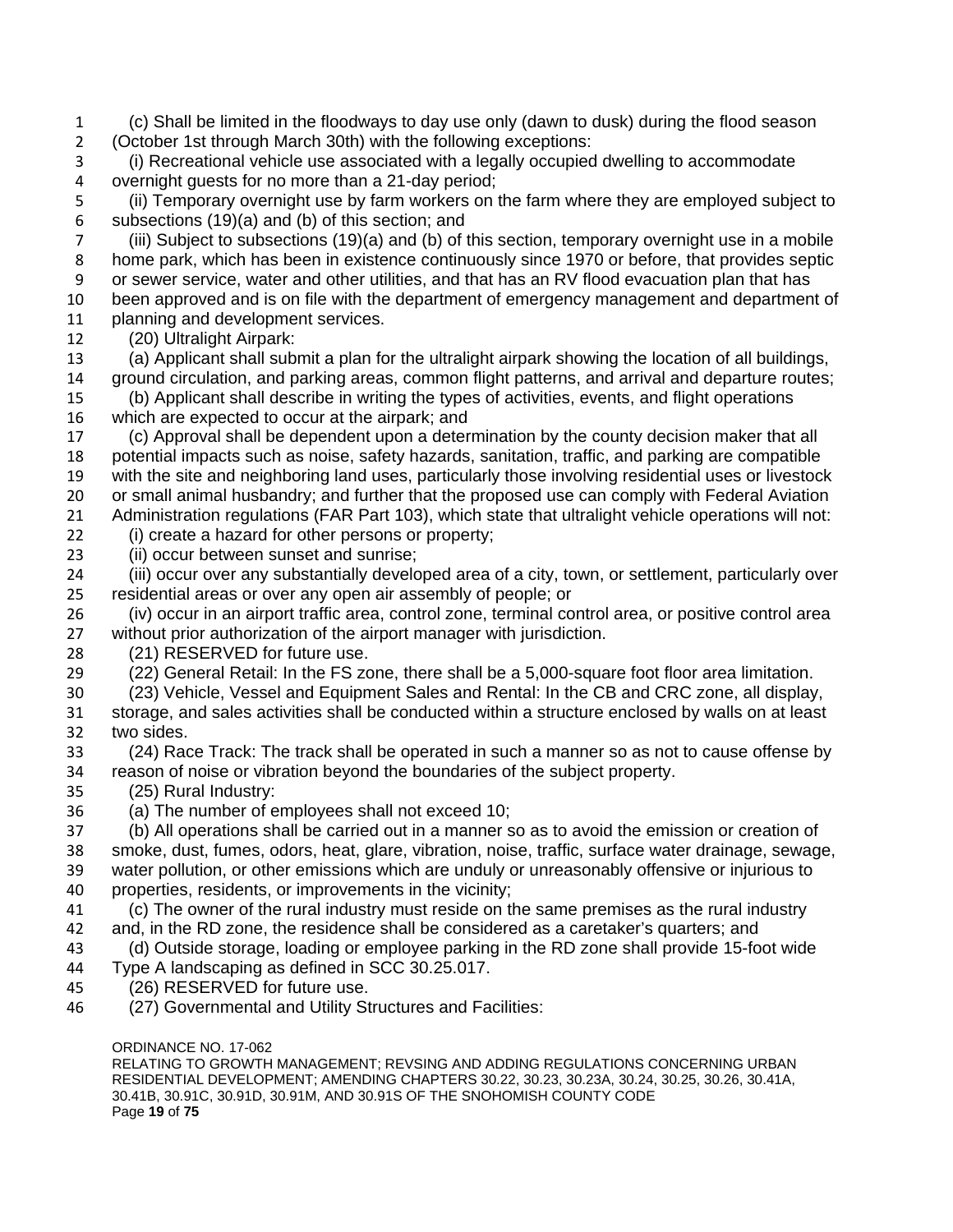(c) Shall be limited in the floodways to day use only (dawn to dusk) during the flood season (October 1st through March 30th) with the following exceptions:

(i) Recreational vehicle use associated with a legally occupied dwelling to accommodate overnight guests for no more than a 21-day period;

(ii) Temporary overnight use by farm workers on the farm where they are employed subject to subsections (19)(a) and (b) of this section; and

(iii) Subject to subsections (19)(a) and (b) of this section, temporary overnight use in a mobile home park, which has been in existence continuously since 1970 or before, that provides septic or sewer service, water and other utilities, and that has an RV flood evacuation plan that has been approved and is on file with the department of emergency management and department of planning and development services.

(20) Ultralight Airpark:

(a) Applicant shall submit a plan for the ultralight airpark showing the location of all buildings, ground circulation, and parking areas, common flight patterns, and arrival and departure routes;

(b) Applicant shall describe in writing the types of activities, events, and flight operations which are expected to occur at the airpark; and

(c) Approval shall be dependent upon a determination by the county decision maker that all potential impacts such as noise, safety hazards, sanitation, traffic, and parking are compatible with the site and neighboring land uses, particularly those involving residential uses or livestock or small animal husbandry; and further that the proposed use can comply with Federal Aviation Administration regulations (FAR Part 103), which state that ultralight vehicle operations will not:

(i) create a hazard for other persons or property;

(ii) occur between sunset and sunrise;

(iii) occur over any substantially developed area of a city, town, or settlement, particularly over residential areas or over any open air assembly of people; or

(iv) occur in an airport traffic area, control zone, terminal control area, or positive control area without prior authorization of the airport manager with jurisdiction.

(21) RESERVED for future use.

(22) General Retail: In the FS zone, there shall be a 5,000-square foot floor area limitation.

(23) Vehicle, Vessel and Equipment Sales and Rental: In the CB and CRC zone, all display, storage, and sales activities shall be conducted within a structure enclosed by walls on at least two sides.

(24) Race Track: The track shall be operated in such a manner so as not to cause offense by reason of noise or vibration beyond the boundaries of the subject property.

(25) Rural Industry:

(a) The number of employees shall not exceed 10;

(b) All operations shall be carried out in a manner so as to avoid the emission or creation of smoke, dust, fumes, odors, heat, glare, vibration, noise, traffic, surface water drainage, sewage, water pollution, or other emissions which are unduly or unreasonably offensive or injurious to properties, residents, or improvements in the vicinity;

(c) The owner of the rural industry must reside on the same premises as the rural industry and, in the RD zone, the residence shall be considered as a caretaker's quarters; and

(d) Outside storage, loading or employee parking in the RD zone shall provide 15-foot wide Type A landscaping as defined in SCC 30.25.017.

(26) RESERVED for future use.

(27) Governmental and Utility Structures and Facilities: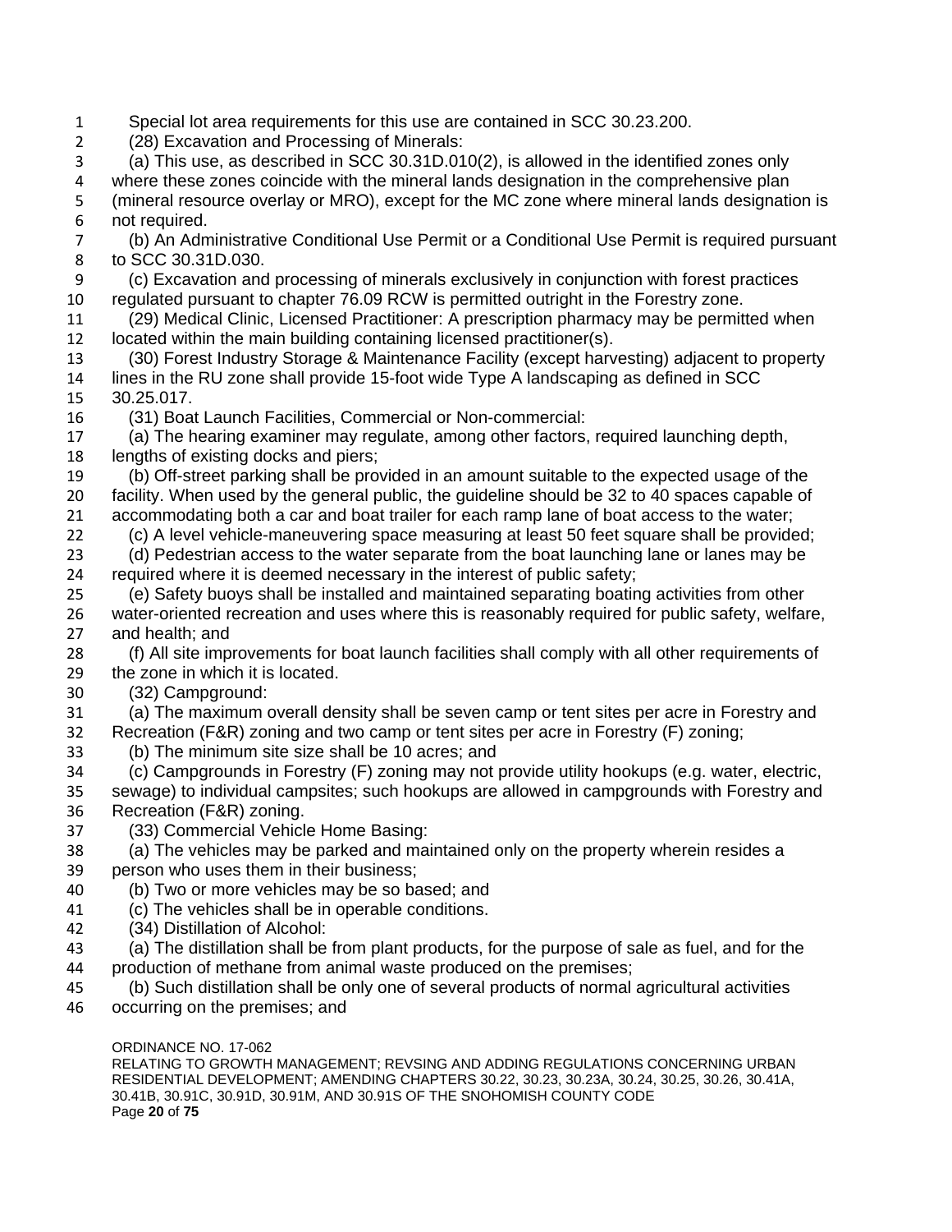Special lot area requirements for this use are contained in SCC 30.23.200.

(28) Excavation and Processing of Minerals:

(a) This use, as described in SCC 30.31D.010(2), is allowed in the identified zones only where these zones coincide with the mineral lands designation in the comprehensive plan (mineral resource overlay or MRO), except for the MC zone where mineral lands designation is not required.

(b) An Administrative Conditional Use Permit or a Conditional Use Permit is required pursuant to SCC 30.31D.030.

(c) Excavation and processing of minerals exclusively in conjunction with forest practices regulated pursuant to chapter 76.09 RCW is permitted outright in the Forestry zone.

(29) Medical Clinic, Licensed Practitioner: A prescription pharmacy may be permitted when located within the main building containing licensed practitioner(s).

(30) Forest Industry Storage & Maintenance Facility (except harvesting) adjacent to property lines in the RU zone shall provide 15-foot wide Type A landscaping as defined in SCC 30.25.017.

(31) Boat Launch Facilities, Commercial or Non-commercial:

(a) The hearing examiner may regulate, among other factors, required launching depth, lengths of existing docks and piers;

(b) Off-street parking shall be provided in an amount suitable to the expected usage of the facility. When used by the general public, the guideline should be 32 to 40 spaces capable of accommodating both a car and boat trailer for each ramp lane of boat access to the water;

(c) A level vehicle-maneuvering space measuring at least 50 feet square shall be provided;

(d) Pedestrian access to the water separate from the boat launching lane or lanes may be required where it is deemed necessary in the interest of public safety;

(e) Safety buoys shall be installed and maintained separating boating activities from other water-oriented recreation and uses where this is reasonably required for public safety, welfare, and health; and

(f) All site improvements for boat launch facilities shall comply with all other requirements of the zone in which it is located.

(32) Campground:

(a) The maximum overall density shall be seven camp or tent sites per acre in Forestry and Recreation (F&R) zoning and two camp or tent sites per acre in Forestry (F) zoning;

(b) The minimum site size shall be 10 acres; and

(c) Campgrounds in Forestry (F) zoning may not provide utility hookups (e.g. water, electric, sewage) to individual campsites; such hookups are allowed in campgrounds with Forestry and Recreation (F&R) zoning.

(33) Commercial Vehicle Home Basing:

(a) The vehicles may be parked and maintained only on the property wherein resides a person who uses them in their business;

(b) Two or more vehicles may be so based; and

(c) The vehicles shall be in operable conditions.

(34) Distillation of Alcohol:

(a) The distillation shall be from plant products, for the purpose of sale as fuel, and for the production of methane from animal waste produced on the premises;

(b) Such distillation shall be only one of several products of normal agricultural activities occurring on the premises; and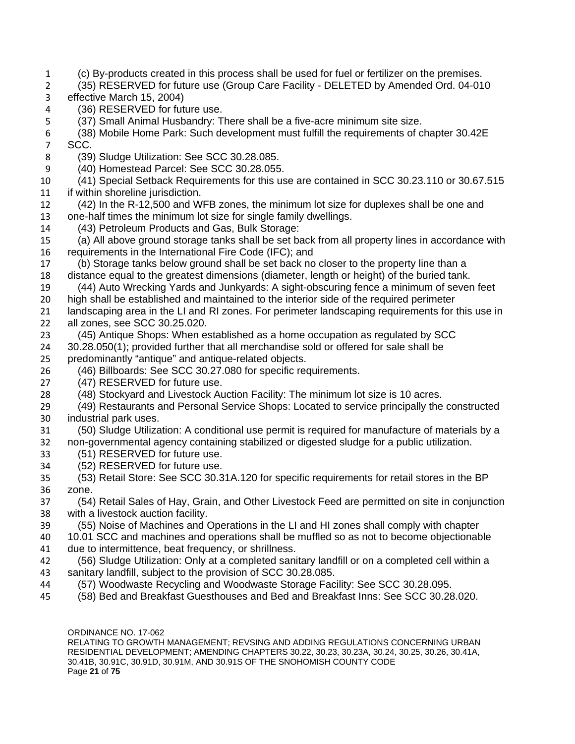(c) By-products created in this process shall be used for fuel or fertilizer on the premises.

(35) RESERVED for future use (Group Care Facility - DELETED by Amended Ord. 04-010 effective March 15, 2004)

(36) RESERVED for future use.

(37) Small Animal Husbandry: There shall be a five-acre minimum site size.

(38) Mobile Home Park: Such development must fulfill the requirements of chapter 30.42E SCC.

(39) Sludge Utilization: See SCC 30.28.085.

(40) Homestead Parcel: See SCC 30.28.055.

(41) Special Setback Requirements for this use are contained in SCC 30.23.110 or 30.67.515 if within shoreline jurisdiction.

(42) In the R-12,500 and WFB zones, the minimum lot size for duplexes shall be one and one-half times the minimum lot size for single family dwellings.

(43) Petroleum Products and Gas, Bulk Storage:

(a) All above ground storage tanks shall be set back from all property lines in accordance with requirements in the International Fire Code (IFC); and

(b) Storage tanks below ground shall be set back no closer to the property line than a distance equal to the greatest dimensions (diameter, length or height) of the buried tank.

(44) Auto Wrecking Yards and Junkyards: A sight-obscuring fence a minimum of seven feet high shall be established and maintained to the interior side of the required perimeter landscaping area in the LI and RI zones. For perimeter landscaping requirements for this use in all zones, see SCC 30.25.020.

(45) Antique Shops: When established as a home occupation as regulated by SCC 30.28.050(1); provided further that all merchandise sold or offered for sale shall be predominantly “antique” and antique-related objects.

(46) Billboards: See SCC 30.27.080 for specific requirements.

(47) RESERVED for future use.

(48) Stockyard and Livestock Auction Facility: The minimum lot size is 10 acres.

(49) Restaurants and Personal Service Shops: Located to service principally the constructed industrial park uses.

(50) Sludge Utilization: A conditional use permit is required for manufacture of materials by a non-governmental agency containing stabilized or digested sludge for a public utilization.

(51) RESERVED for future use.

(52) RESERVED for future use.

(53) Retail Store: See SCC 30.31A.120 for specific requirements for retail stores in the BP zone.

(54) Retail Sales of Hay, Grain, and Other Livestock Feed are permitted on site in conjunction with a livestock auction facility.

(55) Noise of Machines and Operations in the LI and HI zones shall comply with chapter 10.01 SCC and machines and operations shall be muffled so as not to become objectionable due to intermittence, beat frequency, or shrillness.

(56) Sludge Utilization: Only at a completed sanitary landfill or on a completed cell within a sanitary landfill, subject to the provision of SCC 30.28.085.

(57) Woodwaste Recycling and Woodwaste Storage Facility: See SCC 30.28.095.

(58) Bed and Breakfast Guesthouses and Bed and Breakfast Inns: See SCC 30.28.020.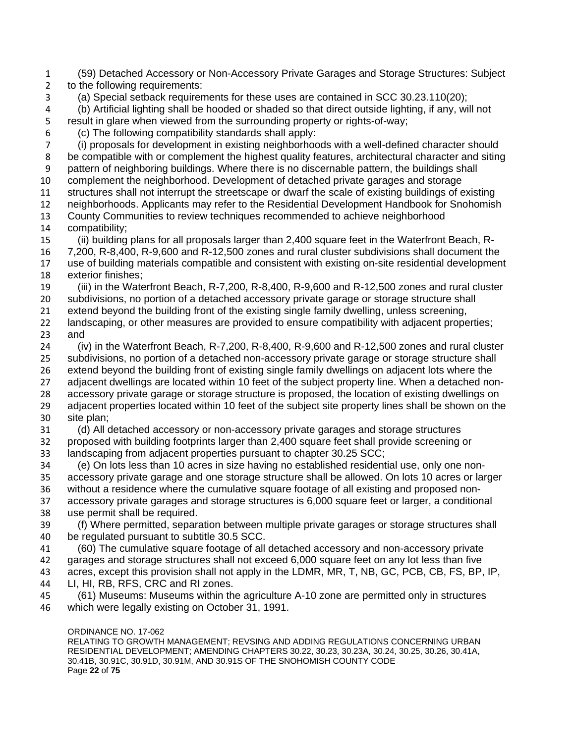(59) Detached Accessory or Non-Accessory Private Garages and Storage Structures: Subject to the following requirements:

(a) Special setback requirements for these uses are contained in SCC 30.23.110(20);

(b) Artificial lighting shall be hooded or shaded so that direct outside lighting, if any, will not result in glare when viewed from the surrounding property or rights-of-way;

(c) The following compatibility standards shall apply:

(i) proposals for development in existing neighborhoods with a well-defined character should be compatible with or complement the highest quality features, architectural character and siting pattern of neighboring buildings. Where there is no discernable pattern, the buildings shall complement the neighborhood. Development of detached private garages and storage structures shall not interrupt the streetscape or dwarf the scale of existing buildings of existing neighborhoods. Applicants may refer to the Residential Development Handbook for Snohomish County Communities to review techniques recommended to achieve neighborhood compatibility;

(ii) building plans for all proposals larger than 2,400 square feet in the Waterfront Beach, R-7,200, R-8,400, R-9,600 and R-12,500 zones and rural cluster subdivisions shall document the use of building materials compatible and consistent with existing on-site residential development exterior finishes;

(iii) in the Waterfront Beach, R-7,200, R-8,400, R-9,600 and R-12,500 zones and rural cluster subdivisions, no portion of a detached accessory private garage or storage structure shall extend beyond the building front of the existing single family dwelling, unless screening, landscaping, or other measures are provided to ensure compatibility with adjacent properties; and

(iv) in the Waterfront Beach, R-7,200, R-8,400, R-9,600 and R-12,500 zones and rural cluster subdivisions, no portion of a detached non-accessory private garage or storage structure shall extend beyond the building front of existing single family dwellings on adjacent lots where the adjacent dwellings are located within 10 feet of the subject property line. When a detached non-accessory private garage or storage structure is proposed, the location of existing dwellings on adjacent properties located within 10 feet of the subject site property lines shall be shown on the site plan;

(d) All detached accessory or non-accessory private garages and storage structures proposed with building footprints larger than 2,400 square feet shall provide screening or landscaping from adjacent properties pursuant to chapter 30.25 SCC;

(e) On lots less than 10 acres in size having no established residential use, only one non-accessory private garage and one storage structure shall be allowed. On lots 10 acres or larger without a residence where the cumulative square footage of all existing and proposed non-accessory private garages and storage structures is 6,000 square feet or larger, a conditional use permit shall be required.

(f) Where permitted, separation between multiple private garages or storage structures shall be regulated pursuant to subtitle 30.5 SCC.

(60) The cumulative square footage of all detached accessory and non-accessory private garages and storage structures shall not exceed 6,000 square feet on any lot less than five acres, except this provision shall not apply in the LDMR, MR, T, NB, GC, PCB, CB, FS, BP, IP, LI, HI, RB, RFS, CRC and RI zones.

(61) Museums: Museums within the agriculture A-10 zone are permitted only in structures which were legally existing on October 31, 1991.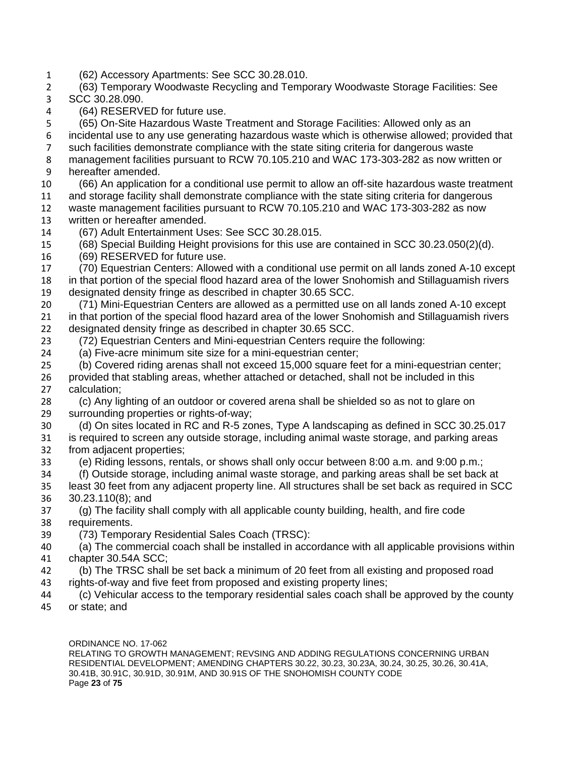(62) Accessory Apartments: See SCC 30.28.010.

(63) Temporary Woodwaste Recycling and Temporary Woodwaste Storage Facilities: See SCC 30.28.090.

(64) RESERVED for future use.

(65) On-Site Hazardous Waste Treatment and Storage Facilities: Allowed only as an incidental use to any use generating hazardous waste which is otherwise allowed; provided that such facilities demonstrate compliance with the state siting criteria for dangerous waste management facilities pursuant to RCW 70.105.210 and WAC 173-303-282 as now written or hereafter amended.

(66) An application for a conditional use permit to allow an off-site hazardous waste treatment and storage facility shall demonstrate compliance with the state siting criteria for dangerous waste management facilities pursuant to RCW 70.105.210 and WAC 173-303-282 as now written or hereafter amended.

(67) Adult Entertainment Uses: See SCC 30.28.015.

(68) Special Building Height provisions for this use are contained in SCC 30.23.050(2)(d).

(69) RESERVED for future use.

(70) Equestrian Centers: Allowed with a conditional use permit on all lands zoned A-10 except in that portion of the special flood hazard area of the lower Snohomish and Stillaguamish rivers designated density fringe as described in chapter 30.65 SCC.

(71) Mini-Equestrian Centers are allowed as a permitted use on all lands zoned A-10 except in that portion of the special flood hazard area of the lower Snohomish and Stillaguamish rivers designated density fringe as described in chapter 30.65 SCC.

(72) Equestrian Centers and Mini-equestrian Centers require the following:

(a) Five-acre minimum site size for a mini-equestrian center;

(b) Covered riding arenas shall not exceed 15,000 square feet for a mini-equestrian center; provided that stabling areas, whether attached or detached, shall not be included in this calculation;

(c) Any lighting of an outdoor or covered arena shall be shielded so as not to glare on surrounding properties or rights-of-way;

(d) On sites located in RC and R-5 zones, Type A landscaping as defined in SCC 30.25.017 is required to screen any outside storage, including animal waste storage, and parking areas from adjacent properties;

(e) Riding lessons, rentals, or shows shall only occur between 8:00 a.m. and 9:00 p.m.;

(f) Outside storage, including animal waste storage, and parking areas shall be set back at least 30 feet from any adjacent property line. All structures shall be set back as required in SCC 30.23.110(8); and

(g) The facility shall comply with all applicable county building, health, and fire code requirements.

(73) Temporary Residential Sales Coach (TRSC):

(a) The commercial coach shall be installed in accordance with all applicable provisions within chapter 30.54A SCC;

(b) The TRSC shall be set back a minimum of 20 feet from all existing and proposed road rights-of-way and five feet from proposed and existing property lines;

(c) Vehicular access to the temporary residential sales coach shall be approved by the county or state; and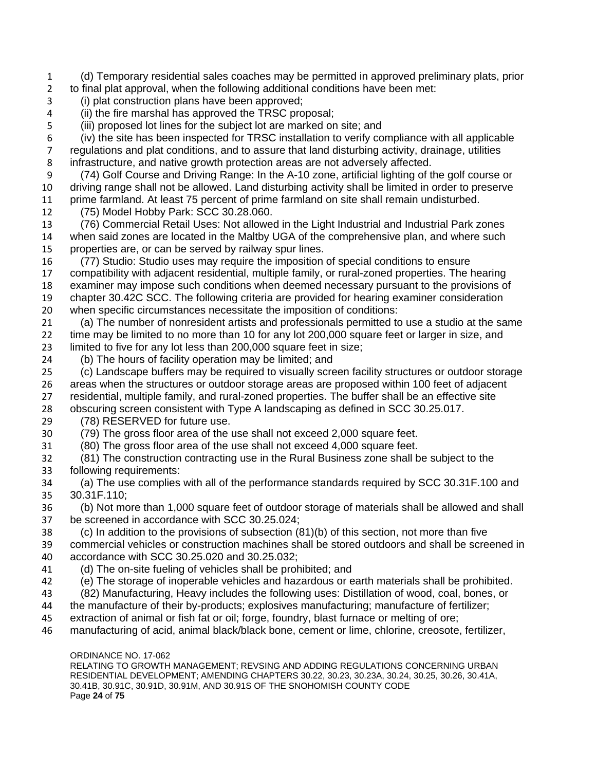(d) Temporary residential sales coaches may be permitted in approved preliminary plats, prior to final plat approval, when the following additional conditions have been met:

(i) plat construction plans have been approved;

(ii) the fire marshal has approved the TRSC proposal;

(iii) proposed lot lines for the subject lot are marked on site; and

(iv) the site has been inspected for TRSC installation to verify compliance with all applicable regulations and plat conditions, and to assure that land disturbing activity, drainage, utilities infrastructure, and native growth protection areas are not adversely affected.

(74) Golf Course and Driving Range: In the A-10 zone, artificial lighting of the golf course or driving range shall not be allowed. Land disturbing activity shall be limited in order to preserve prime farmland. At least 75 percent of prime farmland on site shall remain undisturbed.

(75) Model Hobby Park: SCC 30.28.060.

(76) Commercial Retail Uses: Not allowed in the Light Industrial and Industrial Park zones when said zones are located in the Maltby UGA of the comprehensive plan, and where such properties are, or can be served by railway spur lines.

(77) Studio: Studio uses may require the imposition of special conditions to ensure compatibility with adjacent residential, multiple family, or rural-zoned properties. The hearing examiner may impose such conditions when deemed necessary pursuant to the provisions of chapter 30.42C SCC. The following criteria are provided for hearing examiner consideration when specific circumstances necessitate the imposition of conditions:

(a) The number of nonresident artists and professionals permitted to use a studio at the same time may be limited to no more than 10 for any lot 200,000 square feet or larger in size, and limited to five for any lot less than 200,000 square feet in size;

(b) The hours of facility operation may be limited; and

(c) Landscape buffers may be required to visually screen facility structures or outdoor storage areas when the structures or outdoor storage areas are proposed within 100 feet of adjacent residential, multiple family, and rural-zoned properties. The buffer shall be an effective site obscuring screen consistent with Type A landscaping as defined in SCC 30.25.017.

(78) RESERVED for future use.

(79) The gross floor area of the use shall not exceed 2,000 square feet.

(80) The gross floor area of the use shall not exceed 4,000 square feet.

(81) The construction contracting use in the Rural Business zone shall be subject to the following requirements:

(a) The use complies with all of the performance standards required by SCC 30.31F.100 and 30.31F.110;

(b) Not more than 1,000 square feet of outdoor storage of materials shall be allowed and shall be screened in accordance with SCC 30.25.024;

(c) In addition to the provisions of subsection (81)(b) of this section, not more than five commercial vehicles or construction machines shall be stored outdoors and shall be screened in accordance with SCC 30.25.020 and 30.25.032;

(d) The on-site fueling of vehicles shall be prohibited; and

(e) The storage of inoperable vehicles and hazardous or earth materials shall be prohibited.

(82) Manufacturing, Heavy includes the following uses: Distillation of wood, coal, bones, or the manufacture of their by-products; explosives manufacturing; manufacture of fertilizer; extraction of animal or fish fat or oil; forge, foundry, blast furnace or melting of ore; manufacturing of acid, animal black/black bone, cement or lime, chlorine, creosote, fertilizer,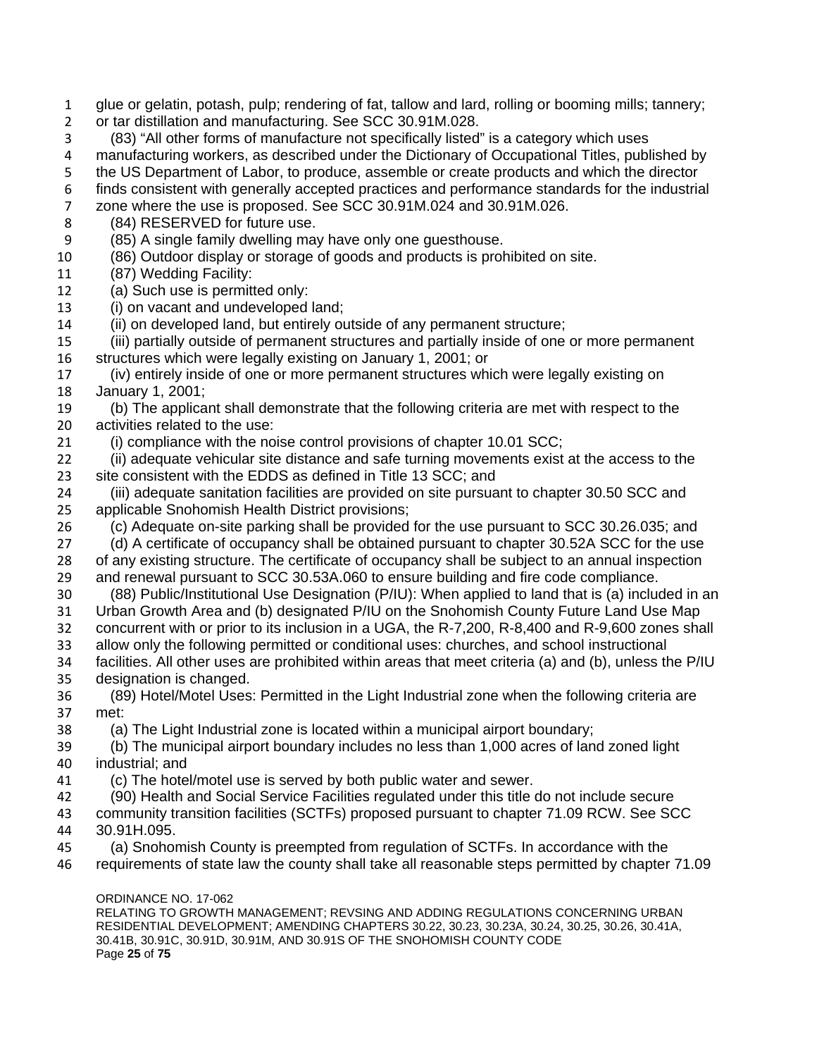glue or gelatin, potash, pulp; rendering of fat, tallow and lard, rolling or booming mills; tannery; or tar distillation and manufacturing. See SCC 30.91M.028.

(83) "All other forms of manufacture not specifically listed" is a category which uses manufacturing workers, as described under the Dictionary of Occupational Titles, published by the US Department of Labor, to produce, assemble or create products and which the director finds consistent with generally accepted practices and performance standards for the industrial zone where the use is proposed. See SCC 30.91M.024 and 30.91M.026.

(84) RESERVED for future use.

(85) A single family dwelling may have only one guesthouse.

(86) Outdoor display or storage of goods and products is prohibited on site.

(87) Wedding Facility:

(a) Such use is permitted only:

(i) on vacant and undeveloped land;

(ii) on developed land, but entirely outside of any permanent structure;

(iii) partially outside of permanent structures and partially inside of one or more permanent structures which were legally existing on January 1, 2001; or

(iv) entirely inside of one or more permanent structures which were legally existing on January 1, 2001;

(b) The applicant shall demonstrate that the following criteria are met with respect to the activities related to the use:

(i) compliance with the noise control provisions of chapter 10.01 SCC;

(ii) adequate vehicular site distance and safe turning movements exist at the access to the site consistent with the EDDS as defined in Title 13 SCC; and

(iii) adequate sanitation facilities are provided on site pursuant to chapter 30.50 SCC and applicable Snohomish Health District provisions;

(c) Adequate on-site parking shall be provided for the use pursuant to SCC 30.26.035; and

(d) A certificate of occupancy shall be obtained pursuant to chapter 30.52A SCC for the use of any existing structure. The certificate of occupancy shall be subject to an annual inspection and renewal pursuant to SCC 30.53A.060 to ensure building and fire code compliance.

(88) Public/Institutional Use Designation (P/IU): When applied to land that is (a) included in an Urban Growth Area and (b) designated P/IU on the Snohomish County Future Land Use Map concurrent with or prior to its inclusion in a UGA, the R-7,200, R-8,400 and R-9,600 zones shall allow only the following permitted or conditional uses: churches, and school instructional facilities. All other uses are prohibited within areas that meet criteria (a) and (b), unless the P/IU designation is changed.

(89) Hotel/Motel Uses: Permitted in the Light Industrial zone when the following criteria are met:

(a) The Light Industrial zone is located within a municipal airport boundary;

(b) The municipal airport boundary includes no less than 1,000 acres of land zoned light industrial; and

(c) The hotel/motel use is served by both public water and sewer.

(90) Health and Social Service Facilities regulated under this title do not include secure community transition facilities (SCTFs) proposed pursuant to chapter 71.09 RCW. See SCC 30.91H.095.

(a) Snohomish County is preempted from regulation of SCTFs. In accordance with the requirements of state law the county shall take all reasonable steps permitted by chapter 71.09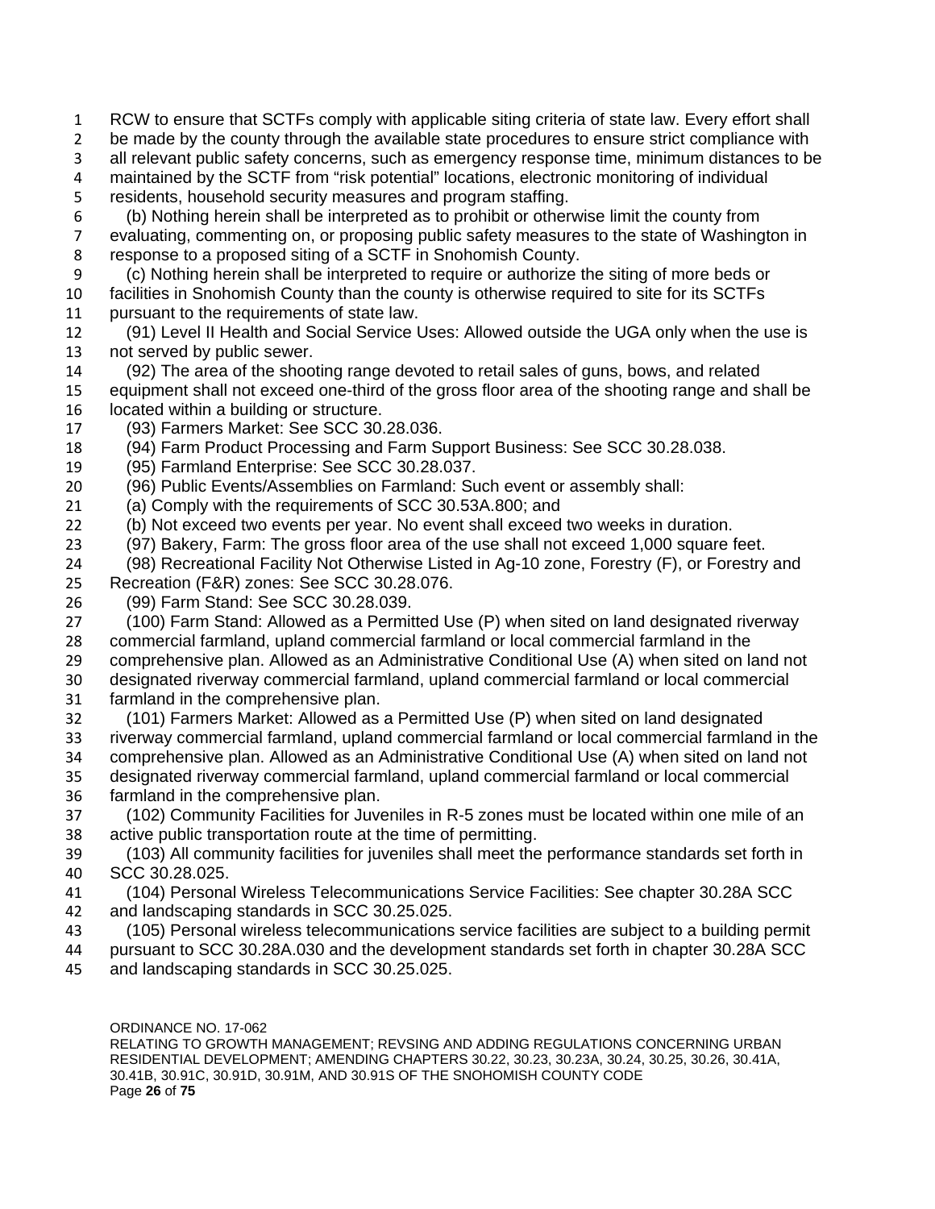RCW to ensure that SCTFs comply with applicable siting criteria of state law. Every effort shall be made by the county through the available state procedures to ensure strict compliance with all relevant public safety concerns, such as emergency response time, minimum distances to be maintained by the SCTF from "risk potential" locations, electronic monitoring of individual residents, household security measures and program staffing.

(b) Nothing herein shall be interpreted as to prohibit or otherwise limit the county from evaluating, commenting on, or proposing public safety measures to the state of Washington in response to a proposed siting of a SCTF in Snohomish County.

(c) Nothing herein shall be interpreted to require or authorize the siting of more beds or facilities in Snohomish County than the county is otherwise required to site for its SCTFs pursuant to the requirements of state law.

(91) Level II Health and Social Service Uses: Allowed outside the UGA only when the use is not served by public sewer.

(92) The area of the shooting range devoted to retail sales of guns, bows, and related equipment shall not exceed one-third of the gross floor area of the shooting range and shall be located within a building or structure.

(93) Farmers Market: See SCC 30.28.036.

(94) Farm Product Processing and Farm Support Business: See SCC 30.28.038.

(95) Farmland Enterprise: See SCC 30.28.037.

(96) Public Events/Assemblies on Farmland: Such event or assembly shall:

(a) Comply with the requirements of SCC 30.53A.800; and

(b) Not exceed two events per year. No event shall exceed two weeks in duration.

(97) Bakery, Farm: The gross floor area of the use shall not exceed 1,000 square feet.

(98) Recreational Facility Not Otherwise Listed in Ag-10 zone, Forestry (F), or Forestry and Recreation (F&R) zones: See SCC 30.28.076.

(99) Farm Stand: See SCC 30.28.039.

(100) Farm Stand: Allowed as a Permitted Use (P) when sited on land designated riverway commercial farmland, upland commercial farmland or local commercial farmland in the comprehensive plan. Allowed as an Administrative Conditional Use (A) when sited on land not designated riverway commercial farmland, upland commercial farmland or local commercial farmland in the comprehensive plan.

(101) Farmers Market: Allowed as a Permitted Use (P) when sited on land designated riverway commercial farmland, upland commercial farmland or local commercial farmland in the comprehensive plan. Allowed as an Administrative Conditional Use (A) when sited on land not designated riverway commercial farmland, upland commercial farmland or local commercial farmland in the comprehensive plan.

(102) Community Facilities for Juveniles in R-5 zones must be located within one mile of an active public transportation route at the time of permitting.

(103) All community facilities for juveniles shall meet the performance standards set forth in SCC 30.28.025.

(104) Personal Wireless Telecommunications Service Facilities: See chapter 30.28A SCC and landscaping standards in SCC 30.25.025.

(105) Personal wireless telecommunications service facilities are subject to a building permit pursuant to SCC 30.28A.030 and the development standards set forth in chapter 30.28A SCC and landscaping standards in SCC 30.25.025.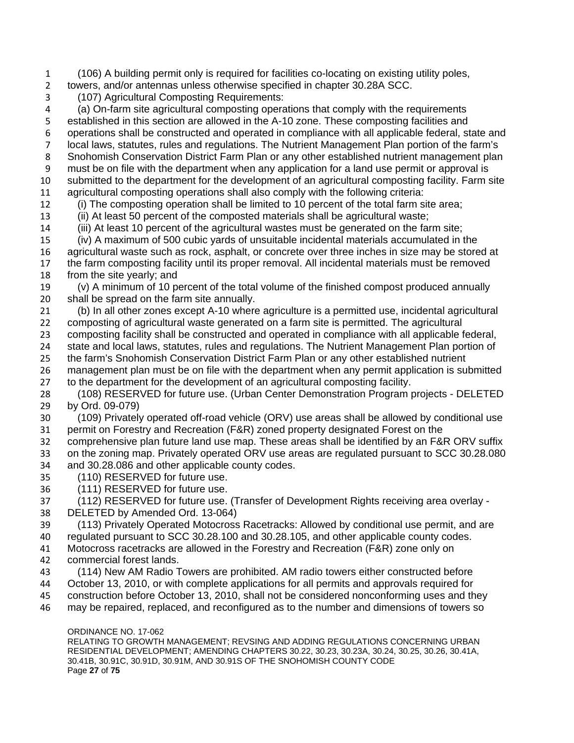(106) A building permit only is required for facilities co-locating on existing utility poles, towers, and/or antennas unless otherwise specified in chapter 30.28A SCC.

(107) Agricultural Composting Requirements:

(a) On-farm site agricultural composting operations that comply with the requirements established in this section are allowed in the A-10 zone. These composting facilities and operations shall be constructed and operated in compliance with all applicable federal, state and local laws, statutes, rules and regulations. The Nutrient Management Plan portion of the farm's Snohomish Conservation District Farm Plan or any other established nutrient management plan must be on file with the department when any application for a land use permit or approval is submitted to the department for the development of an agricultural composting facility. Farm site agricultural composting operations shall also comply with the following criteria:

(i) The composting operation shall be limited to 10 percent of the total farm site area;

(ii) At least 50 percent of the composted materials shall be agricultural waste;

(iii) At least 10 percent of the agricultural wastes must be generated on the farm site;

(iv) A maximum of 500 cubic yards of unsuitable incidental materials accumulated in the agricultural waste such as rock, asphalt, or concrete over three inches in size may be stored at the farm composting facility until its proper removal. All incidental materials must be removed from the site yearly; and

(v) A minimum of 10 percent of the total volume of the finished compost produced annually shall be spread on the farm site annually.

(b) In all other zones except A-10 where agriculture is a permitted use, incidental agricultural composting of agricultural waste generated on a farm site is permitted. The agricultural composting facility shall be constructed and operated in compliance with all applicable federal, state and local laws, statutes, rules and regulations. The Nutrient Management Plan portion of the farm's Snohomish Conservation District Farm Plan or any other established nutrient management plan must be on file with the department when any permit application is submitted to the department for the development of an agricultural composting facility.

(108) RESERVED for future use. (Urban Center Demonstration Program projects - DELETED by Ord. 09-079)

(109) Privately operated off-road vehicle (ORV) use areas shall be allowed by conditional use permit on Forestry and Recreation (F&R) zoned property designated Forest on the comprehensive plan future land use map. These areas shall be identified by an F&R ORV suffix on the zoning map. Privately operated ORV use areas are regulated pursuant to SCC 30.28.080 and 30.28.086 and other applicable county codes.

(110) RESERVED for future use.

(111) RESERVED for future use.

(112) RESERVED for future use. (Transfer of Development Rights receiving area overlay - DELETED by Amended Ord. 13-064)

(113) Privately Operated Motocross Racetracks: Allowed by conditional use permit, and are regulated pursuant to SCC 30.28.100 and 30.28.105, and other applicable county codes. Motocross racetracks are allowed in the Forestry and Recreation (F&R) zone only on commercial forest lands.

(114) New AM Radio Towers are prohibited. AM radio towers either constructed before October 13, 2010, or with complete applications for all permits and approvals required for construction before October 13, 2010, shall not be considered nonconforming uses and they may be repaired, replaced, and reconfigured as to the number and dimensions of towers so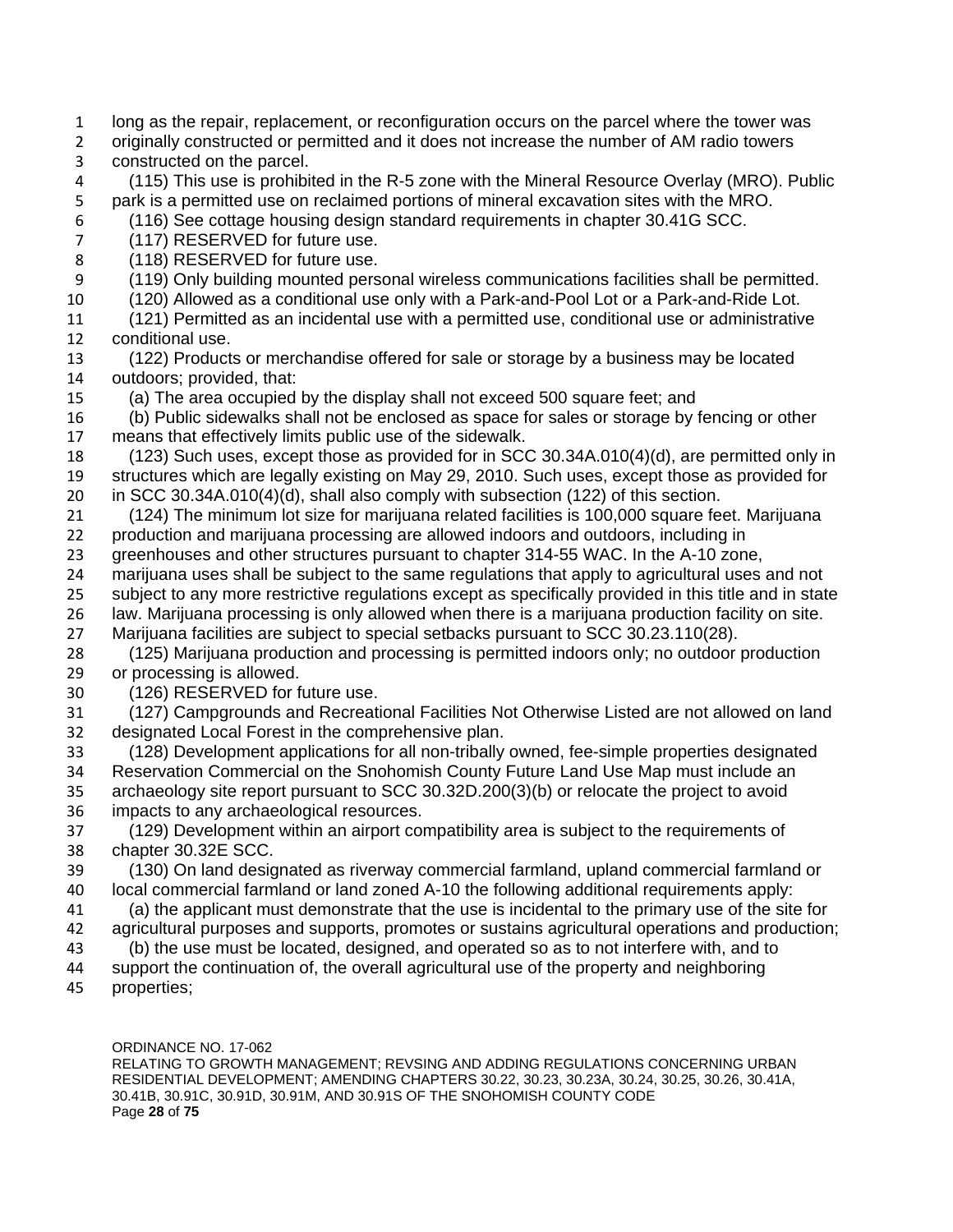long as the repair, replacement, or reconfiguration occurs on the parcel where the tower was originally constructed or permitted and it does not increase the number of AM radio towers constructed on the parcel.

(115) This use is prohibited in the R-5 zone with the Mineral Resource Overlay (MRO). Public park is a permitted use on reclaimed portions of mineral excavation sites with the MRO.

(116) See cottage housing design standard requirements in chapter 30.41G SCC.

(117) RESERVED for future use.

(118) RESERVED for future use.

(119) Only building mounted personal wireless communications facilities shall be permitted.

(120) Allowed as a conditional use only with a Park-and-Pool Lot or a Park-and-Ride Lot.

(121) Permitted as an incidental use with a permitted use, conditional use or administrative conditional use.

(122) Products or merchandise offered for sale or storage by a business may be located outdoors; provided, that:

(a) The area occupied by the display shall not exceed 500 square feet; and

(b) Public sidewalks shall not be enclosed as space for sales or storage by fencing or other means that effectively limits public use of the sidewalk.

(123) Such uses, except those as provided for in SCC 30.34A.010(4)(d), are permitted only in structures which are legally existing on May 29, 2010. Such uses, except those as provided for in SCC 30.34A.010(4)(d), shall also comply with subsection (122) of this section.

(124) The minimum lot size for marijuana related facilities is 100,000 square feet. Marijuana production and marijuana processing are allowed indoors and outdoors, including in greenhouses and other structures pursuant to chapter 314-55 WAC. In the A-10 zone, marijuana uses shall be subject to the same regulations that apply to agricultural uses and not subject to any more restrictive regulations except as specifically provided in this title and in state law. Marijuana processing is only allowed when there is a marijuana production facility on site. Marijuana facilities are subject to special setbacks pursuant to SCC 30.23.110(28).

(125) Marijuana production and processing is permitted indoors only; no outdoor production or processing is allowed.

(126) RESERVED for future use.

(127) Campgrounds and Recreational Facilities Not Otherwise Listed are not allowed on land designated Local Forest in the comprehensive plan.

(128) Development applications for all non-tribally owned, fee-simple properties designated Reservation Commercial on the Snohomish County Future Land Use Map must include an archaeology site report pursuant to SCC 30.32D.200(3)(b) or relocate the project to avoid impacts to any archaeological resources.

(129) Development within an airport compatibility area is subject to the requirements of chapter 30.32E SCC.

(130) On land designated as riverway commercial farmland, upland commercial farmland or local commercial farmland or land zoned A-10 the following additional requirements apply:

(a) the applicant must demonstrate that the use is incidental to the primary use of the site for agricultural purposes and supports, promotes or sustains agricultural operations and production;

(b) the use must be located, designed, and operated so as to not interfere with, and to support the continuation of, the overall agricultural use of the property and neighboring properties;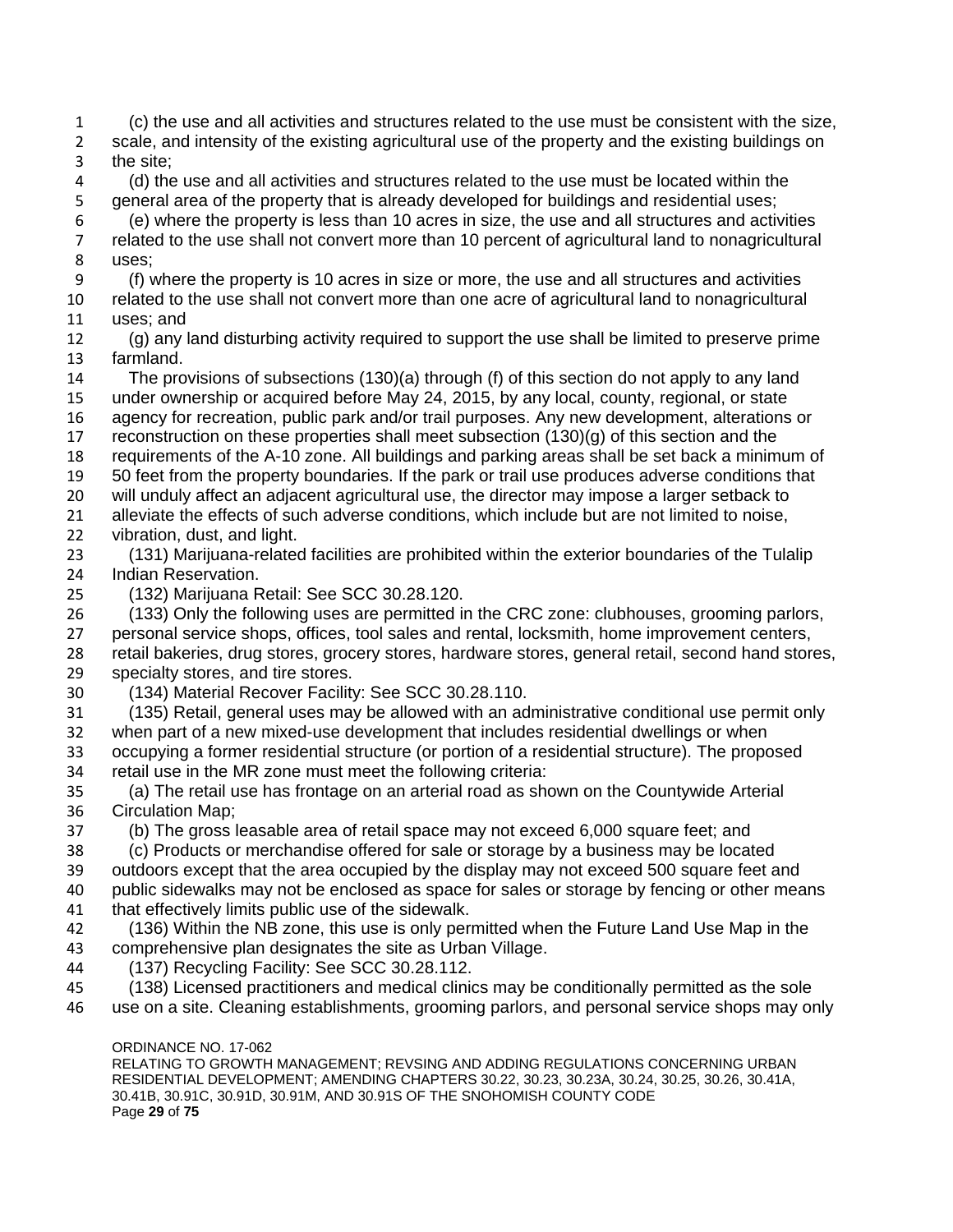(c) the use and all activities and structures related to the use must be consistent with the size, scale, and intensity of the existing agricultural use of the property and the existing buildings on the site;

(d) the use and all activities and structures related to the use must be located within the general area of the property that is already developed for buildings and residential uses;

(e) where the property is less than 10 acres in size, the use and all structures and activities related to the use shall not convert more than 10 percent of agricultural land to nonagricultural uses;

(f) where the property is 10 acres in size or more, the use and all structures and activities related to the use shall not convert more than one acre of agricultural land to nonagricultural uses; and

(g) any land disturbing activity required to support the use shall be limited to preserve prime farmland.

The provisions of subsections (130)(a) through (f) of this section do not apply to any land under ownership or acquired before May 24, 2015, by any local, county, regional, or state agency for recreation, public park and/or trail purposes. Any new development, alterations or reconstruction on these properties shall meet subsection (130)(g) of this section and the requirements of the A-10 zone. All buildings and parking areas shall be set back a minimum of 50 feet from the property boundaries. If the park or trail use produces adverse conditions that will unduly affect an adjacent agricultural use, the director may impose a larger setback to alleviate the effects of such adverse conditions, which include but are not limited to noise, vibration, dust, and light.

(131) Marijuana-related facilities are prohibited within the exterior boundaries of the Tulalip Indian Reservation.

(132) Marijuana Retail: See SCC 30.28.120.

(133) Only the following uses are permitted in the CRC zone: clubhouses, grooming parlors, personal service shops, offices, tool sales and rental, locksmith, home improvement centers, retail bakeries, drug stores, grocery stores, hardware stores, general retail, second hand stores, specialty stores, and tire stores.

(134) Material Recover Facility: See SCC 30.28.110.

(135) Retail, general uses may be allowed with an administrative conditional use permit only when part of a new mixed-use development that includes residential dwellings or when occupying a former residential structure (or portion of a residential structure). The proposed retail use in the MR zone must meet the following criteria:

(a) The retail use has frontage on an arterial road as shown on the Countywide Arterial Circulation Map;

(b) The gross leasable area of retail space may not exceed 6,000 square feet; and

(c) Products or merchandise offered for sale or storage by a business may be located outdoors except that the area occupied by the display may not exceed 500 square feet and public sidewalks may not be enclosed as space for sales or storage by fencing or other means that effectively limits public use of the sidewalk.

(136) Within the NB zone, this use is only permitted when the Future Land Use Map in the comprehensive plan designates the site as Urban Village.

(137) Recycling Facility: See SCC 30.28.112.

(138) Licensed practitioners and medical clinics may be conditionally permitted as the sole use on a site. Cleaning establishments, grooming parlors, and personal service shops may only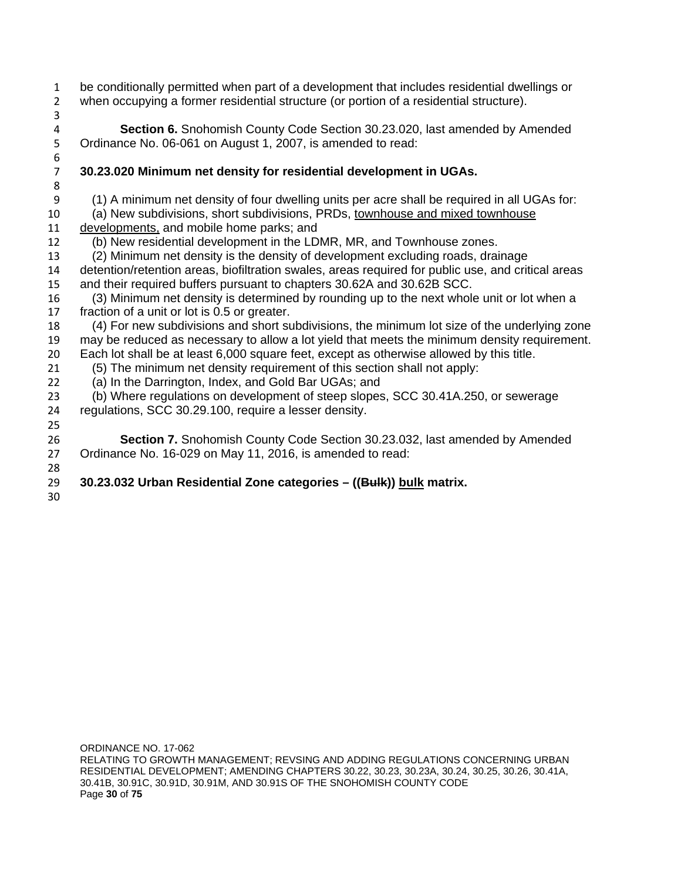be conditionally permitted when part of a development that includes residential dwellings or when occupying a former residential structure (or portion of a residential structure).

**Section 6.** Snohomish County Code Section 30.23.020, last amended by Amended Ordinance No. 06-061 on August 1, 2007, is amended to read:

**30.23.020 Minimum net density for residential development in UGAs.**

(1) A minimum net density of four dwelling units per acre shall be required in all UGAs for:

(a) New subdivisions, short subdivisions, PRDs, <u>townhouse and mixed townhouse developments,</u> and mobile home parks; and

(b) New residential development in the LDMR, MR, and Townhouse zones.

(2) Minimum net density is the density of development excluding roads, drainage detention/retention areas, biofiltration swales, areas required for public use, and critical areas and their required buffers pursuant to chapters 30.62A and 30.62B SCC.

(3) Minimum net density is determined by rounding up to the next whole unit or lot when a fraction of a unit or lot is 0.5 or greater.

(4) For new subdivisions and short subdivisions, the minimum lot size of the underlying zone may be reduced as necessary to allow a lot yield that meets the minimum density requirement. Each lot shall be at least 6,000 square feet, except as otherwise allowed by this title.

(5) The minimum net density requirement of this section shall not apply:

(a) In the Darrington, Index, and Gold Bar UGAs; and

(b) Where regulations on development of steep slopes, SCC 30.41A.250, or sewerage regulations, SCC 30.29.100, require a lesser density.

**Section 7.** Snohomish County Code Section 30.23.032, last amended by Amended Ordinance No. 16-029 on May 11, 2016, is amended to read:

**30.23.032 Urban Residential Zone categories – ((~~Bulk~~)) <u>bulk</u> matrix.**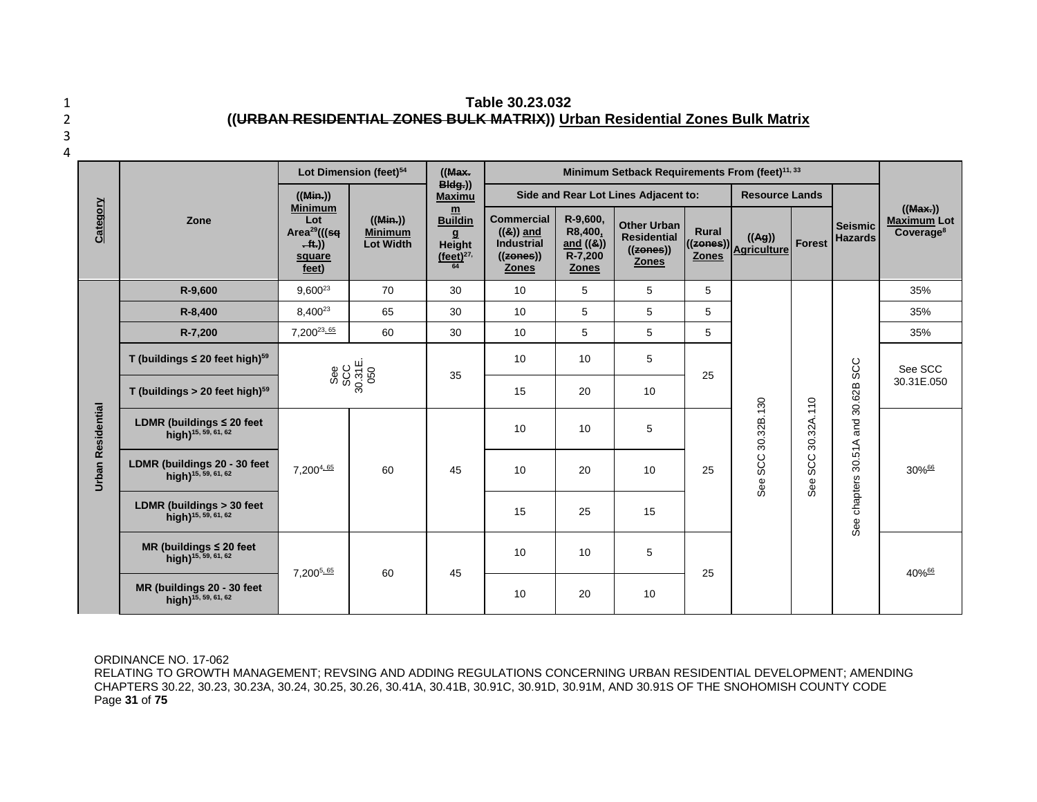**Table 30.23.032**
**((~~URBAN RESIDENTIAL ZONES BULK MATRIX~~)) Urban Residential Zones Bulk Matrix**

| Category | Zone | Lot Dimension (feet)[54] | | ((~~Max. Bldg.~~)) Maximum Building Height (feet)[27, 64] | Minimum Setback Requirements From (feet)[11, 33] | | | | | | | ((~~Max.~~)) Maximum Lot Coverage[8] |
|---|---|---|---|---|---|---|---|---|---|---|---|---|
| | | ((~~Min.~~)) Minimum Lot Area[29](((~~sq. ft.~~)) square feet) | ((~~Min.~~)) Minimum Lot Width | | Side and Rear Lot Lines Adjacent to: | | | | Resource Lands | | Seismic Hazards | |
| | | | | | Commercial ((~~&~~)) and Industrial ((~~zones~~)) Zones | R-9,600, R8,400, and ((~~&~~)) R-7,200 Zones | Other Urban Residential ((~~zones~~)) Zones | Rural ((~~zones~~)) Zones | ((~~Ag~~)) Agriculture | Forest | | |
| Urban Residential | R-9,600 | 9,600[23] | 70 | 30 | 10 | 5 | 5 | 5 | See SCC 30.32B.130 | See SCC 30.32A.110 | See chapters 30.51A and 30.62B SCC | 35% |
| | R-8,400 | 8,400[23] | 65 | 30 | 10 | 5 | 5 | 5 | | | | 35% |
| | R-7,200 | 7,200[23, 65] | 60 | 30 | 10 | 5 | 5 | 5 | | | | 35% |
| | T (buildings ≤ 20 feet high)[59] | See SCC 30.31E.050 | | 35 | 10 | 10 | 5 | 25 | | | | See SCC 30.31E.050 |
| | T (buildings > 20 feet high)[59] | | | | 15 | 20 | 10 | | | | | |
| | LDMR (buildings ≤ 20 feet high)[15, 59, 61, 62] | 7,200[4, 65] | 60 | 45 | 10 | 10 | 5 | 25 | | | | 30%[66] |
| | LDMR (buildings 20 - 30 feet high)[15, 59, 61, 62] | | | | 10 | 20 | 10 | | | | | |
| | LDMR (buildings > 30 feet high)[15, 59, 61, 62] | | | | 15 | 25 | 15 | | | | | |
| | MR (buildings ≤ 20 feet high)[15, 59, 61, 62] | 7,200[5, 65] | 60 | 45 | 10 | 10 | 5 | 25 | | | | 40%[66] |
| | MR (buildings 20 - 30 feet high)[15, 59, 61, 62] | | | | 10 | 20 | 10 | | | | | |

ORDINANCE NO. 17-062
RELATING TO GROWTH MANAGEMENT; REVSING AND ADDING REGULATIONS CONCERNING URBAN RESIDENTIAL DEVELOPMENT; AMENDING CHAPTERS 30.22, 30.23, 30.23A, 30.24, 30.25, 30.26, 30.41A, 30.41B, 30.91C, 30.91D, 30.91M, AND 30.91S OF THE SNOHOMISH COUNTY CODE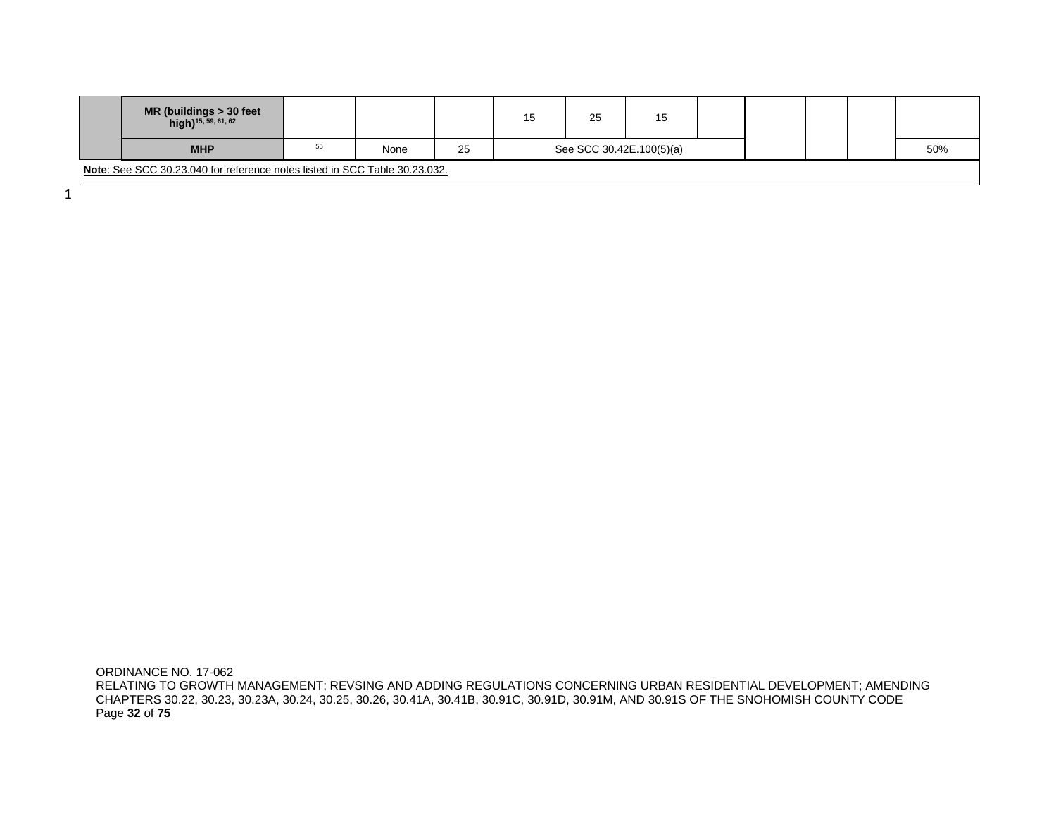| | MR (buildings > 30 feet high)[15, 59, 61, 62] | | | | 15 | 25 | 15 | | | | | |
|---|---|---|---|---|---|---|---|---|---|---|---|---|
| | **MHP** | 55 | None | 25 | See SCC 30.42E.100(5)(a) | | | | | | | 50% |

**Note**: See SCC 30.23.040 for reference notes listed in SCC Table 30.23.032.

ORDINANCE NO. 17-062
RELATING TO GROWTH MANAGEMENT; REVSING AND ADDING REGULATIONS CONCERNING URBAN RESIDENTIAL DEVELOPMENT; AMENDING CHAPTERS 30.22, 30.23, 30.23A, 30.24, 30.25, 30.26, 30.41A, 30.41B, 30.91C, 30.91D, 30.91M, AND 30.91S OF THE SNOHOMISH COUNTY CODE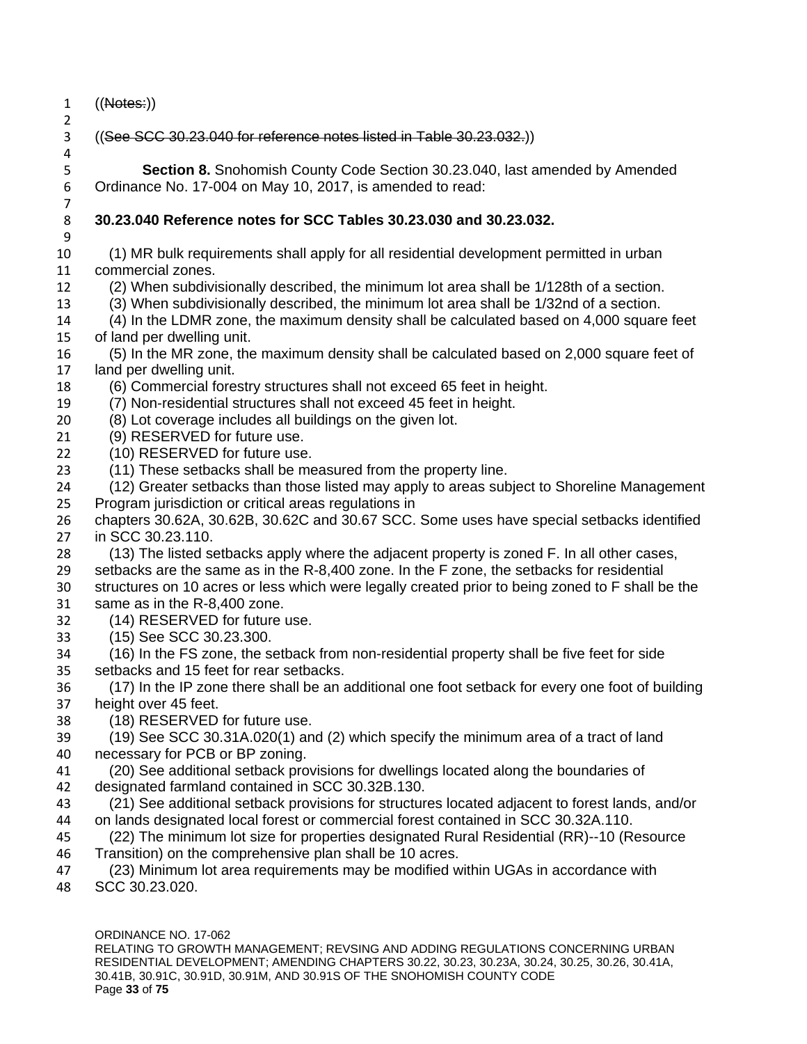((~~Notes:~~))

((~~See SCC 30.23.040 for reference notes listed in Table 30.23.032.~~))

**Section 8.** Snohomish County Code Section 30.23.040, last amended by Amended Ordinance No. 17-004 on May 10, 2017, is amended to read:

**30.23.040 Reference notes for SCC Tables 30.23.030 and 30.23.032.**

(1) MR bulk requirements shall apply for all residential development permitted in urban commercial zones.

(2) When subdivisionally described, the minimum lot area shall be 1/128th of a section.

(3) When subdivisionally described, the minimum lot area shall be 1/32nd of a section.

(4) In the LDMR zone, the maximum density shall be calculated based on 4,000 square feet of land per dwelling unit.

(5) In the MR zone, the maximum density shall be calculated based on 2,000 square feet of land per dwelling unit.

(6) Commercial forestry structures shall not exceed 65 feet in height.

(7) Non-residential structures shall not exceed 45 feet in height.

(8) Lot coverage includes all buildings on the given lot.

(9) RESERVED for future use.

(10) RESERVED for future use.

(11) These setbacks shall be measured from the property line.

(12) Greater setbacks than those listed may apply to areas subject to Shoreline Management Program jurisdiction or critical areas regulations in chapters 30.62A, 30.62B, 30.62C and 30.67 SCC. Some uses have special setbacks identified in SCC 30.23.110.

(13) The listed setbacks apply where the adjacent property is zoned F. In all other cases, setbacks are the same as in the R-8,400 zone. In the F zone, the setbacks for residential structures on 10 acres or less which were legally created prior to being zoned to F shall be the same as in the R-8,400 zone.

(14) RESERVED for future use.

(15) See SCC 30.23.300.

(16) In the FS zone, the setback from non-residential property shall be five feet for side setbacks and 15 feet for rear setbacks.

(17) In the IP zone there shall be an additional one foot setback for every one foot of building height over 45 feet.

(18) RESERVED for future use.

(19) See SCC 30.31A.020(1) and (2) which specify the minimum area of a tract of land necessary for PCB or BP zoning.

(20) See additional setback provisions for dwellings located along the boundaries of designated farmland contained in SCC 30.32B.130.

(21) See additional setback provisions for structures located adjacent to forest lands, and/or on lands designated local forest or commercial forest contained in SCC 30.32A.110.

(22) The minimum lot size for properties designated Rural Residential (RR)--10 (Resource Transition) on the comprehensive plan shall be 10 acres.

(23) Minimum lot area requirements may be modified within UGAs in accordance with SCC 30.23.020.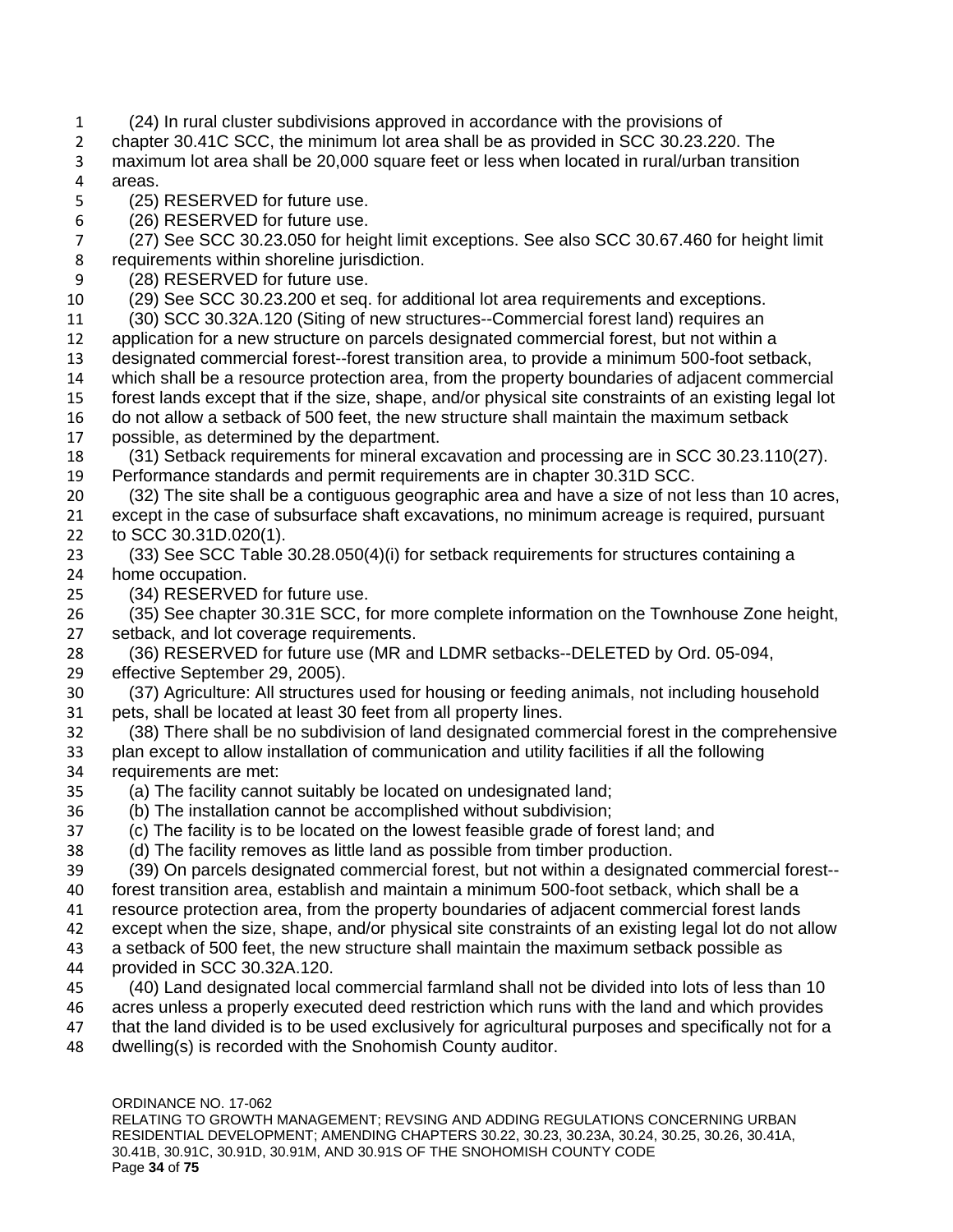(24) In rural cluster subdivisions approved in accordance with the provisions of chapter 30.41C SCC, the minimum lot area shall be as provided in SCC 30.23.220. The maximum lot area shall be 20,000 square feet or less when located in rural/urban transition areas.

(25) RESERVED for future use.

(26) RESERVED for future use.

(27) See SCC 30.23.050 for height limit exceptions. See also SCC 30.67.460 for height limit requirements within shoreline jurisdiction.

(28) RESERVED for future use.

(29) See SCC 30.23.200 et seq. for additional lot area requirements and exceptions.

(30) SCC 30.32A.120 (Siting of new structures--Commercial forest land) requires an application for a new structure on parcels designated commercial forest, but not within a designated commercial forest--forest transition area, to provide a minimum 500-foot setback, which shall be a resource protection area, from the property boundaries of adjacent commercial forest lands except that if the size, shape, and/or physical site constraints of an existing legal lot do not allow a setback of 500 feet, the new structure shall maintain the maximum setback possible, as determined by the department.

(31) Setback requirements for mineral excavation and processing are in SCC 30.23.110(27). Performance standards and permit requirements are in chapter 30.31D SCC.

(32) The site shall be a contiguous geographic area and have a size of not less than 10 acres, except in the case of subsurface shaft excavations, no minimum acreage is required, pursuant to SCC 30.31D.020(1).

(33) See SCC Table 30.28.050(4)(i) for setback requirements for structures containing a home occupation.

(34) RESERVED for future use.

(35) See chapter 30.31E SCC, for more complete information on the Townhouse Zone height, setback, and lot coverage requirements.

(36) RESERVED for future use (MR and LDMR setbacks--DELETED by Ord. 05-094, effective September 29, 2005).

(37) Agriculture: All structures used for housing or feeding animals, not including household pets, shall be located at least 30 feet from all property lines.

(38) There shall be no subdivision of land designated commercial forest in the comprehensive plan except to allow installation of communication and utility facilities if all the following requirements are met:

(a) The facility cannot suitably be located on undesignated land;

(b) The installation cannot be accomplished without subdivision;

(c) The facility is to be located on the lowest feasible grade of forest land; and

(d) The facility removes as little land as possible from timber production.

(39) On parcels designated commercial forest, but not within a designated commercial forest--forest transition area, establish and maintain a minimum 500-foot setback, which shall be a resource protection area, from the property boundaries of adjacent commercial forest lands except when the size, shape, and/or physical site constraints of an existing legal lot do not allow a setback of 500 feet, the new structure shall maintain the maximum setback possible as provided in SCC 30.32A.120.

(40) Land designated local commercial farmland shall not be divided into lots of less than 10 acres unless a properly executed deed restriction which runs with the land and which provides that the land divided is to be used exclusively for agricultural purposes and specifically not for a dwelling(s) is recorded with the Snohomish County auditor.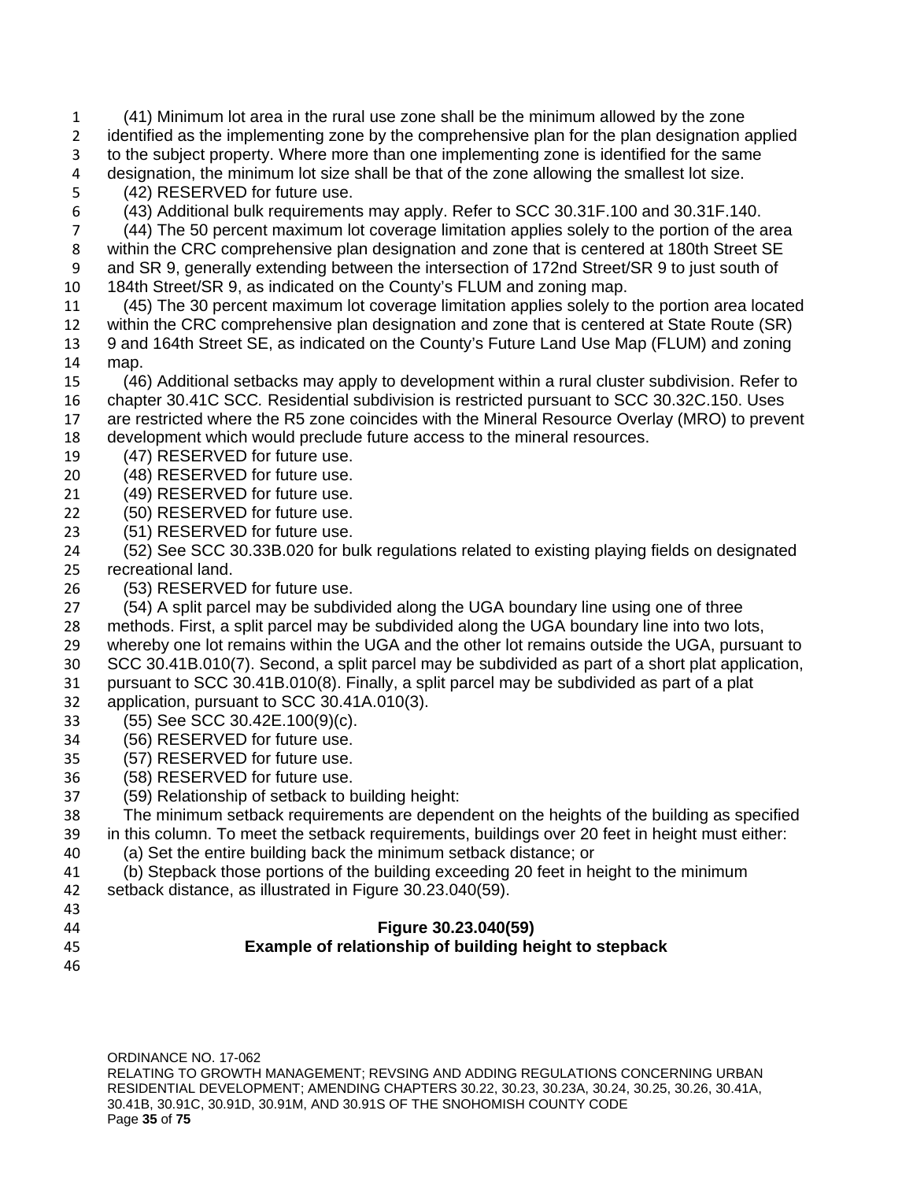(41) Minimum lot area in the rural use zone shall be the minimum allowed by the zone identified as the implementing zone by the comprehensive plan for the plan designation applied to the subject property. Where more than one implementing zone is identified for the same designation, the minimum lot size shall be that of the zone allowing the smallest lot size.

(42) RESERVED for future use.

(43) Additional bulk requirements may apply. Refer to SCC 30.31F.100 and 30.31F.140.

(44) The 50 percent maximum lot coverage limitation applies solely to the portion of the area within the CRC comprehensive plan designation and zone that is centered at 180th Street SE and SR 9, generally extending between the intersection of 172nd Street/SR 9 to just south of 184th Street/SR 9, as indicated on the County's FLUM and zoning map.

(45) The 30 percent maximum lot coverage limitation applies solely to the portion area located within the CRC comprehensive plan designation and zone that is centered at State Route (SR) 9 and 164th Street SE, as indicated on the County's Future Land Use Map (FLUM) and zoning map.

(46) Additional setbacks may apply to development within a rural cluster subdivision. Refer to chapter 30.41C SCC*.* Residential subdivision is restricted pursuant to SCC 30.32C.150. Uses are restricted where the R5 zone coincides with the Mineral Resource Overlay (MRO) to prevent development which would preclude future access to the mineral resources.

(47) RESERVED for future use.

(48) RESERVED for future use.

(49) RESERVED for future use.

(50) RESERVED for future use.

(51) RESERVED for future use.

(52) See SCC 30.33B.020 for bulk regulations related to existing playing fields on designated recreational land.

(53) RESERVED for future use.

(54) A split parcel may be subdivided along the UGA boundary line using one of three methods. First, a split parcel may be subdivided along the UGA boundary line into two lots, whereby one lot remains within the UGA and the other lot remains outside the UGA, pursuant to SCC 30.41B.010(7). Second, a split parcel may be subdivided as part of a short plat application, pursuant to SCC 30.41B.010(8). Finally, a split parcel may be subdivided as part of a plat application, pursuant to SCC 30.41A.010(3).

(55) See SCC 30.42E.100(9)(c).

(56) RESERVED for future use.

(57) RESERVED for future use.

(58) RESERVED for future use.

(59) Relationship of setback to building height:

The minimum setback requirements are dependent on the heights of the building as specified in this column. To meet the setback requirements, buildings over 20 feet in height must either:

(a) Set the entire building back the minimum setback distance; or

(b) Stepback those portions of the building exceeding 20 feet in height to the minimum setback distance, as illustrated in Figure 30.23.040(59).

**Figure 30.23.040(59)**
**Example of relationship of building height to stepback**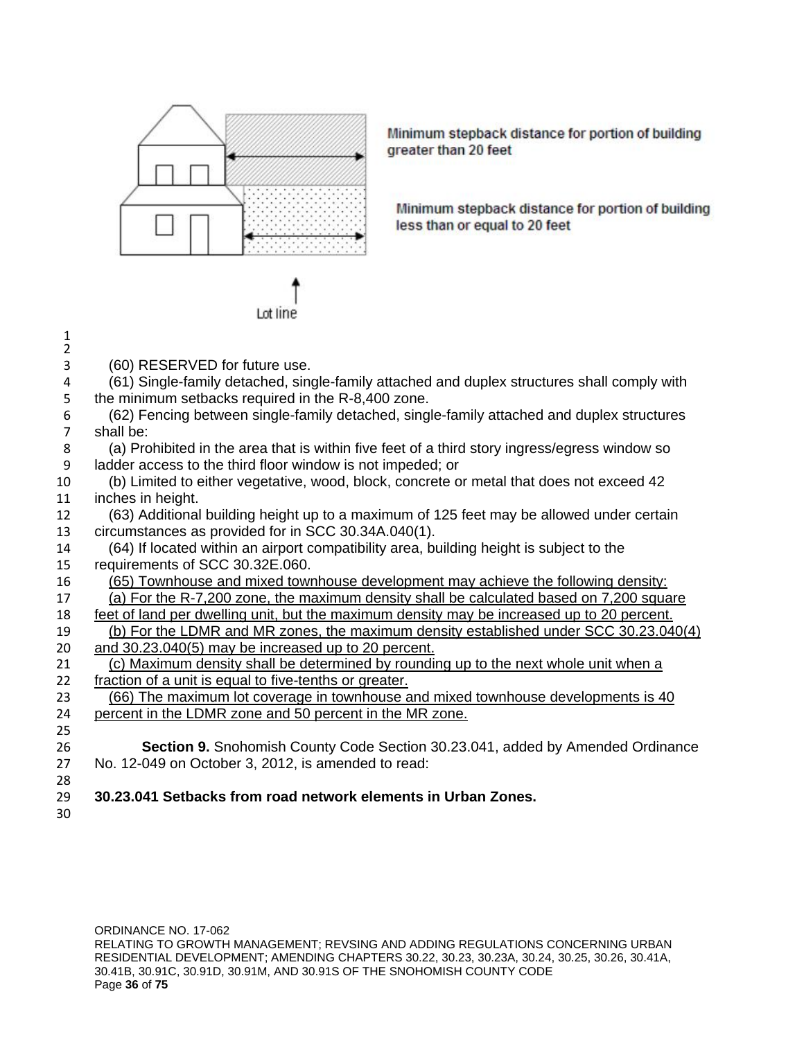Minimum stepback distance for portion of building greater than 20 feet

Minimum stepback distance for portion of building less than or equal to 20 feet

Lot line

(60) RESERVED for future use.

(61) Single-family detached, single-family attached and duplex structures shall comply with the minimum setbacks required in the R-8,400 zone.

(62) Fencing between single-family detached, single-family attached and duplex structures shall be:

(a) Prohibited in the area that is within five feet of a third story ingress/egress window so ladder access to the third floor window is not impeded; or

(b) Limited to either vegetative, wood, block, concrete or metal that does not exceed 42 inches in height.

(63) Additional building height up to a maximum of 125 feet may be allowed under certain circumstances as provided for in SCC 30.34A.040(1).

(64) If located within an airport compatibility area, building height is subject to the requirements of SCC 30.32E.060.

<u>(65) Townhouse and mixed townhouse development may achieve the following density:</u>

<u>(a) For the R-7,200 zone, the maximum density shall be calculated based on 7,200 square feet of land per dwelling unit, but the maximum density may be increased up to 20 percent.</u>

<u>(b) For the LDMR and MR zones, the maximum density established under SCC 30.23.040(4) and 30.23.040(5) may be increased up to 20 percent.</u>

<u>(c) Maximum density shall be determined by rounding up to the next whole unit when a fraction of a unit is equal to five-tenths or greater.</u>

<u>(66) The maximum lot coverage in townhouse and mixed townhouse developments is 40 percent in the LDMR zone and 50 percent in the MR zone.</u>

**Section 9.** Snohomish County Code Section 30.23.041, added by Amended Ordinance No. 12-049 on October 3, 2012, is amended to read:

**30.23.041 Setbacks from road network elements in Urban Zones.**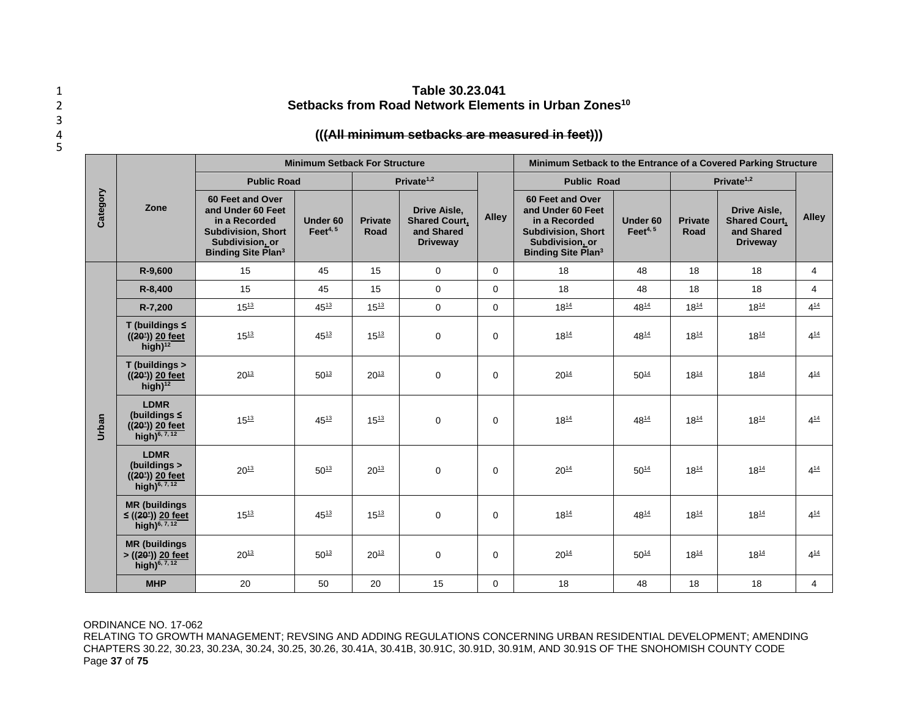## Table 30.23.041
## Setbacks from Road Network Elements in Urban Zones[10]

(((All minimum setbacks are measured in feet)))

| Category | Zone | Minimum Setback For Structure | | | | | Minimum Setback to the Entrance of a Covered Parking Structure | | | | |
|---|---|---|---|---|---|---|---|---|---|---|---|
| | | Public Road | | Private[1,2] | | Alley | Public Road | | Private[1,2] | | Alley |
| | | 60 Feet and Over and Under 60 Feet in a Recorded Subdivision, Short Subdivision, or Binding Site Plan[3] | Under 60 Feet[4, 5] | Private Road | Drive Aisle, Shared Court, and Shared Driveway | | 60 Feet and Over and Under 60 Feet in a Recorded Subdivision, Short Subdivision, or Binding Site Plan[3] | Under 60 Feet[4, 5] | Private Road | Drive Aisle, Shared Court, and Shared Driveway | |
| Urban | R-9,600 | 15 | 45 | 15 | 0 | 0 | 18 | 48 | 18 | 18 | 4 |
| | R-8,400 | 15 | 45 | 15 | 0 | 0 | 18 | 48 | 18 | 18 | 4 |
| | R-7,200 | 15[13] | 45[13] | 15[13] | 0 | 0 | 18[14] | 48[14] | 18[14] | 18[14] | 4[14] |
| | T (buildings ≤ ((20')) 20 feet high)[12] | 15[13] | 45[13] | 15[13] | 0 | 0 | 18[14] | 48[14] | 18[14] | 18[14] | 4[14] |
| | T (buildings > ((20')) 20 feet high)[12] | 20[13] | 50[13] | 20[13] | 0 | 0 | 20[14] | 50[14] | 18[14] | 18[14] | 4[14] |
| | LDMR (buildings ≤ ((20')) 20 feet high)[6, 7, 12] | 15[13] | 45[13] | 15[13] | 0 | 0 | 18[14] | 48[14] | 18[14] | 18[14] | 4[14] |
| | LDMR (buildings > ((20')) 20 feet high)[6, 7, 12] | 20[13] | 50[13] | 20[13] | 0 | 0 | 20[14] | 50[14] | 18[14] | 18[14] | 4[14] |
| | MR (buildings ≤ ((20')) 20 feet high)[6, 7, 12] | 15[13] | 45[13] | 15[13] | 0 | 0 | 18[14] | 48[14] | 18[14] | 18[14] | 4[14] |
| | MR (buildings > ((20')) 20 feet high)[6, 7, 12] | 20[13] | 50[13] | 20[13] | 0 | 0 | 20[14] | 50[14] | 18[14] | 18[14] | 4[14] |
| | MHP | 20 | 50 | 20 | 15 | 0 | 18 | 48 | 18 | 18 | 4 |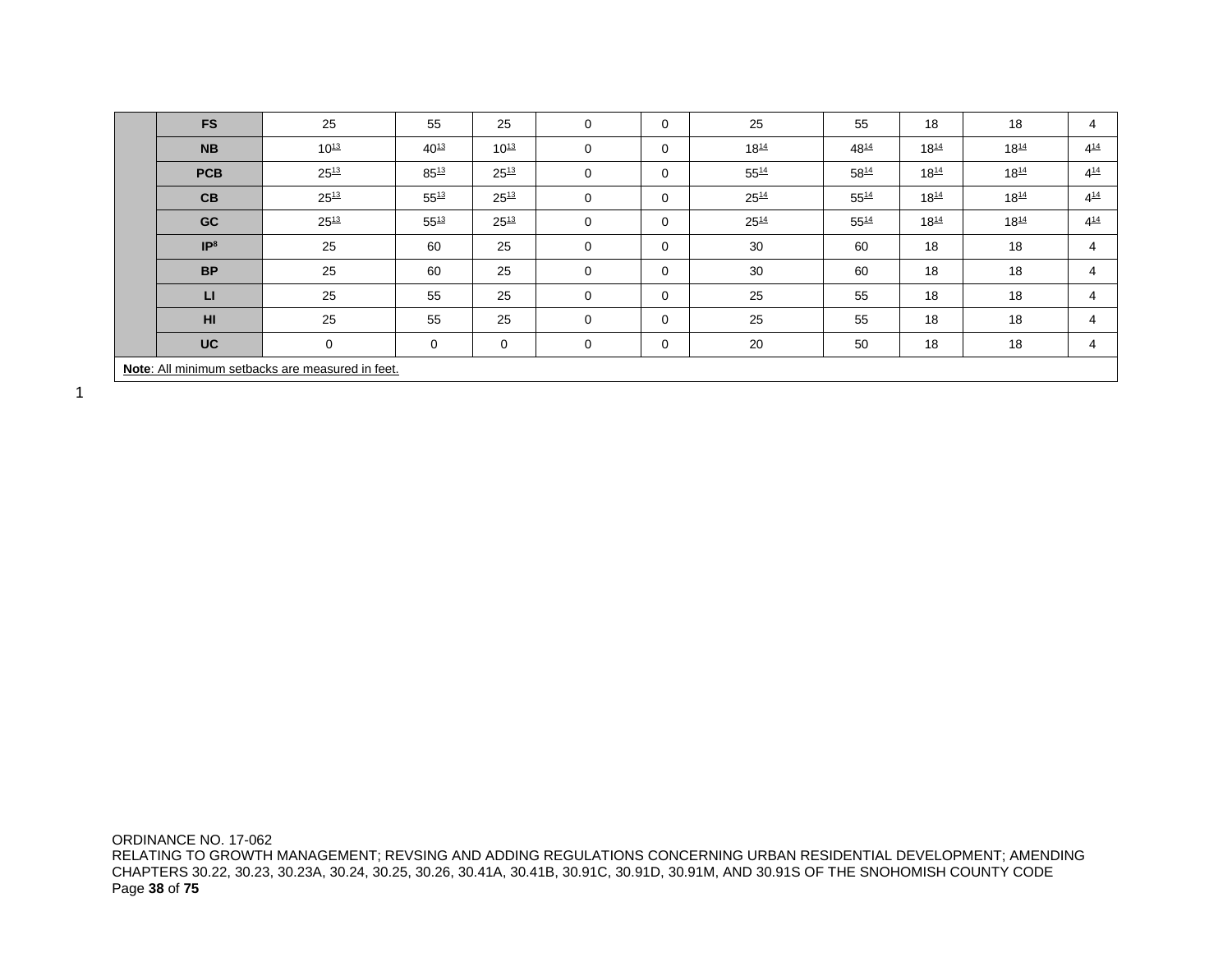| | | | | | | | | | | | |
|---|---|---|---|---|---|---|---|---|---|---|---|
| | **FS** | 25 | 55 | 25 | 0 | 0 | 25 | 55 | 18 | 18 | 4 |
| | **NB** | 10[13] | 40[13] | 10[13] | 0 | 0 | 18[14] | 48[14] | 18[14] | 18[14] | 4[14] |
| | **PCB** | 25[13] | 85[13] | 25[13] | 0 | 0 | 55[14] | 58[14] | 18[14] | 18[14] | 4[14] |
| | **CB** | 25[13] | 55[13] | 25[13] | 0 | 0 | 25[14] | 55[14] | 18[14] | 18[14] | 4[14] |
| | **GC** | 25[13] | 55[13] | 25[13] | 0 | 0 | 25[14] | 55[14] | 18[14] | 18[14] | 4[14] |
| | **IP[8]** | 25 | 60 | 25 | 0 | 0 | 30 | 60 | 18 | 18 | 4 |
| | **BP** | 25 | 60 | 25 | 0 | 0 | 30 | 60 | 18 | 18 | 4 |
| | **LI** | 25 | 55 | 25 | 0 | 0 | 25 | 55 | 18 | 18 | 4 |
| | **HI** | 25 | 55 | 25 | 0 | 0 | 25 | 55 | 18 | 18 | 4 |
| | **UC** | 0 | 0 | 0 | 0 | 0 | 20 | 50 | 18 | 18 | 4 |
| **Note**: All minimum setbacks are measured in feet. | | | | | | | | | | | |

ORDINANCE NO. 17-062
RELATING TO GROWTH MANAGEMENT; REVSING AND ADDING REGULATIONS CONCERNING URBAN RESIDENTIAL DEVELOPMENT; AMENDING CHAPTERS 30.22, 30.23, 30.23A, 30.24, 30.25, 30.26, 30.41A, 30.41B, 30.91C, 30.91D, 30.91M, AND 30.91S OF THE SNOHOMISH COUNTY CODE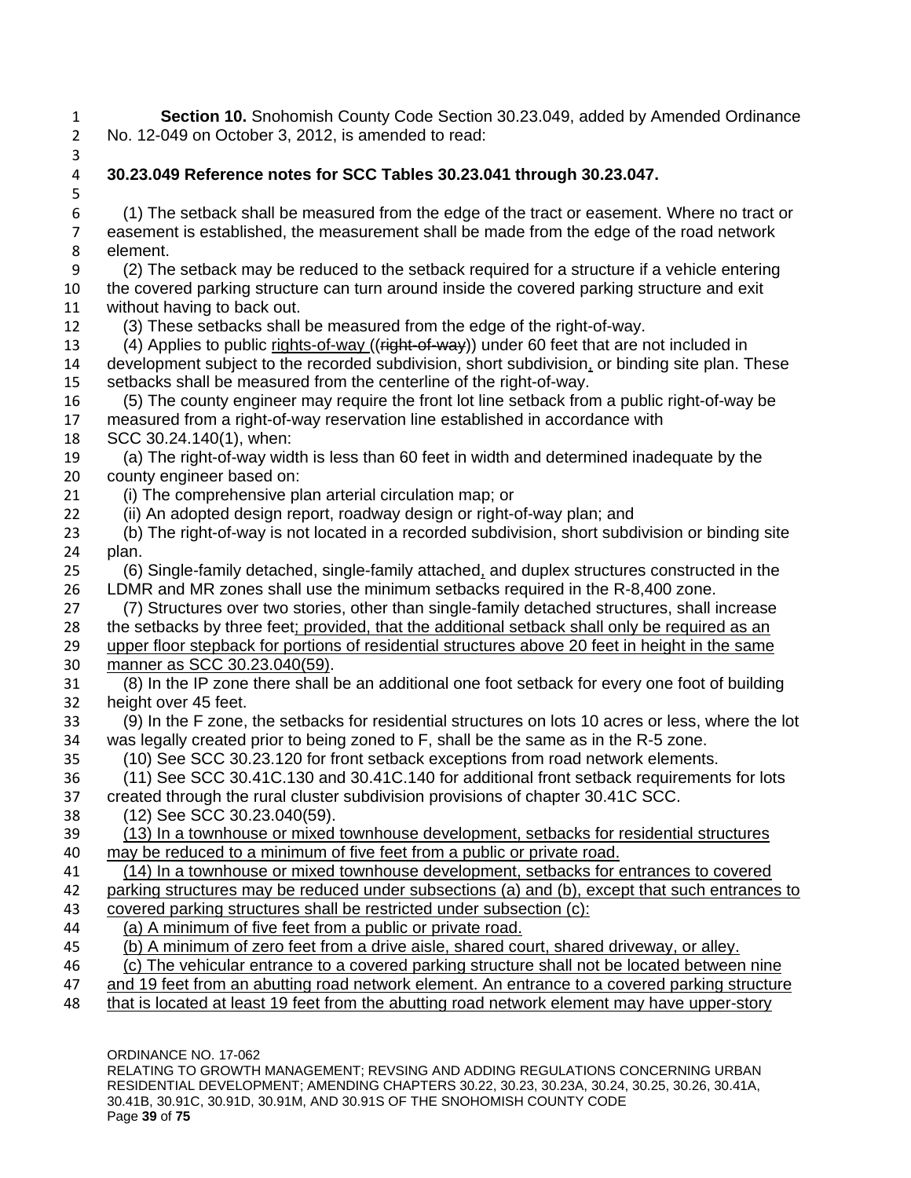**Section 10.** Snohomish County Code Section 30.23.049, added by Amended Ordinance No. 12-049 on October 3, 2012, is amended to read:

**30.23.049 Reference notes for SCC Tables 30.23.041 through 30.23.047.**

(1) The setback shall be measured from the edge of the tract or easement. Where no tract or easement is established, the measurement shall be made from the edge of the road network element.

(2) The setback may be reduced to the setback required for a structure if a vehicle entering the covered parking structure can turn around inside the covered parking structure and exit without having to back out.

(3) These setbacks shall be measured from the edge of the right-of-way.

(4) Applies to public <u>rights-of-way</u> ((~~right-of-way~~)) under 60 feet that are not included in development subject to the recorded subdivision, short subdivision<u>,</u> or binding site plan. These setbacks shall be measured from the centerline of the right-of-way.

(5) The county engineer may require the front lot line setback from a public right-of-way be measured from a right-of-way reservation line established in accordance with SCC 30.24.140(1), when:

(a) The right-of-way width is less than 60 feet in width and determined inadequate by the county engineer based on:

(i) The comprehensive plan arterial circulation map; or

(ii) An adopted design report, roadway design or right-of-way plan; and

(b) The right-of-way is not located in a recorded subdivision, short subdivision or binding site plan.

(6) Single-family detached, single-family attached<u>,</u> and duplex structures constructed in the LDMR and MR zones shall use the minimum setbacks required in the R-8,400 zone.

(7) Structures over two stories, other than single-family detached structures, shall increase the setbacks by three feet<u>; provided, that the additional setback shall only be required as an upper floor stepback for portions of residential structures above 20 feet in height in the same manner as SCC 30.23.040(59)</u>.

(8) In the IP zone there shall be an additional one foot setback for every one foot of building height over 45 feet.

(9) In the F zone, the setbacks for residential structures on lots 10 acres or less, where the lot was legally created prior to being zoned to F, shall be the same as in the R-5 zone.

(10) See SCC 30.23.120 for front setback exceptions from road network elements.

(11) See SCC 30.41C.130 and 30.41C.140 for additional front setback requirements for lots created through the rural cluster subdivision provisions of chapter 30.41C SCC.

(12) See SCC 30.23.040(59).

<u>(13) In a townhouse or mixed townhouse development, setbacks for residential structures may be reduced to a minimum of five feet from a public or private road.</u>

<u>(14) In a townhouse or mixed townhouse development, setbacks for entrances to covered parking structures may be reduced under subsections (a) and (b), except that such entrances to covered parking structures shall be restricted under subsection (c):</u>

<u>(a) A minimum of five feet from a public or private road.</u>

<u>(b) A minimum of zero feet from a drive aisle, shared court, shared driveway, or alley.</u>

<u>(c) The vehicular entrance to a covered parking structure shall not be located between nine and 19 feet from an abutting road network element. An entrance to a covered parking structure that is located at least 19 feet from the abutting road network element may have upper-story</u>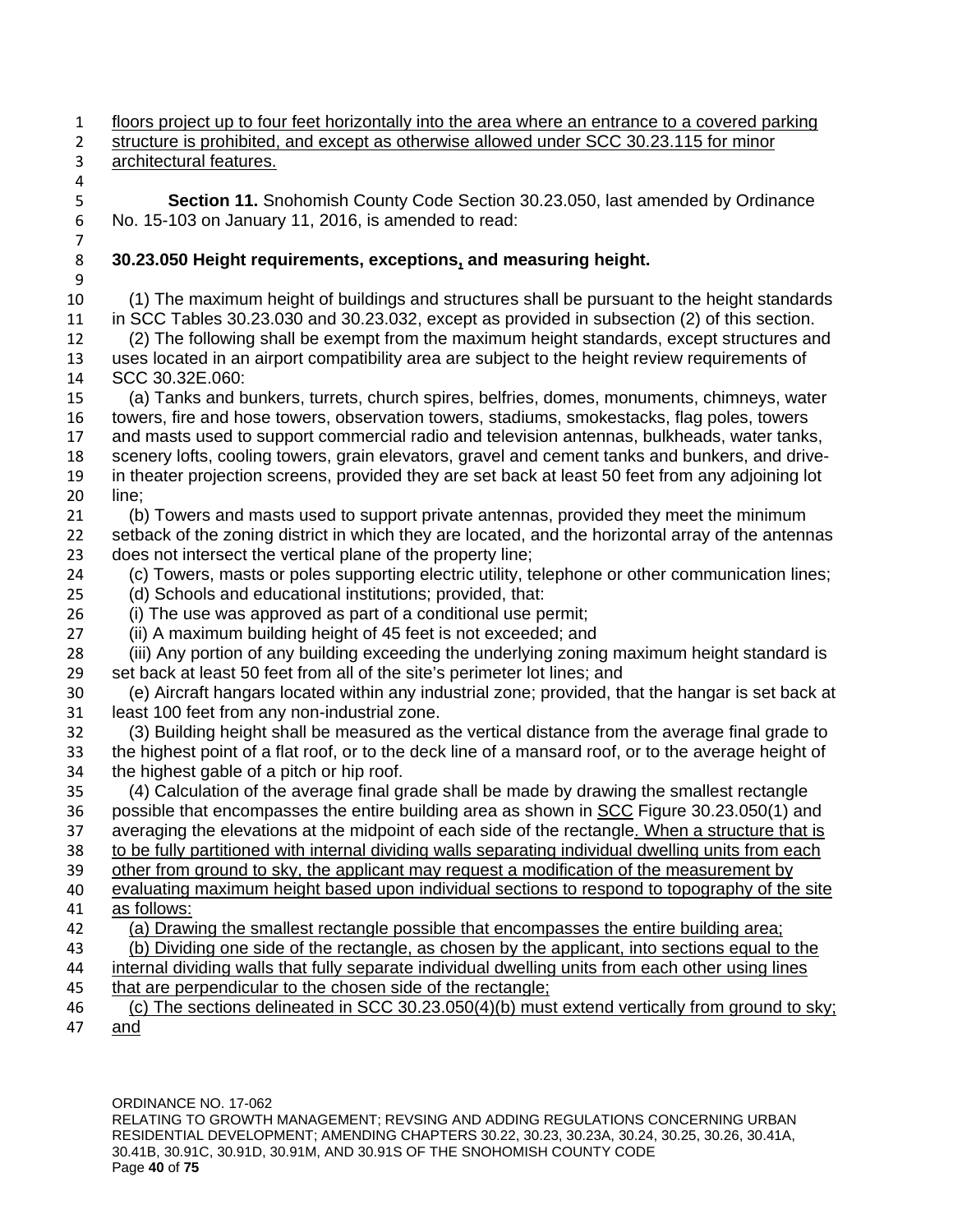floors project up to four feet horizontally into the area where an entrance to a covered parking structure is prohibited, and except as otherwise allowed under SCC 30.23.115 for minor architectural features.

**Section 11.** Snohomish County Code Section 30.23.050, last amended by Ordinance No. 15-103 on January 11, 2016, is amended to read:

**30.23.050 Height requirements, exceptions, and measuring height.**

(1) The maximum height of buildings and structures shall be pursuant to the height standards in SCC Tables 30.23.030 and 30.23.032, except as provided in subsection (2) of this section.

(2) The following shall be exempt from the maximum height standards, except structures and uses located in an airport compatibility area are subject to the height review requirements of SCC 30.32E.060:

(a) Tanks and bunkers, turrets, church spires, belfries, domes, monuments, chimneys, water towers, fire and hose towers, observation towers, stadiums, smokestacks, flag poles, towers and masts used to support commercial radio and television antennas, bulkheads, water tanks, scenery lofts, cooling towers, grain elevators, gravel and cement tanks and bunkers, and drive-in theater projection screens, provided they are set back at least 50 feet from any adjoining lot line;

(b) Towers and masts used to support private antennas, provided they meet the minimum setback of the zoning district in which they are located, and the horizontal array of the antennas does not intersect the vertical plane of the property line;

(c) Towers, masts or poles supporting electric utility, telephone or other communication lines;

(d) Schools and educational institutions; provided, that:

(i) The use was approved as part of a conditional use permit;

(ii) A maximum building height of 45 feet is not exceeded; and

(iii) Any portion of any building exceeding the underlying zoning maximum height standard is set back at least 50 feet from all of the site's perimeter lot lines; and

(e) Aircraft hangars located within any industrial zone; provided, that the hangar is set back at least 100 feet from any non-industrial zone.

(3) Building height shall be measured as the vertical distance from the average final grade to the highest point of a flat roof, or to the deck line of a mansard roof, or to the average height of the highest gable of a pitch or hip roof.

(4) Calculation of the average final grade shall be made by drawing the smallest rectangle possible that encompasses the entire building area as shown in SCC Figure 30.23.050(1) and averaging the elevations at the midpoint of each side of the rectangle. When a structure that is to be fully partitioned with internal dividing walls separating individual dwelling units from each other from ground to sky, the applicant may request a modification of the measurement by evaluating maximum height based upon individual sections to respond to topography of the site as follows:

(a) Drawing the smallest rectangle possible that encompasses the entire building area;

(b) Dividing one side of the rectangle, as chosen by the applicant, into sections equal to the internal dividing walls that fully separate individual dwelling units from each other using lines that are perpendicular to the chosen side of the rectangle;

(c) The sections delineated in SCC 30.23.050(4)(b) must extend vertically from ground to sky; and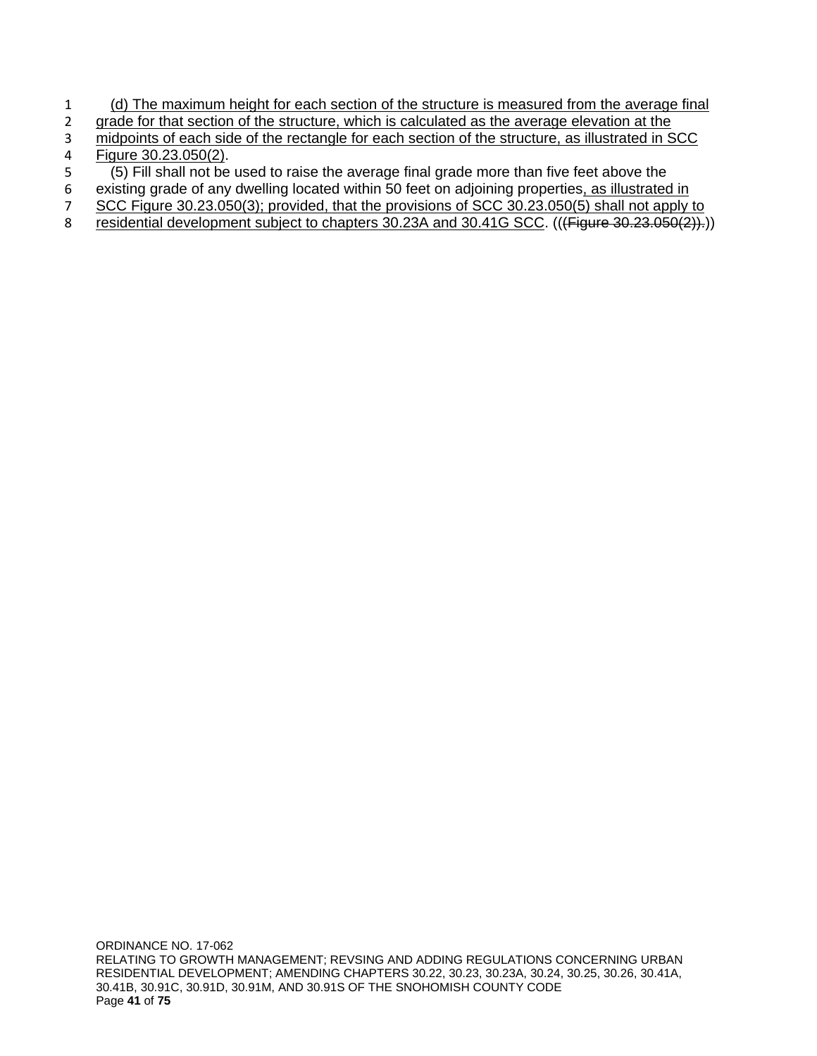(d) The maximum height for each section of the structure is measured from the average final grade for that section of the structure, which is calculated as the average elevation at the midpoints of each side of the rectangle for each section of the structure, as illustrated in SCC Figure 30.23.050(2).

(5) Fill shall not be used to raise the average final grade more than five feet above the existing grade of any dwelling located within 50 feet on adjoining properties, as illustrated in SCC Figure 30.23.050(3); provided, that the provisions of SCC 30.23.050(5) shall not apply to residential development subject to chapters 30.23A and 30.41G SCC. (((~~Figure 30.23.050(2)).~~))

ORDINANCE NO. 17-062
RELATING TO GROWTH MANAGEMENT; REVSING AND ADDING REGULATIONS CONCERNING URBAN RESIDENTIAL DEVELOPMENT; AMENDING CHAPTERS 30.22, 30.23, 30.23A, 30.24, 30.25, 30.26, 30.41A, 30.41B, 30.91C, 30.91D, 30.91M, AND 30.91S OF THE SNOHOMISH COUNTY CODE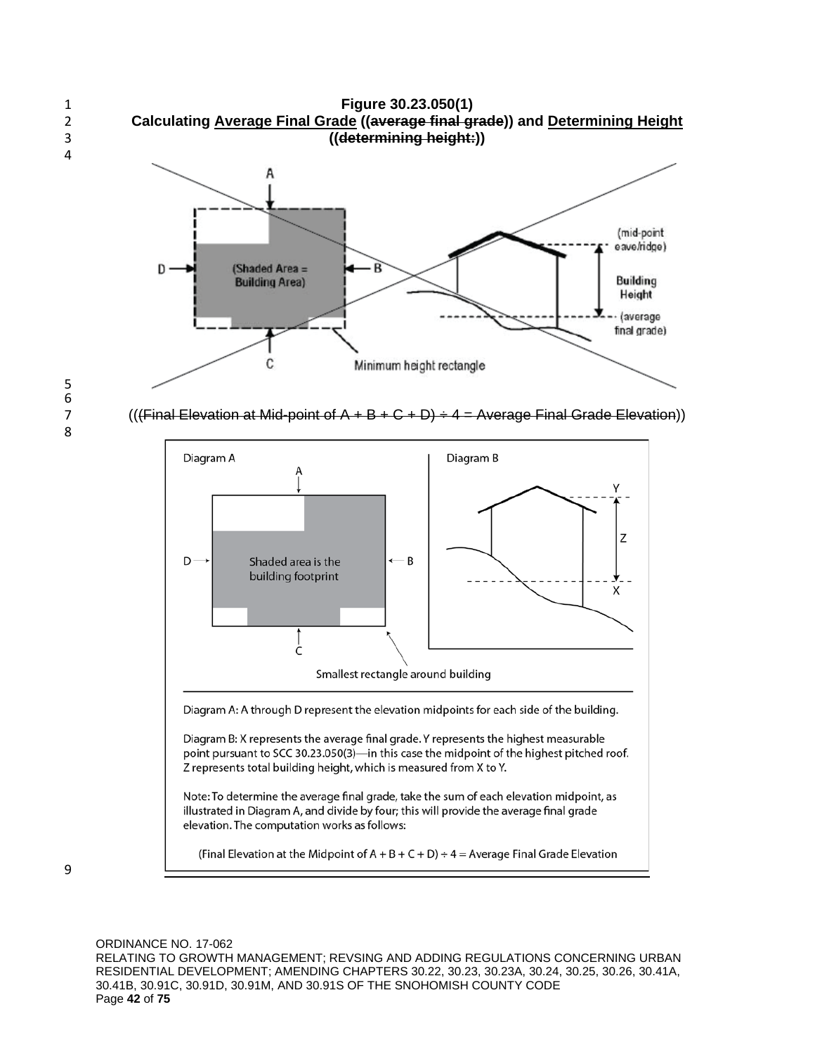**Figure 30.23.050(1)**

**Calculating <u>Average Final Grade</u> ((~~average final grade~~)) and <u>Determining Height</u> ((~~determining height:~~))**

(((~~Final Elevation at Mid-point of A + B + C + D) ÷ 4 = Average Final Grade Elevation~~))

Diagram A: A through D represent the elevation midpoints for each side of the building.

Diagram B: X represents the average final grade. Y represents the highest measurable point pursuant to SCC 30.23.050(3)—in this case the midpoint of the highest pitched roof. Z represents total building height, which is measured from X to Y.

Note: To determine the average final grade, take the sum of each elevation midpoint, as illustrated in Diagram A, and divide by four; this will provide the average final grade elevation. The computation works as follows:

(Final Elevation at the Midpoint of A + B + C + D) ÷ 4 = Average Final Grade Elevation

ORDINANCE NO. 17-062

RELATING TO GROWTH MANAGEMENT; REVSING AND ADDING REGULATIONS CONCERNING URBAN RESIDENTIAL DEVELOPMENT; AMENDING CHAPTERS 30.22, 30.23, 30.23A, 30.24, 30.25, 30.26, 30.41A, 30.41B, 30.91C, 30.91D, 30.91M, AND 30.91S OF THE SNOHOMISH COUNTY CODE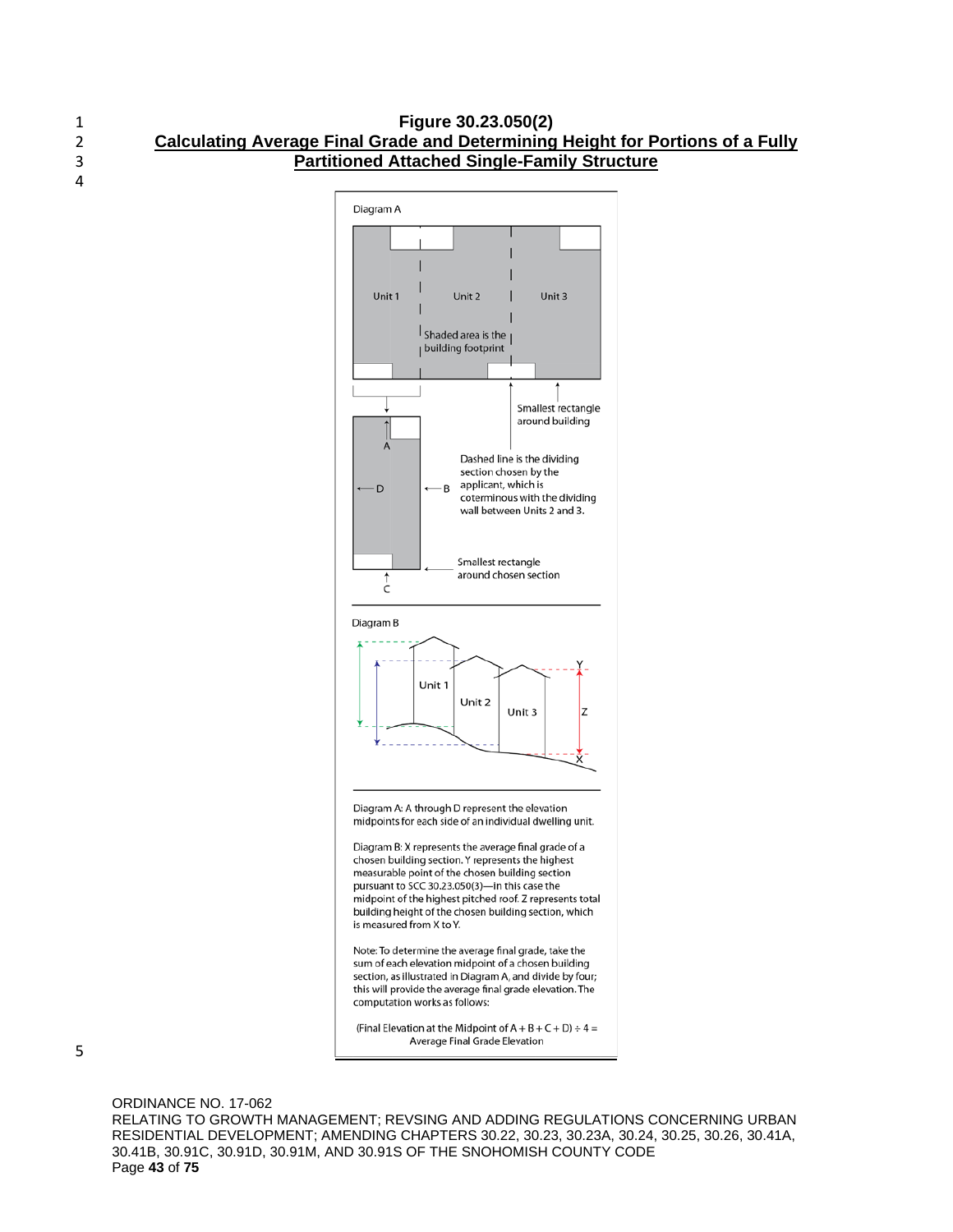**Figure 30.23.050(2)**
**Calculating Average Final Grade and Determining Height for Portions of a Fully Partitioned Attached Single-Family Structure**

Diagram A

Unit 1

Unit 2

Unit 3

Shaded area is the building footprint

Smallest rectangle around building

A

D

B

C

Dashed line is the dividing section chosen by the applicant, which is coterminous with the dividing wall between Units 2 and 3.

Smallest rectangle around chosen section

Diagram B

Unit 1

Unit 2

Unit 3

Y

Z

X

Diagram A: A through D represent the elevation midpoints for each side of an individual dwelling unit.

Diagram B: X represents the average final grade of a chosen building section. Y represents the highest measurable point of the chosen building section pursuant to SCC 30.23.050(3)—in this case the midpoint of the highest pitched roof. Z represents total building height of the chosen building section, which is measured from X to Y.

Note: To determine the average final grade, take the sum of each elevation midpoint of a chosen building section, as illustrated in Diagram A, and divide by four; this will provide the average final grade elevation. The computation works as follows:

(Final Elevation at the Midpoint of A + B + C + D) ÷ 4 = Average Final Grade Elevation

ORDINANCE NO. 17-062
RELATING TO GROWTH MANAGEMENT; REVSING AND ADDING REGULATIONS CONCERNING URBAN RESIDENTIAL DEVELOPMENT; AMENDING CHAPTERS 30.22, 30.23, 30.23A, 30.24, 30.25, 30.26, 30.41A, 30.41B, 30.91C, 30.91D, 30.91M, AND 30.91S OF THE SNOHOMISH COUNTY CODE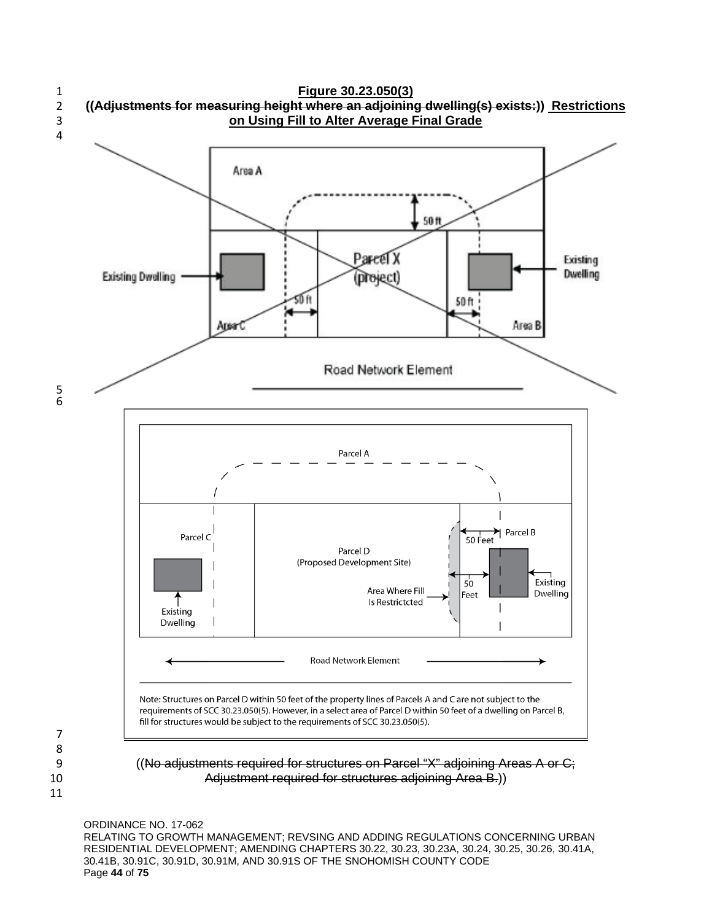**Figure 30.23.050(3)**

**((~~Adjustments for measuring height where an adjoining dwelling(s) exists:~~)) Restrictions on Using Fill to Alter Average Final Grade**

Area A

50 ft

Parcel X (project)

Existing Dwelling

Existing Dwelling

50 ft

50 ft

Area C

Area B

Road Network Element

Parcel A

Parcel C

Parcel D (Proposed Development Site)

Parcel B

50 Feet

50 Feet

Existing Dwelling

Area Where Fill Is Restrictcted

Existing Dwelling

Road Network Element

Note: Structures on Parcel D within 50 feet of the property lines of Parcels A and C are not subject to the requirements of SCC 30.23.050(5). However, in a select area of Parcel D within 50 feet of a dwelling on Parcel B, fill for structures would be subject to the requirements of SCC 30.23.050(5).

((~~No adjustments required for structures on Parcel "X" adjoining Areas A or C; Adjustment required for structures adjoining Area B.~~))

ORDINANCE NO. 17-062
RELATING TO GROWTH MANAGEMENT; REVSING AND ADDING REGULATIONS CONCERNING URBAN RESIDENTIAL DEVELOPMENT; AMENDING CHAPTERS 30.22, 30.23, 30.23A, 30.24, 30.25, 30.26, 30.41A, 30.41B, 30.91C, 30.91D, 30.91M, AND 30.91S OF THE SNOHOMISH COUNTY CODE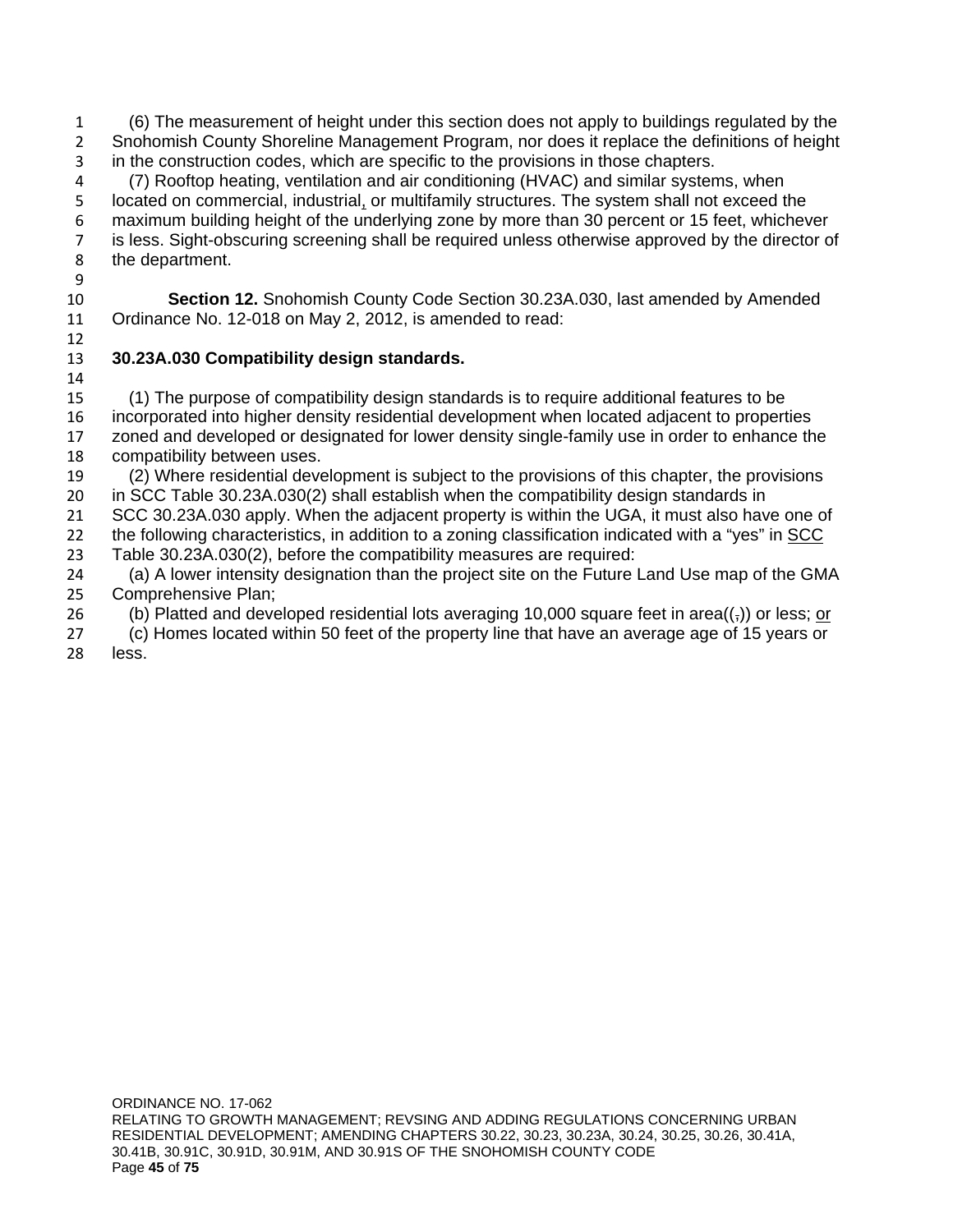(6) The measurement of height under this section does not apply to buildings regulated by the Snohomish County Shoreline Management Program, nor does it replace the definitions of height in the construction codes, which are specific to the provisions in those chapters.

(7) Rooftop heating, ventilation and air conditioning (HVAC) and similar systems, when located on commercial, industrial, or multifamily structures. The system shall not exceed the maximum building height of the underlying zone by more than 30 percent or 15 feet, whichever is less. Sight-obscuring screening shall be required unless otherwise approved by the director of the department.

**Section 12.** Snohomish County Code Section 30.23A.030, last amended by Amended Ordinance No. 12-018 on May 2, 2012, is amended to read:

**30.23A.030 Compatibility design standards.**

(1) The purpose of compatibility design standards is to require additional features to be incorporated into higher density residential development when located adjacent to properties zoned and developed or designated for lower density single-family use in order to enhance the compatibility between uses.

(2) Where residential development is subject to the provisions of this chapter, the provisions in SCC Table 30.23A.030(2) shall establish when the compatibility design standards in SCC 30.23A.030 apply. When the adjacent property is within the UGA, it must also have one of the following characteristics, in addition to a zoning classification indicated with a "yes" in SCC Table 30.23A.030(2), before the compatibility measures are required:

(a) A lower intensity designation than the project site on the Future Land Use map of the GMA Comprehensive Plan;

(b) Platted and developed residential lots averaging 10,000 square feet in area((,)) or less; or

(c) Homes located within 50 feet of the property line that have an average age of 15 years or less.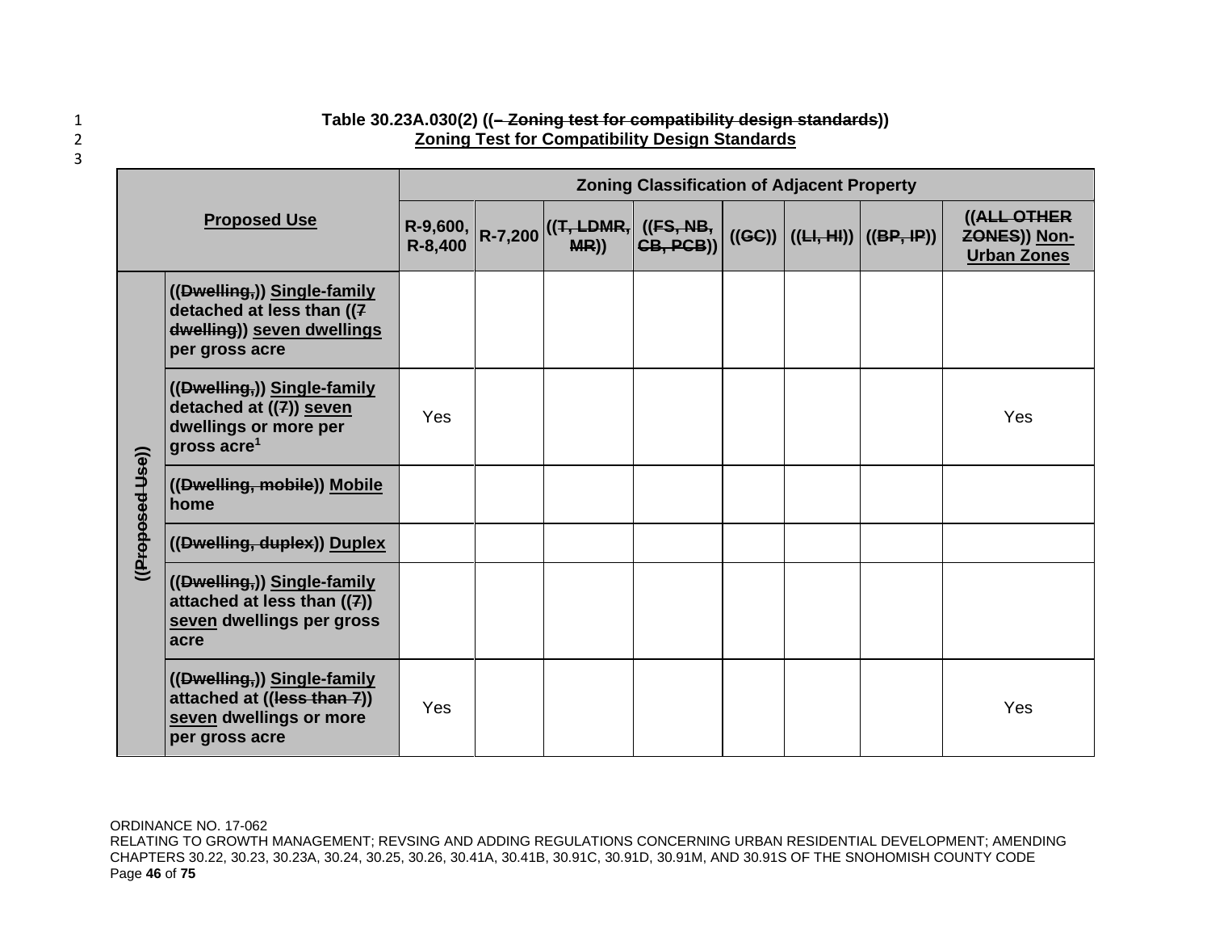**Table 30.23A.030(2) ((– Zoning test for compatibility design standards))**
**Zoning Test for Compatibility Design Standards**

| Proposed Use | | Zoning Classification of Adjacent Property | | | | | | | |
|---|---|---|---|---|---|---|---|---|---|
| | | R-9,600, R-8,400 | R-7,200 | ((T, LDMR, MR)) | ((FS, NB, CB, PCB)) | ((GC)) | ((LI, HI)) | ((BP, IP)) | ((ALL OTHER ZONES)) Non-Urban Zones |
| ((Proposed Use)) | ((Dwelling,)) Single-family detached at less than ((7 dwelling)) seven dwellings per gross acre | | | | | | | | |
| | ((Dwelling,)) Single-family detached at ((7)) seven dwellings or more per gross acre[1] | Yes | | | | | | | Yes |
| | ((Dwelling, mobile)) Mobile home | | | | | | | | |
| | ((Dwelling, duplex)) Duplex | | | | | | | | |
| | ((Dwelling,)) Single-family attached at less than ((7)) seven dwellings per gross acre | | | | | | | | |
| | ((Dwelling,)) Single-family attached at ((less than 7)) seven dwellings or more per gross acre | Yes | | | | | | | Yes |

ORDINANCE NO. 17-062
RELATING TO GROWTH MANAGEMENT; REVSING AND ADDING REGULATIONS CONCERNING URBAN RESIDENTIAL DEVELOPMENT; AMENDING CHAPTERS 30.22, 30.23, 30.23A, 30.24, 30.25, 30.26, 30.41A, 30.41B, 30.91C, 30.91D, 30.91M, AND 30.91S OF THE SNOHOMISH COUNTY CODE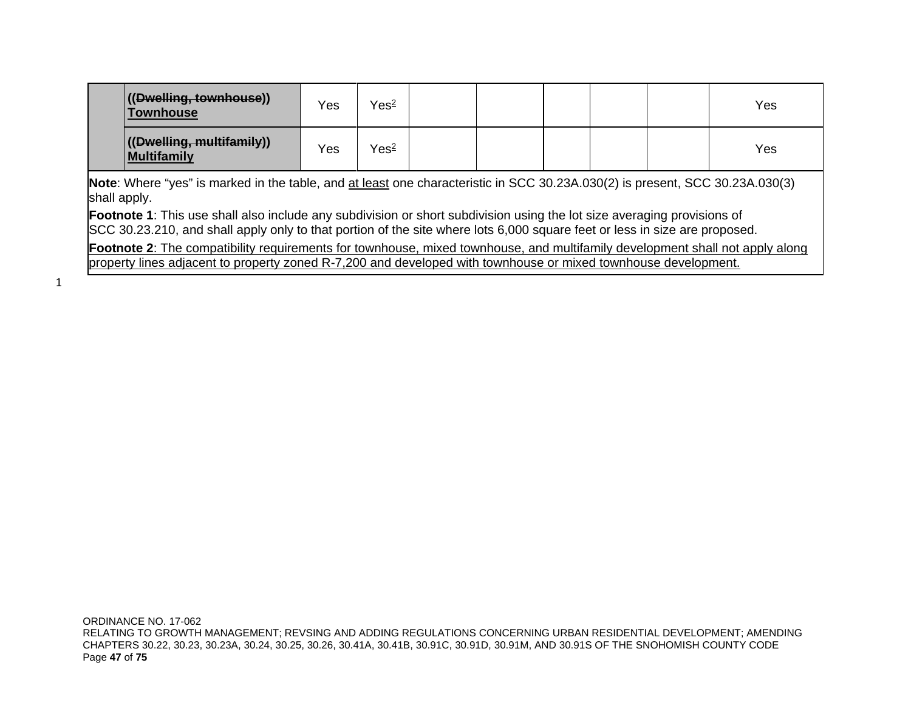| | | | | | | | | | |
|---|---|---|---|---|---|---|---|---|---|
| | **((~~Dwelling, townhouse~~)) <u>Townhouse</u>** | Yes | Yes[2] | | | | | | Yes |
| | **((~~Dwelling, multifamily~~)) <u>Multifamily</u>** | Yes | Yes[2] | | | | | | Yes |

**Note**: Where "yes" is marked in the table, and <u>at least</u> one characteristic in SCC 30.23A.030(2) is present, SCC 30.23A.030(3) shall apply.

**Footnote 1**: This use shall also include any subdivision or short subdivision using the lot size averaging provisions of SCC 30.23.210, and shall apply only to that portion of the site where lots 6,000 square feet or less in size are proposed.

<u>**Footnote 2**: The compatibility requirements for townhouse, mixed townhouse, and multifamily development shall not apply along property lines adjacent to property zoned R-7,200 and developed with townhouse or mixed townhouse development.</u>

ORDINANCE NO. 17-062
RELATING TO GROWTH MANAGEMENT; REVSING AND ADDING REGULATIONS CONCERNING URBAN RESIDENTIAL DEVELOPMENT; AMENDING CHAPTERS 30.22, 30.23, 30.23A, 30.24, 30.25, 30.26, 30.41A, 30.41B, 30.91C, 30.91D, 30.91M, AND 30.91S OF THE SNOHOMISH COUNTY CODE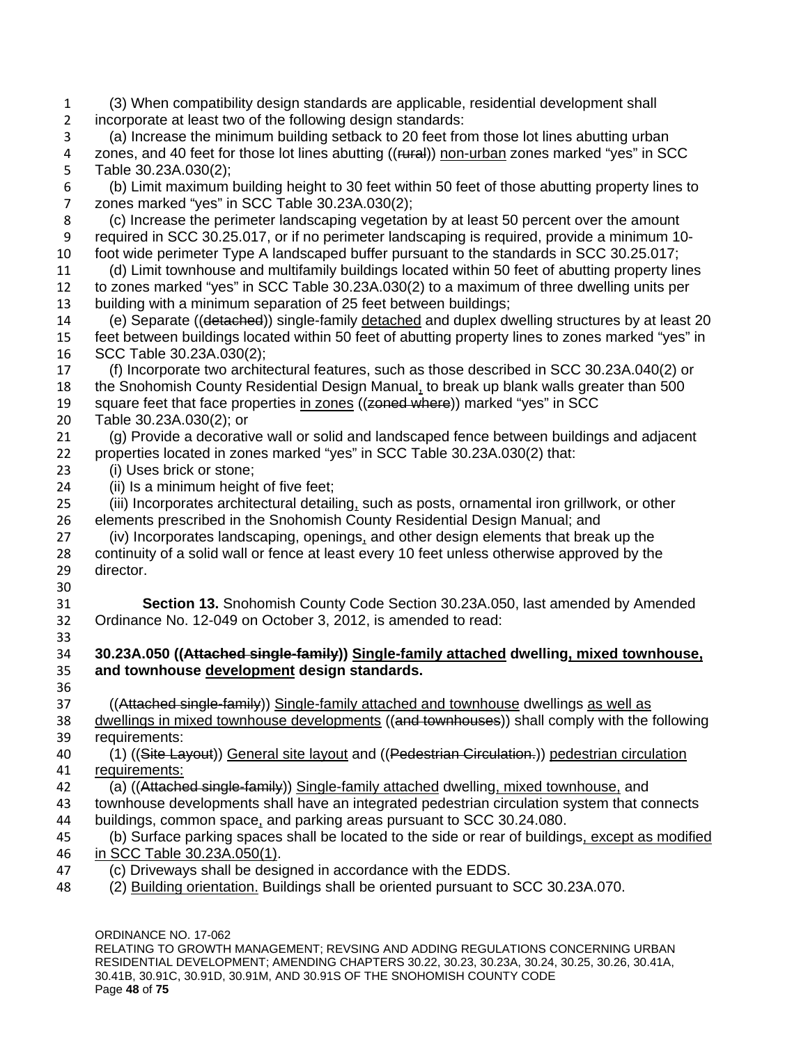(3) When compatibility design standards are applicable, residential development shall incorporate at least two of the following design standards:

(a) Increase the minimum building setback to 20 feet from those lot lines abutting urban zones, and 40 feet for those lot lines abutting ((~~rural~~)) <u>non-urban</u> zones marked "yes" in SCC Table 30.23A.030(2);

(b) Limit maximum building height to 30 feet within 50 feet of those abutting property lines to zones marked "yes" in SCC Table 30.23A.030(2);

(c) Increase the perimeter landscaping vegetation by at least 50 percent over the amount required in SCC 30.25.017, or if no perimeter landscaping is required, provide a minimum 10-foot wide perimeter Type A landscaped buffer pursuant to the standards in SCC 30.25.017;

(d) Limit townhouse and multifamily buildings located within 50 feet of abutting property lines to zones marked "yes" in SCC Table 30.23A.030(2) to a maximum of three dwelling units per building with a minimum separation of 25 feet between buildings;

(e) Separate ((~~detached~~)) single-family <u>detached</u> and duplex dwelling structures by at least 20 feet between buildings located within 50 feet of abutting property lines to zones marked "yes" in SCC Table 30.23A.030(2);

(f) Incorporate two architectural features, such as those described in SCC 30.23A.040(2) or the Snohomish County Residential Design Manual<u>,</u> to break up blank walls greater than 500 square feet that face properties <u>in zones</u> ((~~zoned where~~)) marked "yes" in SCC Table 30.23A.030(2); or

(g) Provide a decorative wall or solid and landscaped fence between buildings and adjacent properties located in zones marked "yes" in SCC Table 30.23A.030(2) that:

(i) Uses brick or stone;

(ii) Is a minimum height of five feet;

(iii) Incorporates architectural detailing<u>,</u> such as posts, ornamental iron grillwork, or other elements prescribed in the Snohomish County Residential Design Manual; and

(iv) Incorporates landscaping, openings<u>,</u> and other design elements that break up the continuity of a solid wall or fence at least every 10 feet unless otherwise approved by the director.

**Section 13.** Snohomish County Code Section 30.23A.050, last amended by Amended Ordinance No. 12-049 on October 3, 2012, is amended to read:

**30.23A.050 ((~~Attached single-family~~)) <u>Single-family attached</u> dwelling<u>, mixed townhouse,</u> and townhouse <u>development</u> design standards.**

((~~Attached single-family~~)) <u>Single-family attached and townhouse</u> dwellings <u>as well as dwellings in mixed townhouse developments</u> ((~~and townhouses~~)) shall comply with the following requirements:

(1) ((~~Site Layout~~)) <u>General site layout</u> and ((~~Pedestrian Circulation.~~)) <u>pedestrian circulation requirements:</u>

(a) ((~~Attached single-family~~)) <u>Single-family attached</u> dwelling<u>, mixed townhouse,</u> and townhouse developments shall have an integrated pedestrian circulation system that connects buildings, common space<u>,</u> and parking areas pursuant to SCC 30.24.080.

(b) Surface parking spaces shall be located to the side or rear of buildings<u>, except as modified in SCC Table 30.23A.050(1)</u>.

(c) Driveways shall be designed in accordance with the EDDS.

(2) <u>Building orientation.</u> Buildings shall be oriented pursuant to SCC 30.23A.070.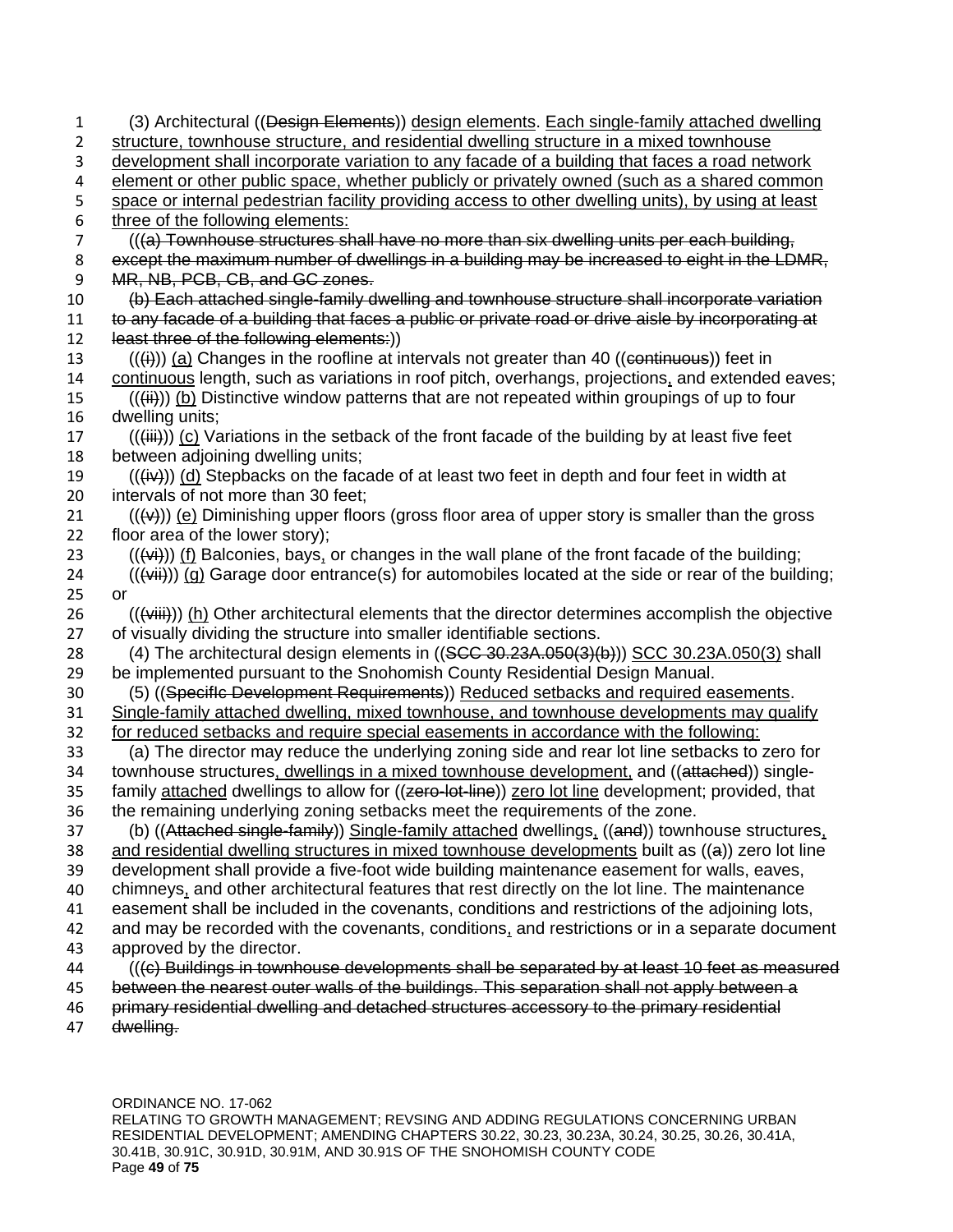(3) Architectural ((Design Elements)) design elements. Each single-family attached dwelling structure, townhouse structure, and residential dwelling structure in a mixed townhouse development shall incorporate variation to any facade of a building that faces a road network element or other public space, whether publicly or privately owned (such as a shared common space or internal pedestrian facility providing access to other dwelling units), by using at least three of the following elements:

(((a) Townhouse structures shall have no more than six dwelling units per each building, except the maximum number of dwellings in a building may be increased to eight in the LDMR, MR, NB, PCB, CB, and GC zones.

(b) Each attached single-family dwelling and townhouse structure shall incorporate variation to any facade of a building that faces a public or private road or drive aisle by incorporating at least three of the following elements:))

(((i))) (a) Changes in the roofline at intervals not greater than 40 ((continuous)) feet in continuous length, such as variations in roof pitch, overhangs, projections, and extended eaves;

(((ii))) (b) Distinctive window patterns that are not repeated within groupings of up to four dwelling units;

(((iii))) (c) Variations in the setback of the front facade of the building by at least five feet between adjoining dwelling units;

(((iv))) (d) Stepbacks on the facade of at least two feet in depth and four feet in width at intervals of not more than 30 feet;

(((v))) (e) Diminishing upper floors (gross floor area of upper story is smaller than the gross floor area of the lower story);

(((vi))) (f) Balconies, bays, or changes in the wall plane of the front facade of the building;

(((vii))) (g) Garage door entrance(s) for automobiles located at the side or rear of the building; or

(((viii))) (h) Other architectural elements that the director determines accomplish the objective of visually dividing the structure into smaller identifiable sections.

(4) The architectural design elements in ((SCC 30.23A.050(3)(b))) SCC 30.23A.050(3) shall be implemented pursuant to the Snohomish County Residential Design Manual.

(5) ((Specific Development Requirements)) Reduced setbacks and required easements. Single-family attached dwelling, mixed townhouse, and townhouse developments may qualify for reduced setbacks and require special easements in accordance with the following:

(a) The director may reduce the underlying zoning side and rear lot line setbacks to zero for townhouse structures, dwellings in a mixed townhouse development, and ((attached)) single-family attached dwellings to allow for ((zero-lot-line)) zero lot line development; provided, that the remaining underlying zoning setbacks meet the requirements of the zone.

(b) ((Attached single-family)) Single-family attached dwellings, ((and)) townhouse structures, and residential dwelling structures in mixed townhouse developments built as ((a)) zero lot line development shall provide a five-foot wide building maintenance easement for walls, eaves, chimneys, and other architectural features that rest directly on the lot line. The maintenance easement shall be included in the covenants, conditions and restrictions of the adjoining lots, and may be recorded with the covenants, conditions, and restrictions or in a separate document approved by the director.

(((c) Buildings in townhouse developments shall be separated by at least 10 feet as measured between the nearest outer walls of the buildings. This separation shall not apply between a primary residential dwelling and detached structures accessory to the primary residential dwelling.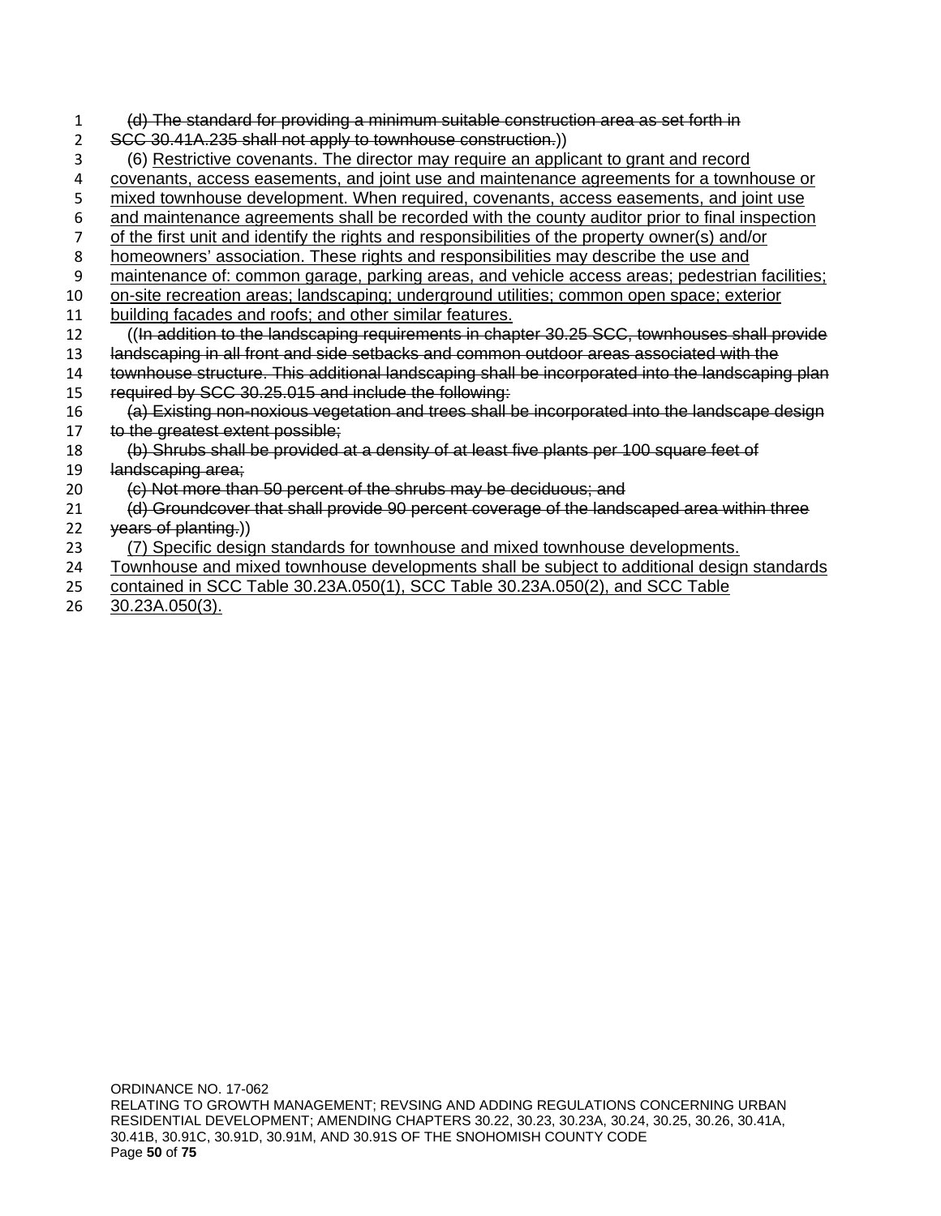~~(d) The standard for providing a minimum suitable construction area as set forth in SCC 30.41A.235 shall not apply to townhouse construction.~~))

(6) <u>Restrictive covenants. The director may require an applicant to grant and record covenants, access easements, and joint use and maintenance agreements for a townhouse or mixed townhouse development. When required, covenants, access easements, and joint use and maintenance agreements shall be recorded with the county auditor prior to final inspection of the first unit and identify the rights and responsibilities of the property owner(s) and/or homeowners' association. These rights and responsibilities may describe the use and maintenance of: common garage, parking areas, and vehicle access areas; pedestrian facilities; on-site recreation areas; landscaping; underground utilities; common open space; exterior building facades and roofs; and other similar features.</u>

((~~In addition to the landscaping requirements in chapter 30.25 SCC, townhouses shall provide landscaping in all front and side setbacks and common outdoor areas associated with the townhouse structure. This additional landscaping shall be incorporated into the landscaping plan required by SCC 30.25.015 and include the following:~~

~~(a) Existing non-noxious vegetation and trees shall be incorporated into the landscape design to the greatest extent possible;~~

~~(b) Shrubs shall be provided at a density of at least five plants per 100 square feet of landscaping area;~~

~~(c) Not more than 50 percent of the shrubs may be deciduous; and~~

~~(d) Groundcover that shall provide 90 percent coverage of the landscaped area within three years of planting.~~))

<u>(7) Specific design standards for townhouse and mixed townhouse developments. Townhouse and mixed townhouse developments shall be subject to additional design standards contained in SCC Table 30.23A.050(1), SCC Table 30.23A.050(2), and SCC Table 30.23A.050(3).</u>

ORDINANCE NO. 17-062
RELATING TO GROWTH MANAGEMENT; REVSING AND ADDING REGULATIONS CONCERNING URBAN RESIDENTIAL DEVELOPMENT; AMENDING CHAPTERS 30.22, 30.23, 30.23A, 30.24, 30.25, 30.26, 30.41A, 30.41B, 30.91C, 30.91D, 30.91M, AND 30.91S OF THE SNOHOMISH COUNTY CODE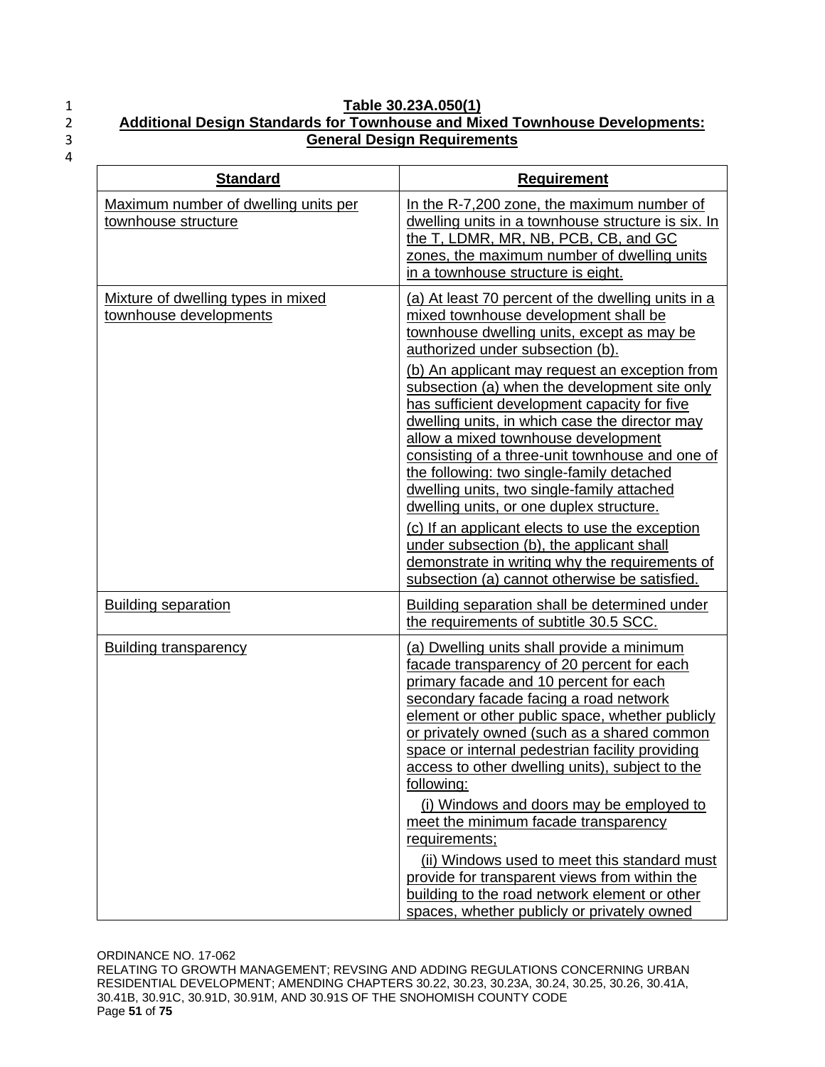**Table 30.23A.050(1)**
**Additional Design Standards for Townhouse and Mixed Townhouse Developments: General Design Requirements**

| Standard | Requirement |
|---|---|
| Maximum number of dwelling units per townhouse structure | In the R-7,200 zone, the maximum number of dwelling units in a townhouse structure is six. In the T, LDMR, MR, NB, PCB, CB, and GC zones, the maximum number of dwelling units in a townhouse structure is eight. |
| Mixture of dwelling types in mixed townhouse developments | (a) At least 70 percent of the dwelling units in a mixed townhouse development shall be townhouse dwelling units, except as may be authorized under subsection (b).<br><br>(b) An applicant may request an exception from subsection (a) when the development site only has sufficient development capacity for five dwelling units, in which case the director may allow a mixed townhouse development consisting of a three-unit townhouse and one of the following: two single-family detached dwelling units, two single-family attached dwelling units, or one duplex structure.<br><br>(c) If an applicant elects to use the exception under subsection (b), the applicant shall demonstrate in writing why the requirements of subsection (a) cannot otherwise be satisfied. |
| Building separation | Building separation shall be determined under the requirements of subtitle 30.5 SCC. |
| Building transparency | (a) Dwelling units shall provide a minimum facade transparency of 20 percent for each primary facade and 10 percent for each secondary facade facing a road network element or other public space, whether publicly or privately owned (such as a shared common space or internal pedestrian facility providing access to other dwelling units), subject to the following:<br><br>(i) Windows and doors may be employed to meet the minimum facade transparency requirements;<br><br>(ii) Windows used to meet this standard must provide for transparent views from within the building to the road network element or other spaces, whether publicly or privately owned |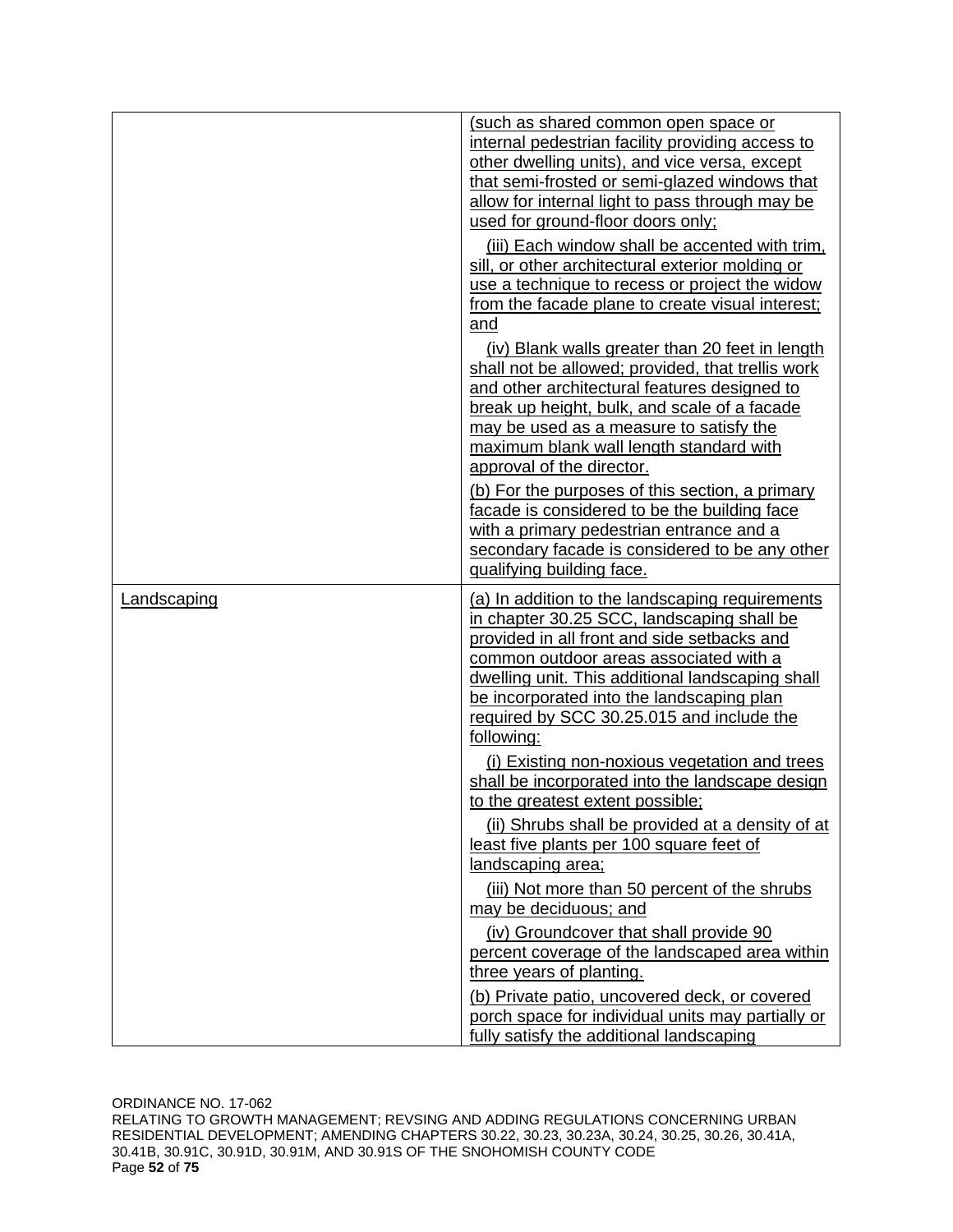| | |
|---|---|
| | (such as shared common open space or internal pedestrian facility providing access to other dwelling units), and vice versa, except that semi-frosted or semi-glazed windows that allow for internal light to pass through may be used for ground-floor doors only;<br><br>(iii) Each window shall be accented with trim, sill, or other architectural exterior molding or use a technique to recess or project the widow from the facade plane to create visual interest; and<br><br>(iv) Blank walls greater than 20 feet in length shall not be allowed; provided, that trellis work and other architectural features designed to break up height, bulk, and scale of a facade may be used as a measure to satisfy the maximum blank wall length standard with approval of the director.<br><br>(b) For the purposes of this section, a primary facade is considered to be the building face with a primary pedestrian entrance and a secondary facade is considered to be any other qualifying building face. |
| Landscaping | (a) In addition to the landscaping requirements in chapter 30.25 SCC, landscaping shall be provided in all front and side setbacks and common outdoor areas associated with a dwelling unit. This additional landscaping shall be incorporated into the landscaping plan required by SCC 30.25.015 and include the following:<br><br>(i) Existing non-noxious vegetation and trees shall be incorporated into the landscape design to the greatest extent possible;<br><br>(ii) Shrubs shall be provided at a density of at least five plants per 100 square feet of landscaping area;<br><br>(iii) Not more than 50 percent of the shrubs may be deciduous; and<br><br>(iv) Groundcover that shall provide 90 percent coverage of the landscaped area within three years of planting.<br><br>(b) Private patio, uncovered deck, or covered porch space for individual units may partially or fully satisfy the additional landscaping |

ORDINANCE NO. 17-062
RELATING TO GROWTH MANAGEMENT; REVSING AND ADDING REGULATIONS CONCERNING URBAN RESIDENTIAL DEVELOPMENT; AMENDING CHAPTERS 30.22, 30.23, 30.23A, 30.24, 30.25, 30.26, 30.41A, 30.41B, 30.91C, 30.91D, 30.91M, AND 30.91S OF THE SNOHOMISH COUNTY CODE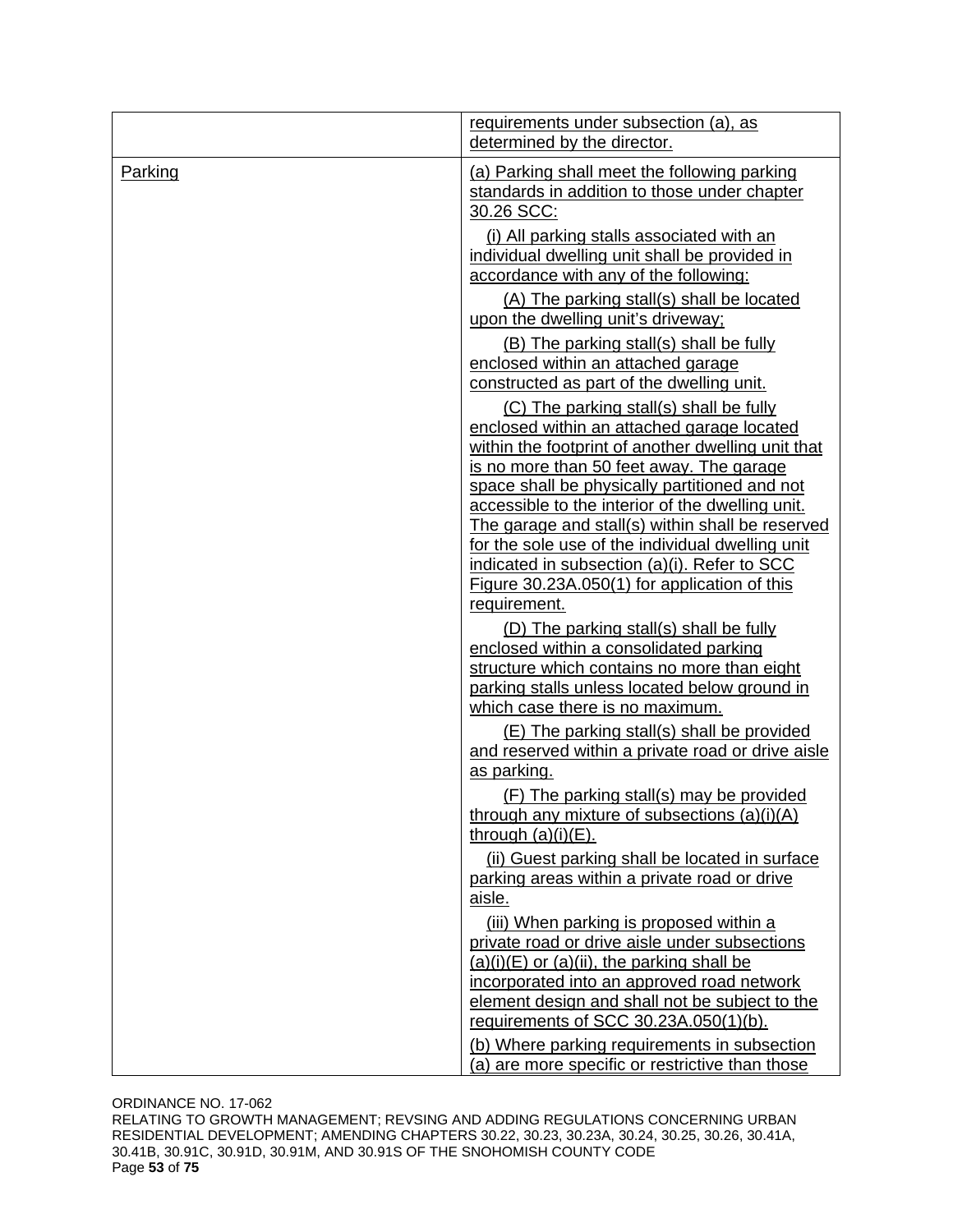| | |
|---|---|
| | requirements under subsection (a), as determined by the director. |
| Parking | (a) Parking shall meet the following parking standards in addition to those under chapter 30.26 SCC:<br><br>(i) All parking stalls associated with an individual dwelling unit shall be provided in accordance with any of the following:<br><br>(A) The parking stall(s) shall be located upon the dwelling unit's driveway;<br><br>(B) The parking stall(s) shall be fully enclosed within an attached garage constructed as part of the dwelling unit.<br><br>(C) The parking stall(s) shall be fully enclosed within an attached garage located within the footprint of another dwelling unit that is no more than 50 feet away. The garage space shall be physically partitioned and not accessible to the interior of the dwelling unit. The garage and stall(s) within shall be reserved for the sole use of the individual dwelling unit indicated in subsection (a)(i). Refer to SCC Figure 30.23A.050(1) for application of this requirement.<br><br>(D) The parking stall(s) shall be fully enclosed within a consolidated parking structure which contains no more than eight parking stalls unless located below ground in which case there is no maximum.<br><br>(E) The parking stall(s) shall be provided and reserved within a private road or drive aisle as parking.<br><br>(F) The parking stall(s) may be provided through any mixture of subsections (a)(i)(A) through (a)(i)(E).<br><br>(ii) Guest parking shall be located in surface parking areas within a private road or drive aisle.<br><br>(iii) When parking is proposed within a private road or drive aisle under subsections (a)(i)(E) or (a)(ii), the parking shall be incorporated into an approved road network element design and shall not be subject to the requirements of SCC 30.23A.050(1)(b).<br><br>(b) Where parking requirements in subsection (a) are more specific or restrictive than those |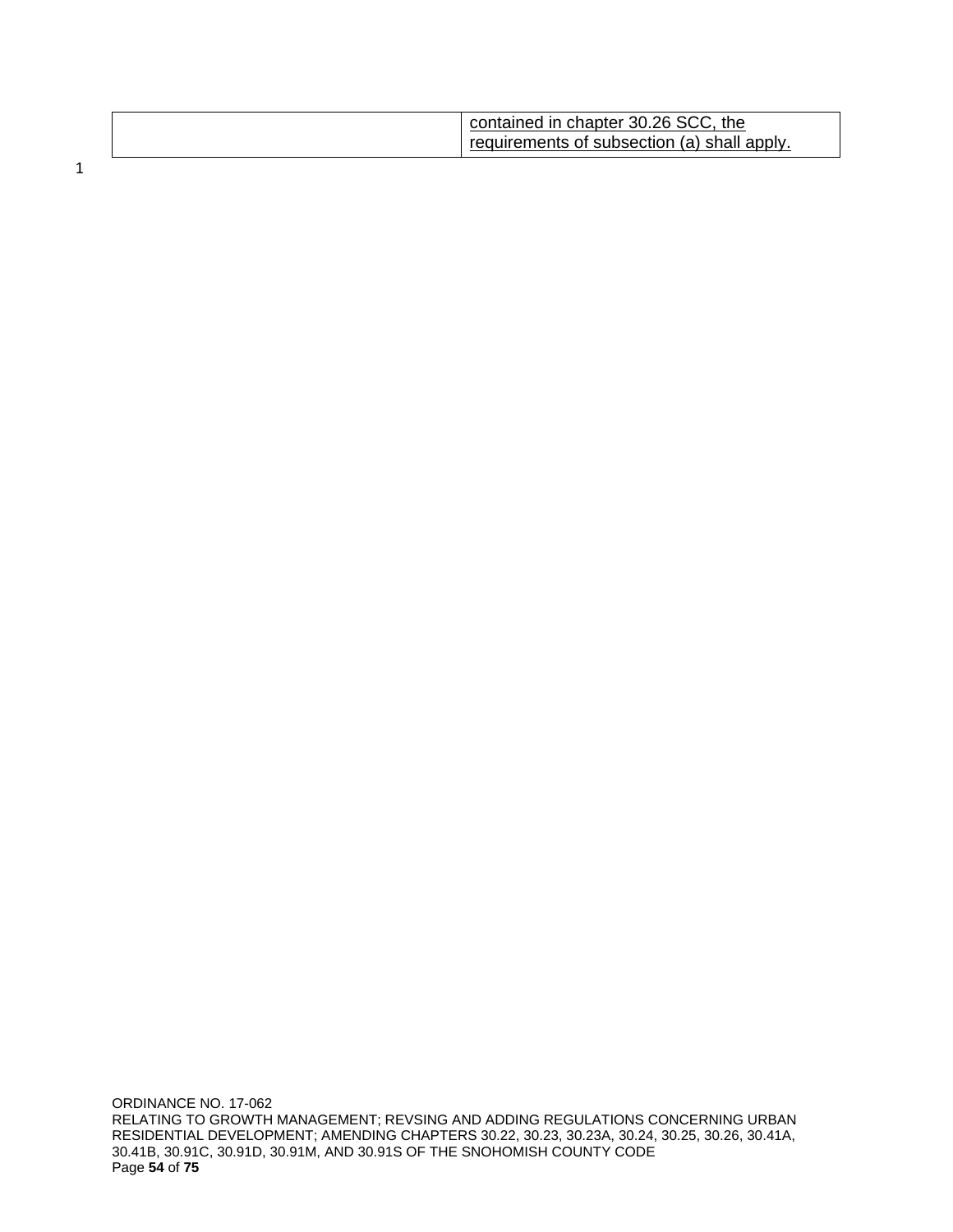| | |
|---|---|
| | <u>contained in chapter 30.26 SCC, the requirements of subsection (a) shall apply.</u> |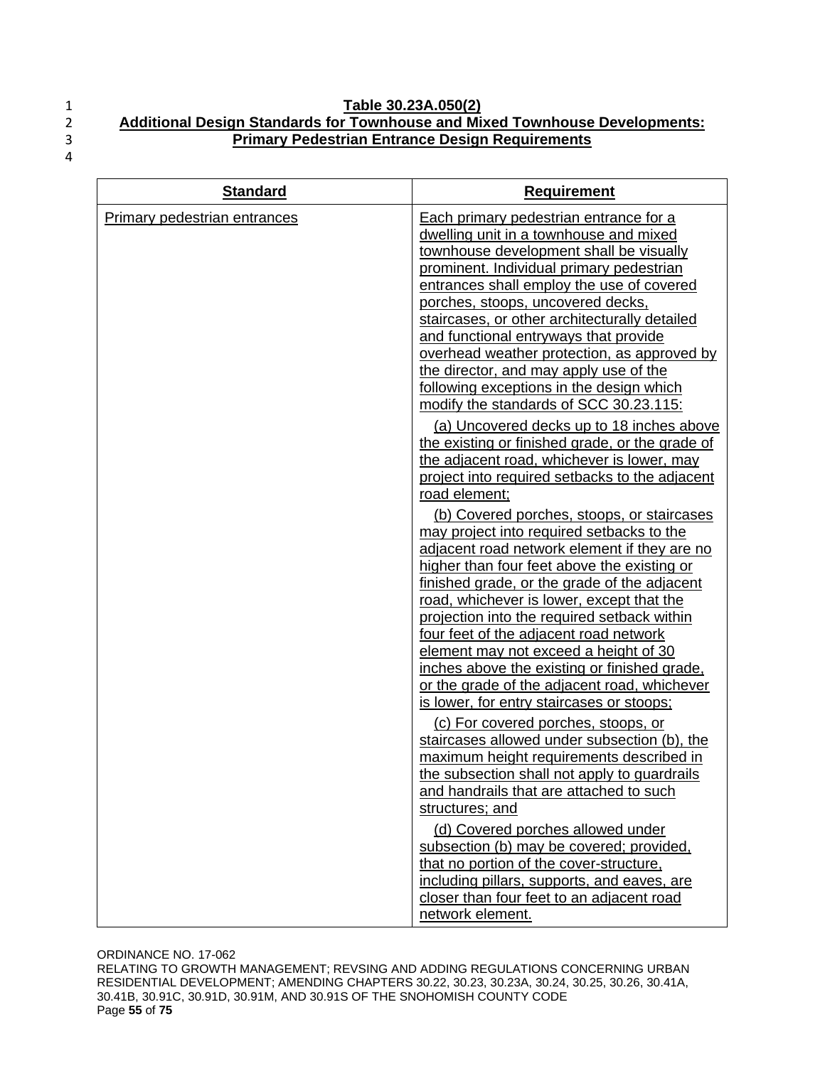**Table 30.23A.050(2)**
**Additional Design Standards for Townhouse and Mixed Townhouse Developments:**
**Primary Pedestrian Entrance Design Requirements**

| Standard | Requirement |
|---|---|
| Primary pedestrian entrances | Each primary pedestrian entrance for a dwelling unit in a townhouse and mixed townhouse development shall be visually prominent. Individual primary pedestrian entrances shall employ the use of covered porches, stoops, uncovered decks, staircases, or other architecturally detailed and functional entryways that provide overhead weather protection, as approved by the director, and may apply use of the following exceptions in the design which modify the standards of SCC 30.23.115:<br><br>(a) Uncovered decks up to 18 inches above the existing or finished grade, or the grade of the adjacent road, whichever is lower, may project into required setbacks to the adjacent road element;<br><br>(b) Covered porches, stoops, or staircases may project into required setbacks to the adjacent road network element if they are no higher than four feet above the existing or finished grade, or the grade of the adjacent road, whichever is lower, except that the projection into the required setback within four feet of the adjacent road network element may not exceed a height of 30 inches above the existing or finished grade, or the grade of the adjacent road, whichever is lower, for entry staircases or stoops;<br><br>(c) For covered porches, stoops, or staircases allowed under subsection (b), the maximum height requirements described in the subsection shall not apply to guardrails and handrails that are attached to such structures; and<br><br>(d) Covered porches allowed under subsection (b) may be covered; provided, that no portion of the cover-structure, including pillars, supports, and eaves, are closer than four feet to an adjacent road network element. |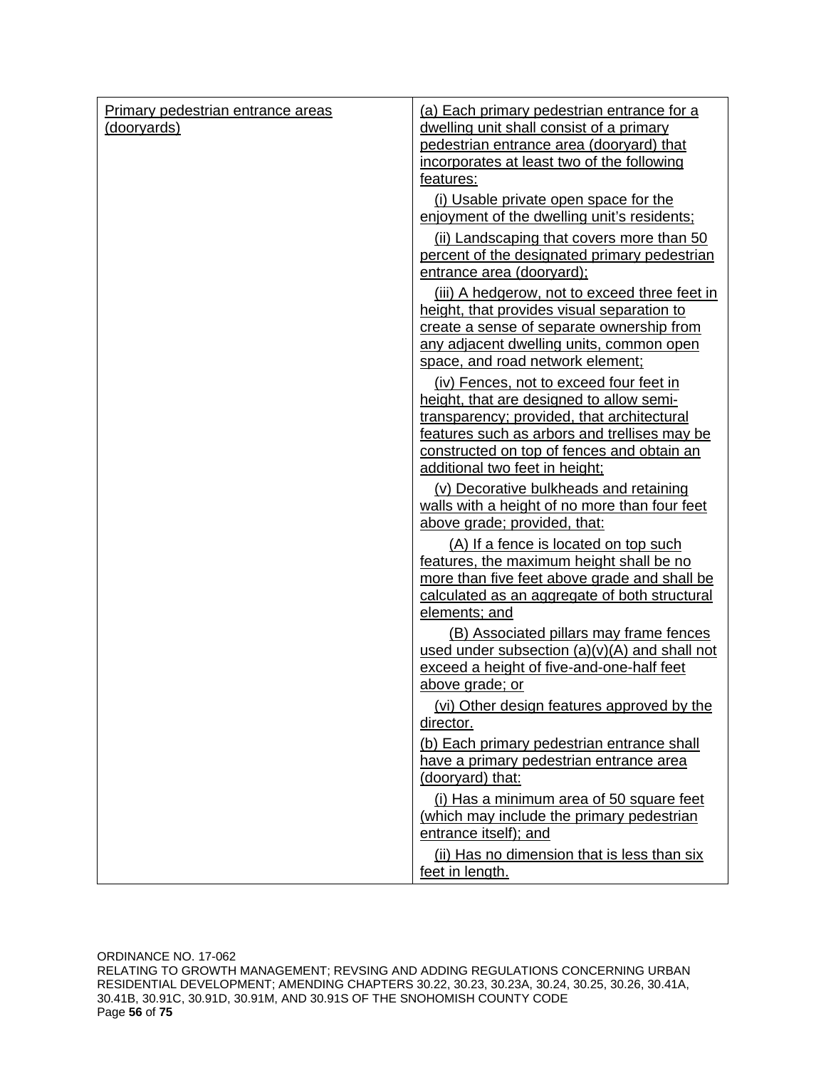| Primary pedestrian entrance areas (dooryards) | (a) Each primary pedestrian entrance for a dwelling unit shall consist of a primary pedestrian entrance area (dooryard) that incorporates at least two of the following features:<br>(i) Usable private open space for the enjoyment of the dwelling unit's residents;<br>(ii) Landscaping that covers more than 50 percent of the designated primary pedestrian entrance area (dooryard);<br>(iii) A hedgerow, not to exceed three feet in height, that provides visual separation to create a sense of separate ownership from any adjacent dwelling units, common open space, and road network element;<br>(iv) Fences, not to exceed four feet in height, that are designed to allow semi-transparency; provided, that architectural features such as arbors and trellises may be constructed on top of fences and obtain an additional two feet in height;<br>(v) Decorative bulkheads and retaining walls with a height of no more than four feet above grade; provided, that:<br>(A) If a fence is located on top such features, the maximum height shall be no more than five feet above grade and shall be calculated as an aggregate of both structural elements; and<br>(B) Associated pillars may frame fences used under subsection (a)(v)(A) and shall not exceed a height of five-and-one-half feet above grade; or<br>(vi) Other design features approved by the director.<br>(b) Each primary pedestrian entrance shall have a primary pedestrian entrance area (dooryard) that:<br>(i) Has a minimum area of 50 square feet (which may include the primary pedestrian entrance itself); and<br>(ii) Has no dimension that is less than six feet in length. |
|---|---|

ORDINANCE NO. 17-062
RELATING TO GROWTH MANAGEMENT; REVSING AND ADDING REGULATIONS CONCERNING URBAN RESIDENTIAL DEVELOPMENT; AMENDING CHAPTERS 30.22, 30.23, 30.23A, 30.24, 30.25, 30.26, 30.41A, 30.41B, 30.91C, 30.91D, 30.91M, AND 30.91S OF THE SNOHOMISH COUNTY CODE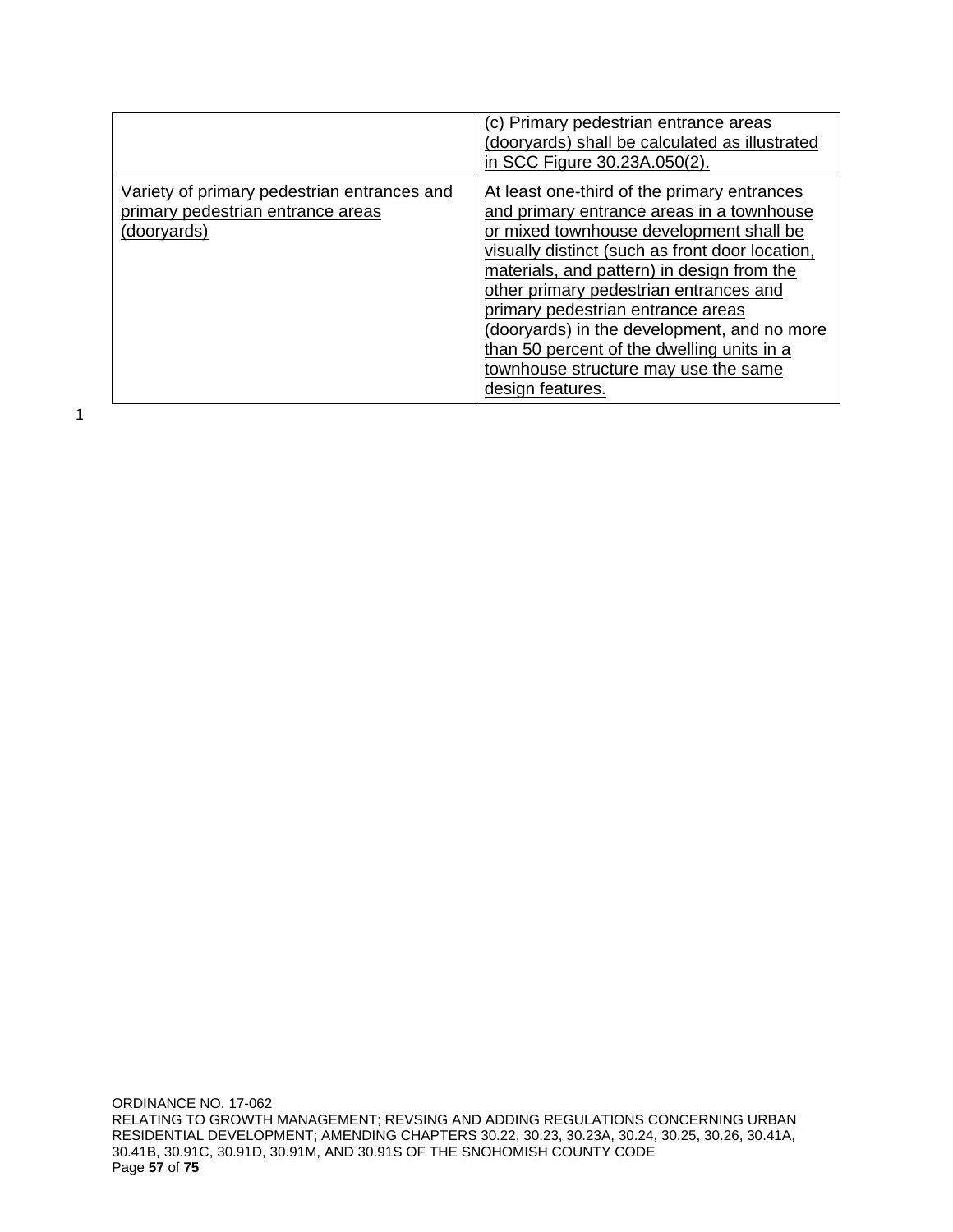| | |
|---|---|
| | (c) Primary pedestrian entrance areas (dooryards) shall be calculated as illustrated in SCC Figure 30.23A.050(2). |
| Variety of primary pedestrian entrances and primary pedestrian entrance areas (dooryards) | At least one-third of the primary entrances and primary entrance areas in a townhouse or mixed townhouse development shall be visually distinct (such as front door location, materials, and pattern) in design from the other primary pedestrian entrances and primary pedestrian entrance areas (dooryards) in the development, and no more than 50 percent of the dwelling units in a townhouse structure may use the same design features. |

1

ORDINANCE NO. 17-062
RELATING TO GROWTH MANAGEMENT; REVSING AND ADDING REGULATIONS CONCERNING URBAN RESIDENTIAL DEVELOPMENT; AMENDING CHAPTERS 30.22, 30.23, 30.23A, 30.24, 30.25, 30.26, 30.41A, 30.41B, 30.91C, 30.91D, 30.91M, AND 30.91S OF THE SNOHOMISH COUNTY CODE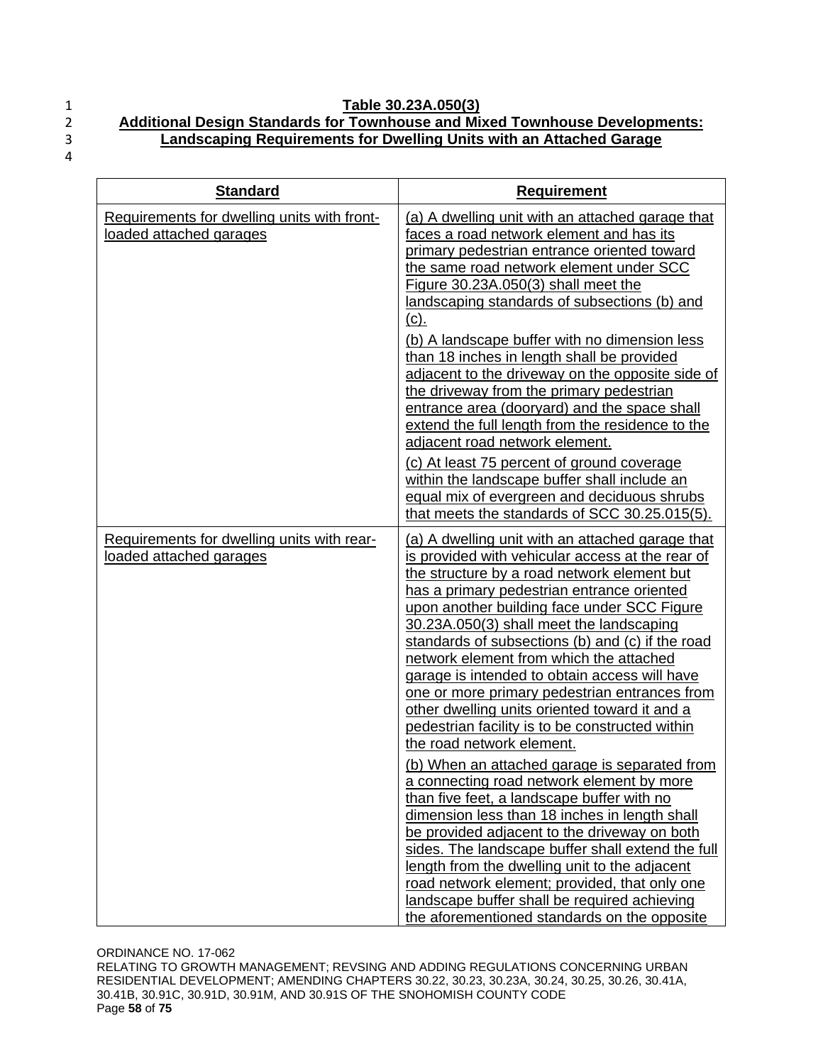**Table 30.23A.050(3)**
**Additional Design Standards for Townhouse and Mixed Townhouse Developments:**
**Landscaping Requirements for Dwelling Units with an Attached Garage**

| Standard | Requirement |
|---|---|
| Requirements for dwelling units with front-loaded attached garages | (a) A dwelling unit with an attached garage that faces a road network element and has its primary pedestrian entrance oriented toward the same road network element under SCC Figure 30.23A.050(3) shall meet the landscaping standards of subsections (b) and (c).<br><br>(b) A landscape buffer with no dimension less than 18 inches in length shall be provided adjacent to the driveway on the opposite side of the driveway from the primary pedestrian entrance area (dooryard) and the space shall extend the full length from the residence to the adjacent road network element.<br><br>(c) At least 75 percent of ground coverage within the landscape buffer shall include an equal mix of evergreen and deciduous shrubs that meets the standards of SCC 30.25.015(5). |
| Requirements for dwelling units with rear-loaded attached garages | (a) A dwelling unit with an attached garage that is provided with vehicular access at the rear of the structure by a road network element but has a primary pedestrian entrance oriented upon another building face under SCC Figure 30.23A.050(3) shall meet the landscaping standards of subsections (b) and (c) if the road network element from which the attached garage is intended to obtain access will have one or more primary pedestrian entrances from other dwelling units oriented toward it and a pedestrian facility is to be constructed within the road network element.<br><br>(b) When an attached garage is separated from a connecting road network element by more than five feet, a landscape buffer with no dimension less than 18 inches in length shall be provided adjacent to the driveway on both sides. The landscape buffer shall extend the full length from the dwelling unit to the adjacent road network element; provided, that only one landscape buffer shall be required achieving the aforementioned standards on the opposite |

ORDINANCE NO. 17-062
RELATING TO GROWTH MANAGEMENT; REVSING AND ADDING REGULATIONS CONCERNING URBAN RESIDENTIAL DEVELOPMENT; AMENDING CHAPTERS 30.22, 30.23, 30.23A, 30.24, 30.25, 30.26, 30.41A, 30.41B, 30.91C, 30.91D, 30.91M, AND 30.91S OF THE SNOHOMISH COUNTY CODE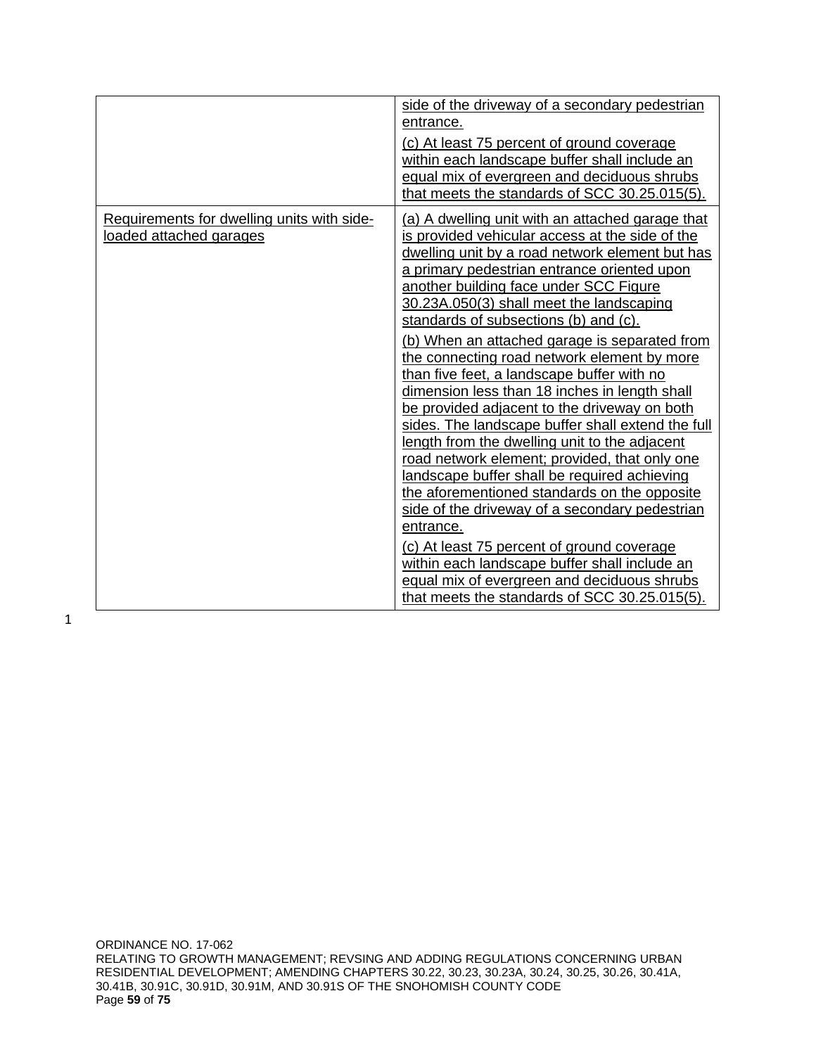| | |
|---|---|
| | side of the driveway of a secondary pedestrian entrance.<br><br>(c) At least 75 percent of ground coverage within each landscape buffer shall include an equal mix of evergreen and deciduous shrubs that meets the standards of SCC 30.25.015(5). |
| Requirements for dwelling units with side-loaded attached garages | (a) A dwelling unit with an attached garage that is provided vehicular access at the side of the dwelling unit by a road network element but has a primary pedestrian entrance oriented upon another building face under SCC Figure 30.23A.050(3) shall meet the landscaping standards of subsections (b) and (c).<br><br>(b) When an attached garage is separated from the connecting road network element by more than five feet, a landscape buffer with no dimension less than 18 inches in length shall be provided adjacent to the driveway on both sides. The landscape buffer shall extend the full length from the dwelling unit to the adjacent road network element; provided, that only one landscape buffer shall be required achieving the aforementioned standards on the opposite side of the driveway of a secondary pedestrian entrance.<br><br>(c) At least 75 percent of ground coverage within each landscape buffer shall include an equal mix of evergreen and deciduous shrubs that meets the standards of SCC 30.25.015(5). |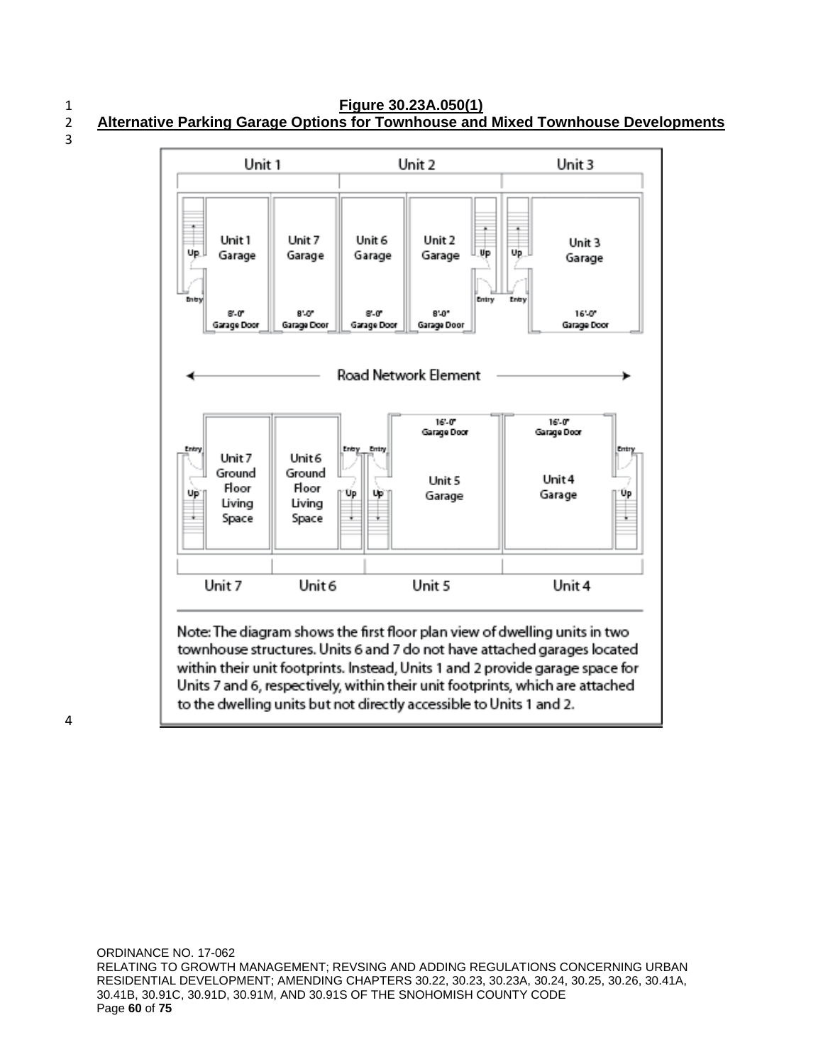**Figure 30.23A.050(1)**

**Alternative Parking Garage Options for Townhouse and Mixed Townhouse Developments**

Unit 1 | Unit 2 | Unit 3

Unit 1 Garage | Unit 7 Garage | Unit 6 Garage | Unit 2 Garage | Unit 3 Garage

Up | Entry | 8'-0" Garage Door | 8'-0" Garage Door | 8'-0" Garage Door | 8'-0" Garage Door | Up | Entry | Up | Entry | 16'-0" Garage Door

Road Network Element

16'-0" Garage Door | 16'-0" Garage Door

Entry | Up | Unit 7 Ground Floor Living Space | Unit 6 Ground Floor Living Space | Entry | Up | Entry | Up | Unit 5 Garage | Unit 4 Garage | Entry | Up

Unit 7 | Unit 6 | Unit 5 | Unit 4

Note: The diagram shows the first floor plan view of dwelling units in two townhouse structures. Units 6 and 7 do not have attached garages located within their unit footprints. Instead, Units 1 and 2 provide garage space for Units 7 and 6, respectively, within their unit footprints, which are attached to the dwelling units but not directly accessible to Units 1 and 2.

ORDINANCE NO. 17-062
RELATING TO GROWTH MANAGEMENT; REVSING AND ADDING REGULATIONS CONCERNING URBAN RESIDENTIAL DEVELOPMENT; AMENDING CHAPTERS 30.22, 30.23, 30.23A, 30.24, 30.25, 30.26, 30.41A, 30.41B, 30.91C, 30.91D, 30.91M, AND 30.91S OF THE SNOHOMISH COUNTY CODE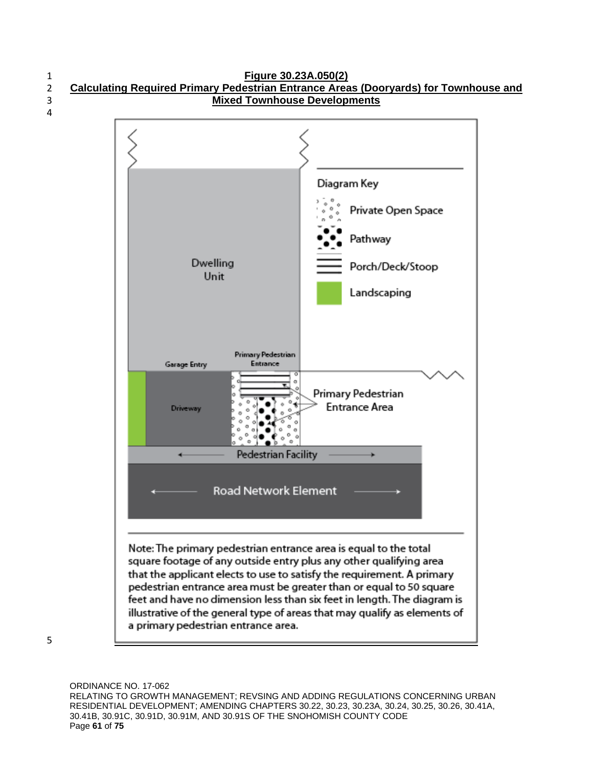**Figure 30.23A.050(2)**

**Calculating Required Primary Pedestrian Entrance Areas (Dooryards) for Townhouse and Mixed Townhouse Developments**

Diagram Key

- Private Open Space
- Pathway
- Porch/Deck/Stoop
- Landscaping

Dwelling Unit

Garage Entry

Primary Pedestrian Entrance

Driveway

Primary Pedestrian Entrance Area

Pedestrian Facility

Road Network Element

Note: The primary pedestrian entrance area is equal to the total square footage of any outside entry plus any other qualifying area that the applicant elects to use to satisfy the requirement. A primary pedestrian entrance area must be greater than or equal to 50 square feet and have no dimension less than six feet in length. The diagram is illustrative of the general type of areas that may qualify as elements of a primary pedestrian entrance area.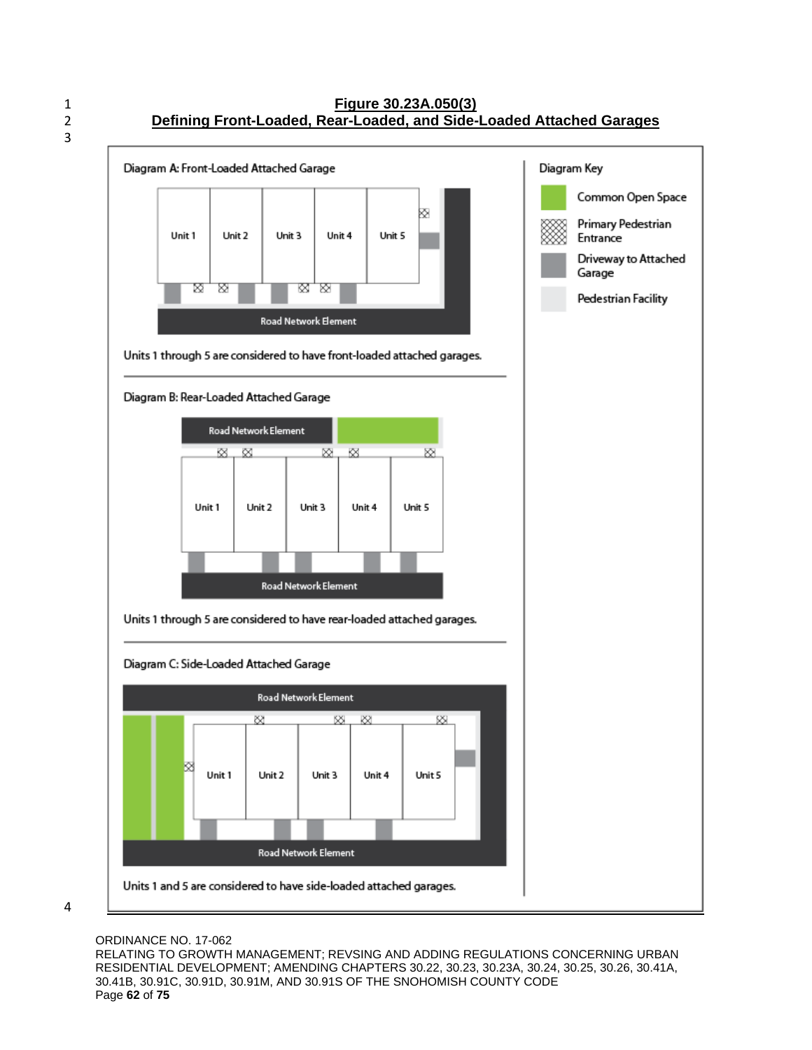**Figure 30.23A.050(3)**
**Defining Front-Loaded, Rear-Loaded, and Side-Loaded Attached Garages**

Diagram A: Front-Loaded Attached Garage

Unit 1 | Unit 2 | Unit 3 | Unit 4 | Unit 5

Road Network Element

Units 1 through 5 are considered to have front-loaded attached garages.

Diagram B: Rear-Loaded Attached Garage

Road Network Element

Unit 1 | Unit 2 | Unit 3 | Unit 4 | Unit 5

Road Network Element

Units 1 through 5 are considered to have rear-loaded attached garages.

Diagram C: Side-Loaded Attached Garage

Road Network Element

Unit 1 | Unit 2 | Unit 3 | Unit 4 | Unit 5

Road Network Element

Units 1 and 5 are considered to have side-loaded attached garages.

Diagram Key

- Common Open Space
- Primary Pedestrian Entrance
- Driveway to Attached Garage
- Pedestrian Facility

ORDINANCE NO. 17-062
RELATING TO GROWTH MANAGEMENT; REVSING AND ADDING REGULATIONS CONCERNING URBAN RESIDENTIAL DEVELOPMENT; AMENDING CHAPTERS 30.22, 30.23, 30.23A, 30.24, 30.25, 30.26, 30.41A, 30.41B, 30.91C, 30.91D, 30.91M, AND 30.91S OF THE SNOHOMISH COUNTY CODE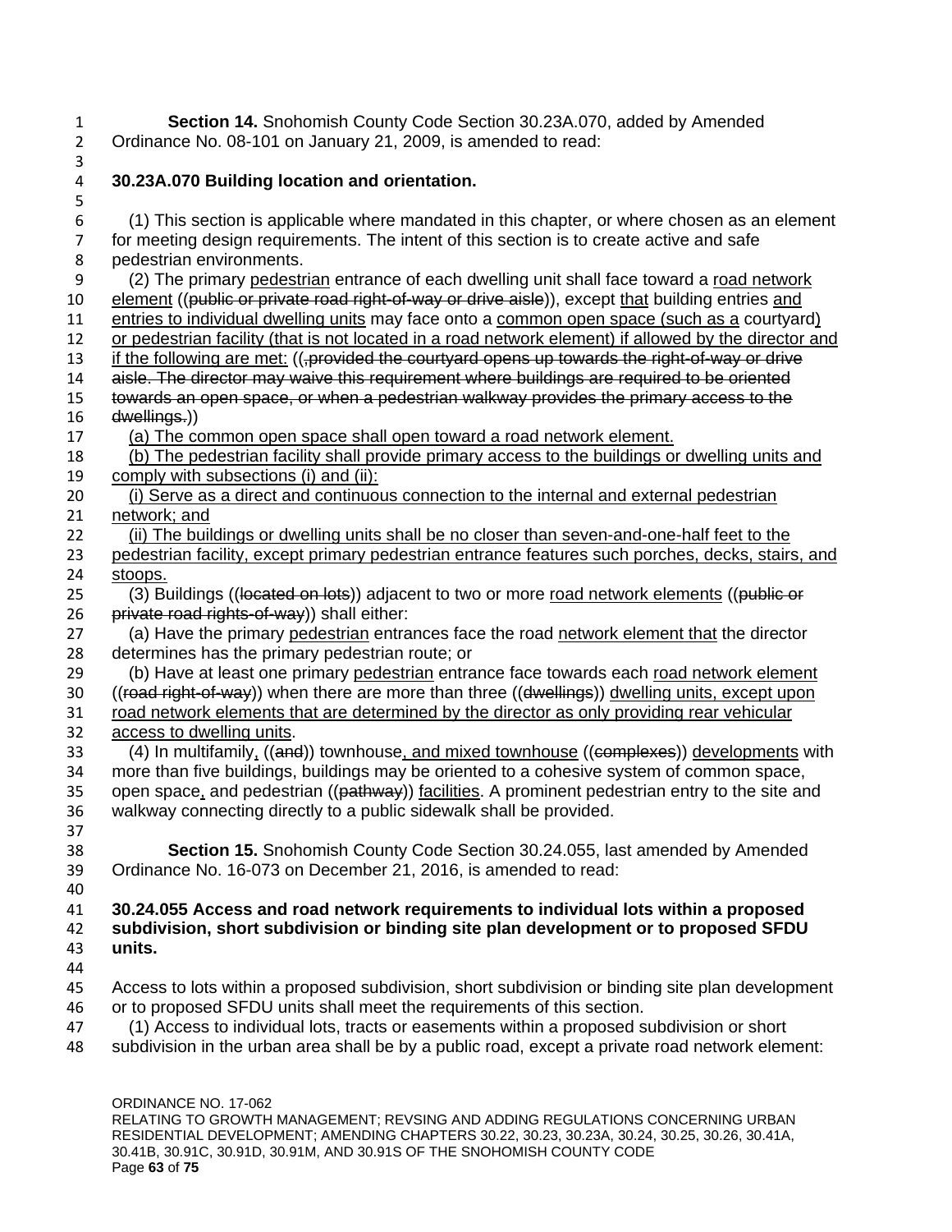**Section 14.** Snohomish County Code Section 30.23A.070, added by Amended Ordinance No. 08-101 on January 21, 2009, is amended to read:

**30.23A.070 Building location and orientation.**

(1) This section is applicable where mandated in this chapter, or where chosen as an element for meeting design requirements. The intent of this section is to create active and safe pedestrian environments.

(2) The primary pedestrian entrance of each dwelling unit shall face toward a road network element ((public or private road right-of-way or drive aisle)), except that building entries and entries to individual dwelling units may face onto a common open space (such as a courtyard) or pedestrian facility (that is not located in a road network element) if allowed by the director and if the following are met: ((, provided the courtyard opens up towards the right-of-way or drive aisle. The director may waive this requirement where buildings are required to be oriented towards an open space, or when a pedestrian walkway provides the primary access to the dwellings.))

(a) The common open space shall open toward a road network element.

(b) The pedestrian facility shall provide primary access to the buildings or dwelling units and comply with subsections (i) and (ii):

(i) Serve as a direct and continuous connection to the internal and external pedestrian network; and

(ii) The buildings or dwelling units shall be no closer than seven-and-one-half feet to the pedestrian facility, except primary pedestrian entrance features such porches, decks, stairs, and stoops.

(3) Buildings ((located on lots)) adjacent to two or more road network elements ((public or private road rights-of-way)) shall either:

(a) Have the primary pedestrian entrances face the road network element that the director determines has the primary pedestrian route; or

(b) Have at least one primary pedestrian entrance face towards each road network element ((road right-of-way)) when there are more than three ((dwellings)) dwelling units, except upon road network elements that are determined by the director as only providing rear vehicular access to dwelling units.

(4) In multifamily, ((and)) townhouse, and mixed townhouse ((complexes)) developments with more than five buildings, buildings may be oriented to a cohesive system of common space, open space, and pedestrian ((pathway)) facilities. A prominent pedestrian entry to the site and walkway connecting directly to a public sidewalk shall be provided.

**Section 15.** Snohomish County Code Section 30.24.055, last amended by Amended Ordinance No. 16-073 on December 21, 2016, is amended to read:

**30.24.055 Access and road network requirements to individual lots within a proposed subdivision, short subdivision or binding site plan development or to proposed SFDU units.**

Access to lots within a proposed subdivision, short subdivision or binding site plan development or to proposed SFDU units shall meet the requirements of this section.

(1) Access to individual lots, tracts or easements within a proposed subdivision or short subdivision in the urban area shall be by a public road, except a private road network element:

ORDINANCE NO. 17-062
RELATING TO GROWTH MANAGEMENT; REVSING AND ADDING REGULATIONS CONCERNING URBAN RESIDENTIAL DEVELOPMENT; AMENDING CHAPTERS 30.22, 30.23, 30.23A, 30.24, 30.25, 30.26, 30.41A, 30.41B, 30.91C, 30.91D, 30.91M, AND 30.91S OF THE SNOHOMISH COUNTY CODE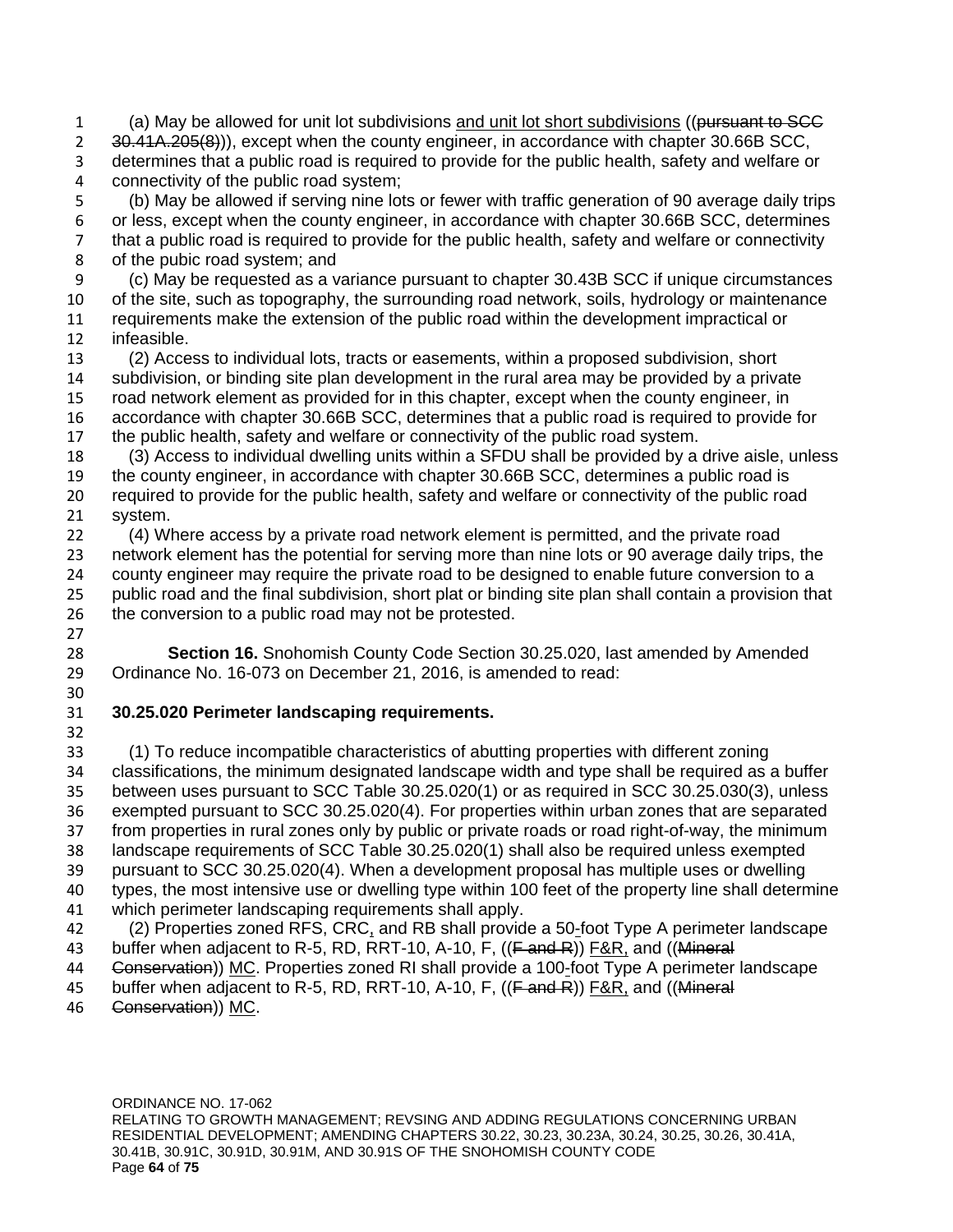(a) May be allowed for unit lot subdivisions <u>and unit lot short subdivisions</u> ((~~pursuant to SCC 30.41A.205(8)~~)), except when the county engineer, in accordance with chapter 30.66B SCC, determines that a public road is required to provide for the public health, safety and welfare or connectivity of the public road system;

(b) May be allowed if serving nine lots or fewer with traffic generation of 90 average daily trips or less, except when the county engineer, in accordance with chapter 30.66B SCC, determines that a public road is required to provide for the public health, safety and welfare or connectivity of the pubic road system; and

(c) May be requested as a variance pursuant to chapter 30.43B SCC if unique circumstances of the site, such as topography, the surrounding road network, soils, hydrology or maintenance requirements make the extension of the public road within the development impractical or infeasible.

(2) Access to individual lots, tracts or easements, within a proposed subdivision, short subdivision, or binding site plan development in the rural area may be provided by a private road network element as provided for in this chapter, except when the county engineer, in accordance with chapter 30.66B SCC, determines that a public road is required to provide for the public health, safety and welfare or connectivity of the public road system.

(3) Access to individual dwelling units within a SFDU shall be provided by a drive aisle, unless the county engineer, in accordance with chapter 30.66B SCC, determines a public road is required to provide for the public health, safety and welfare or connectivity of the public road system.

(4) Where access by a private road network element is permitted, and the private road network element has the potential for serving more than nine lots or 90 average daily trips, the county engineer may require the private road to be designed to enable future conversion to a public road and the final subdivision, short plat or binding site plan shall contain a provision that the conversion to a public road may not be protested.

**Section 16.** Snohomish County Code Section 30.25.020, last amended by Amended Ordinance No. 16-073 on December 21, 2016, is amended to read:

**30.25.020 Perimeter landscaping requirements.**

(1) To reduce incompatible characteristics of abutting properties with different zoning classifications, the minimum designated landscape width and type shall be required as a buffer between uses pursuant to SCC Table 30.25.020(1) or as required in SCC 30.25.030(3), unless exempted pursuant to SCC 30.25.020(4). For properties within urban zones that are separated from properties in rural zones only by public or private roads or road right-of-way, the minimum landscape requirements of SCC Table 30.25.020(1) shall also be required unless exempted pursuant to SCC 30.25.020(4). When a development proposal has multiple uses or dwelling types, the most intensive use or dwelling type within 100 feet of the property line shall determine which perimeter landscaping requirements shall apply.

(2) Properties zoned RFS, CRC<u>,</u> and RB shall provide a 50<u>-</u>foot Type A perimeter landscape buffer when adjacent to R-5, RD, RRT-10, A-10, F, ((~~F and R~~)) <u>F&R,</u> and ((~~Mineral Conservation~~)) <u>MC</u>. Properties zoned RI shall provide a 100<u>-</u>foot Type A perimeter landscape buffer when adjacent to R-5, RD, RRT-10, A-10, F, ((~~F and R~~)) <u>F&R,</u> and ((~~Mineral Conservation~~)) <u>MC</u>.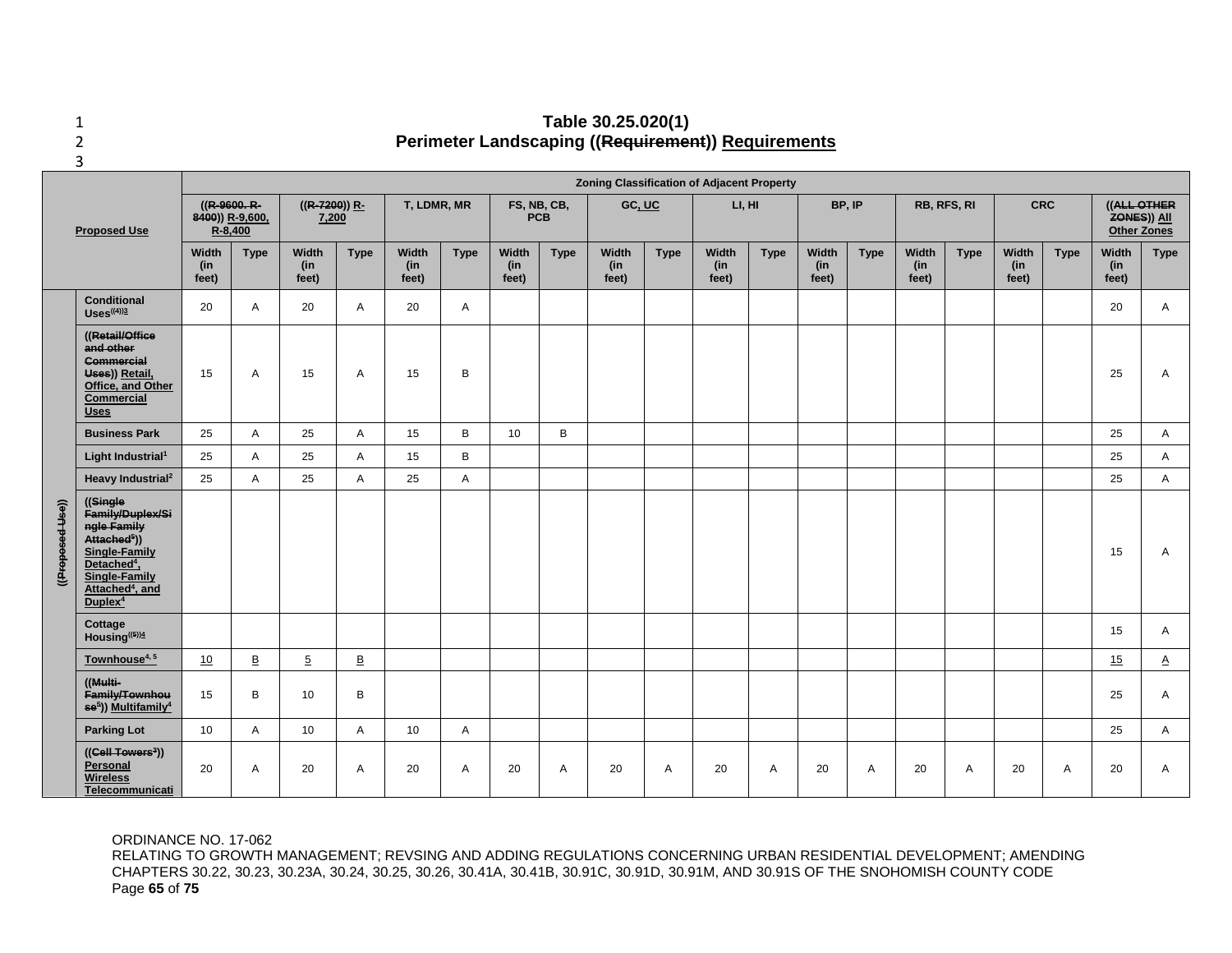# Table 30.25.020(1)
## Perimeter Landscaping ((Requirement)) Requirements

| | Proposed Use | Zoning Classification of Adjacent Property | | | | | | | | | | | | | | | | | | | |
|---|---|---|---|---|---|---|---|---|---|---|---|---|---|---|---|---|---|---|---|---|---|
| | | ((R-9600, R-8400)) R-9,600, R-8,400 | | ((R-7200)) R-7,200 | | T, LDMR, MR | | FS, NB, CB, PCB | | GC, UC | | LI, HI | | BP, IP | | RB, RFS, RI | | CRC | | ((ALL OTHER ZONES)) All Other Zones | |
| | | Width (in feet) | Type | Width (in feet) | Type | Width (in feet) | Type | Width (in feet) | Type | Width (in feet) | Type | Width (in feet) | Type | Width (in feet) | Type | Width (in feet) | Type | Width (in feet) | Type | Width (in feet) | Type |
| ((Proposed Use)) | Conditional Uses((4))3 | 20 | A | 20 | A | 20 | A | | | | | | | | | | | | | 20 | A |
| | ((Retail/Office and other Commercial Uses)) Retail, Office, and Other Commercial Uses | 15 | A | 15 | A | 15 | B | | | | | | | | | | | | | 25 | A |
| | Business Park | 25 | A | 25 | A | 15 | B | 10 | B | | | | | | | | | | | 25 | A |
| | Light Industrial[1] | 25 | A | 25 | A | 15 | B | | | | | | | | | | | | | 25 | A |
| | Heavy Industrial[2] | 25 | A | 25 | A | 25 | A | | | | | | | | | | | | | 25 | A |
| | ((Single Family/Duplex/Single Family Attached[5])) Single-Family Detached[4], Single-Family Attached[4], and Duplex[4] | | | | | | | | | | | | | | | | | | | 15 | A |
| | Cottage Housing((5))4 | | | | | | | | | | | | | | | | | | | 15 | A |
| | Townhouse[4, 5] | 10 | B | 5 | B | | | | | | | | | | | | | | | 15 | A |
| | ((Multi-Family/Townhouse[5])) Multifamily[4] | 15 | B | 10 | B | | | | | | | | | | | | | | | 25 | A |
| | Parking Lot | 10 | A | 10 | A | 10 | A | | | | | | | | | | | | | 25 | A |
| | ((Cell Towers[3])) Personal Wireless Telecommunicati | 20 | A | 20 | A | 20 | A | 20 | A | 20 | A | 20 | A | 20 | A | 20 | A | 20 | A | 20 | A |

ORDINANCE NO. 17-062
RELATING TO GROWTH MANAGEMENT; REVSING AND ADDING REGULATIONS CONCERNING URBAN RESIDENTIAL DEVELOPMENT; AMENDING CHAPTERS 30.22, 30.23, 30.23A, 30.24, 30.25, 30.26, 30.41A, 30.41B, 30.91C, 30.91D, 30.91M, AND 30.91S OF THE SNOHOMISH COUNTY CODE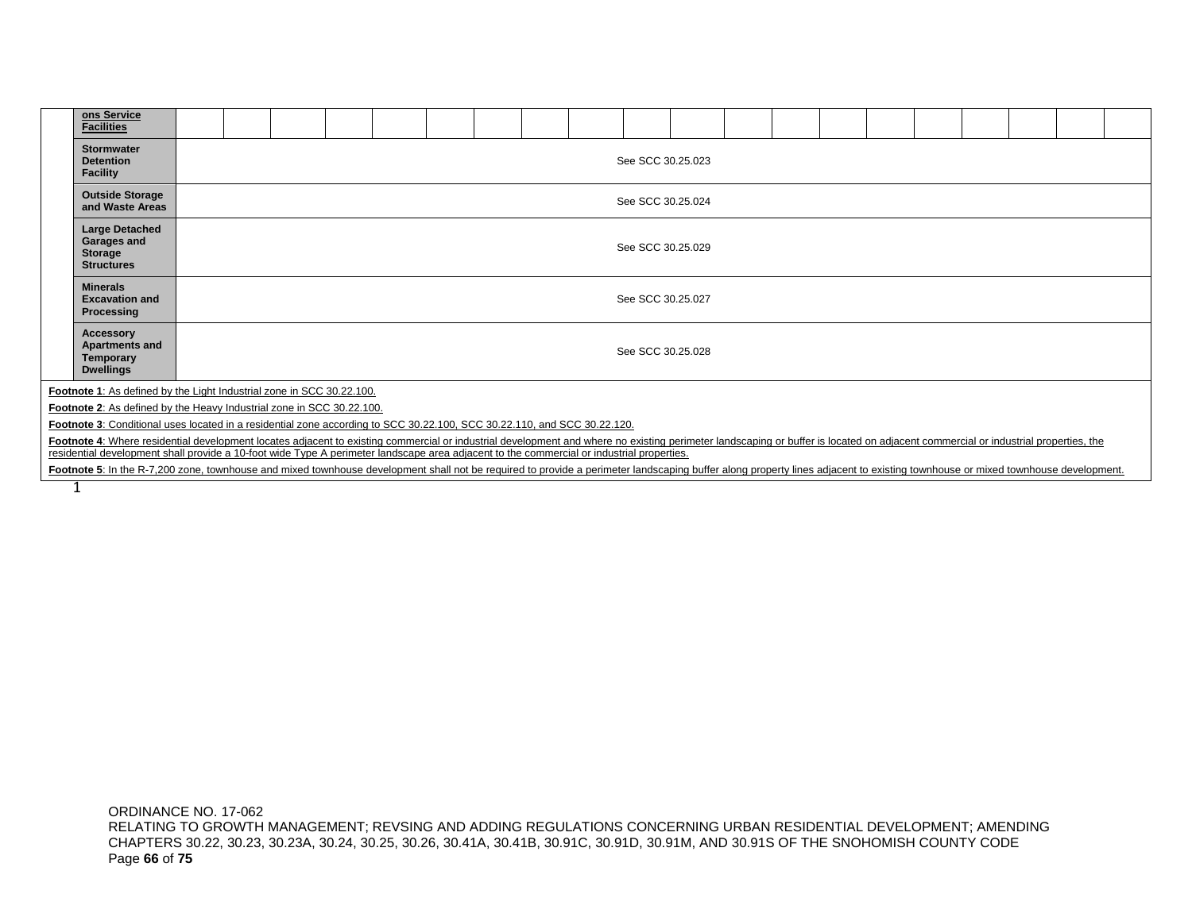| | ons Service Facilities | | | | | | | | | | | | | | | | | | | | |
|---|---|---|---|---|---|---|---|---|---|---|---|---|---|---|---|---|---|---|---|---|---|
| | **Stormwater Detention Facility** | See SCC 30.25.023 | | | | | | | | | | | | | | | | | | | |
| | **Outside Storage and Waste Areas** | See SCC 30.25.024 | | | | | | | | | | | | | | | | | | | |
| | **Large Detached Garages and Storage Structures** | See SCC 30.25.029 | | | | | | | | | | | | | | | | | | | |
| | **Minerals Excavation and Processing** | See SCC 30.25.027 | | | | | | | | | | | | | | | | | | | |
| | **Accessory Apartments and Temporary Dwellings** | See SCC 30.25.028 | | | | | | | | | | | | | | | | | | | |

**Footnote 1**: As defined by the Light Industrial zone in SCC 30.22.100.

**Footnote 2**: As defined by the Heavy Industrial zone in SCC 30.22.100.

**Footnote 3**: Conditional uses located in a residential zone according to SCC 30.22.100, SCC 30.22.110, and SCC 30.22.120.

**Footnote 4**: Where residential development locates adjacent to existing commercial or industrial development and where no existing perimeter landscaping or buffer is located on adjacent commercial or industrial properties, the residential development shall provide a 10-foot wide Type A perimeter landscape area adjacent to the commercial or industrial properties.

**Footnote 5**: In the R-7,200 zone, townhouse and mixed townhouse development shall not be required to provide a perimeter landscaping buffer along property lines adjacent to existing townhouse or mixed townhouse development.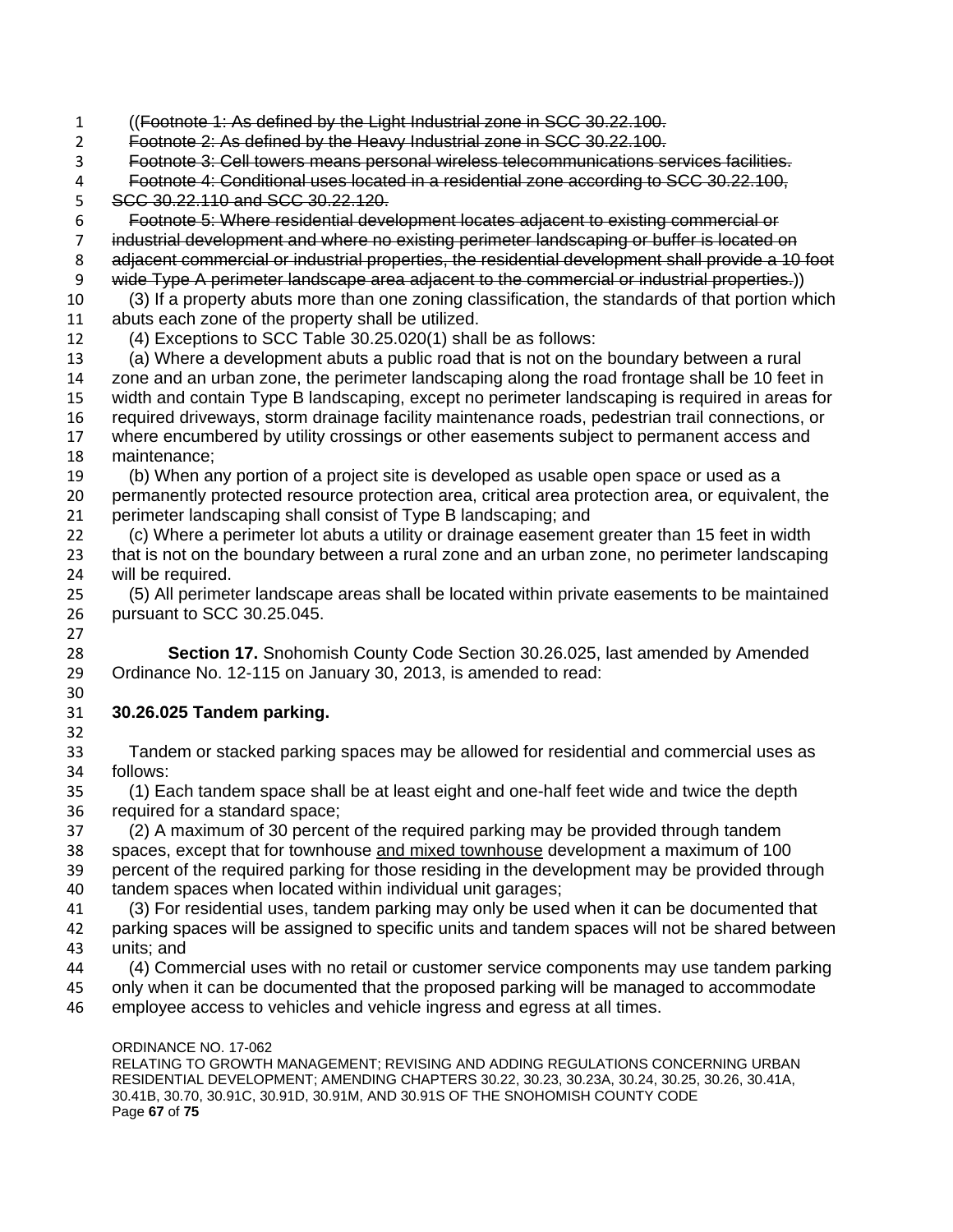((~~Footnote 1: As defined by the Light Industrial zone in SCC 30.22.100.~~
~~Footnote 2: As defined by the Heavy Industrial zone in SCC 30.22.100.~~
~~Footnote 3: Cell towers means personal wireless telecommunications services facilities.~~
~~Footnote 4: Conditional uses located in a residential zone according to SCC 30.22.100, SCC 30.22.110 and SCC 30.22.120.~~
~~Footnote 5: Where residential development locates adjacent to existing commercial or industrial development and where no existing perimeter landscaping or buffer is located on adjacent commercial or industrial properties, the residential development shall provide a 10 foot wide Type A perimeter landscape area adjacent to the commercial or industrial properties.~~))

(3) If a property abuts more than one zoning classification, the standards of that portion which abuts each zone of the property shall be utilized.

(4) Exceptions to SCC Table 30.25.020(1) shall be as follows:

(a) Where a development abuts a public road that is not on the boundary between a rural zone and an urban zone, the perimeter landscaping along the road frontage shall be 10 feet in width and contain Type B landscaping, except no perimeter landscaping is required in areas for required driveways, storm drainage facility maintenance roads, pedestrian trail connections, or where encumbered by utility crossings or other easements subject to permanent access and maintenance;

(b) When any portion of a project site is developed as usable open space or used as a permanently protected resource protection area, critical area protection area, or equivalent, the perimeter landscaping shall consist of Type B landscaping; and

(c) Where a perimeter lot abuts a utility or drainage easement greater than 15 feet in width that is not on the boundary between a rural zone and an urban zone, no perimeter landscaping will be required.

(5) All perimeter landscape areas shall be located within private easements to be maintained pursuant to SCC 30.25.045.

**Section 17.** Snohomish County Code Section 30.26.025, last amended by Amended Ordinance No. 12-115 on January 30, 2013, is amended to read:

**30.26.025 Tandem parking.**

Tandem or stacked parking spaces may be allowed for residential and commercial uses as follows:

(1) Each tandem space shall be at least eight and one-half feet wide and twice the depth required for a standard space;

(2) A maximum of 30 percent of the required parking may be provided through tandem spaces, except that for townhouse <u>and mixed townhouse</u> development a maximum of 100 percent of the required parking for those residing in the development may be provided through tandem spaces when located within individual unit garages;

(3) For residential uses, tandem parking may only be used when it can be documented that parking spaces will be assigned to specific units and tandem spaces will not be shared between units; and

(4) Commercial uses with no retail or customer service components may use tandem parking only when it can be documented that the proposed parking will be managed to accommodate employee access to vehicles and vehicle ingress and egress at all times.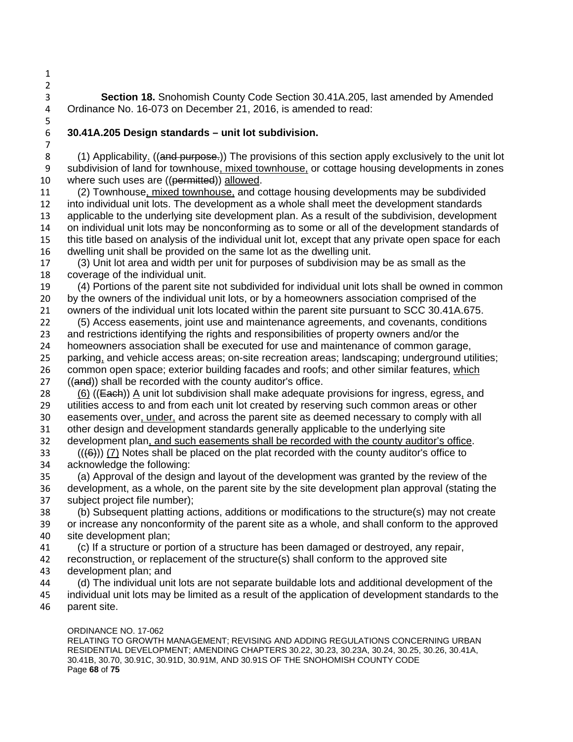**Section 18.** Snohomish County Code Section 30.41A.205, last amended by Amended Ordinance No. 16-073 on December 21, 2016, is amended to read:

**30.41A.205 Design standards – unit lot subdivision.**

(1) Applicability. ((~~and purpose.~~)) The provisions of this section apply exclusively to the unit lot subdivision of land for townhouse, mixed townhouse, or cottage housing developments in zones where such uses are ((~~permitted~~)) allowed.

(2) Townhouse, mixed townhouse, and cottage housing developments may be subdivided into individual unit lots. The development as a whole shall meet the development standards applicable to the underlying site development plan. As a result of the subdivision, development on individual unit lots may be nonconforming as to some or all of the development standards of this title based on analysis of the individual unit lot, except that any private open space for each dwelling unit shall be provided on the same lot as the dwelling unit.

(3) Unit lot area and width per unit for purposes of subdivision may be as small as the coverage of the individual unit.

(4) Portions of the parent site not subdivided for individual unit lots shall be owned in common by the owners of the individual unit lots, or by a homeowners association comprised of the owners of the individual unit lots located within the parent site pursuant to SCC 30.41A.675.

(5) Access easements, joint use and maintenance agreements, and covenants, conditions and restrictions identifying the rights and responsibilities of property owners and/or the homeowners association shall be executed for use and maintenance of common garage, parking, and vehicle access areas; on-site recreation areas; landscaping; underground utilities; common open space; exterior building facades and roofs; and other similar features, which ((~~and~~)) shall be recorded with the county auditor's office.

(6) ((~~Each~~)) A unit lot subdivision shall make adequate provisions for ingress, egress, and utilities access to and from each unit lot created by reserving such common areas or other easements over, under, and across the parent site as deemed necessary to comply with all other design and development standards generally applicable to the underlying site development plan, and such easements shall be recorded with the county auditor's office.

((~~(6)~~)) (7) Notes shall be placed on the plat recorded with the county auditor's office to acknowledge the following:

(a) Approval of the design and layout of the development was granted by the review of the development, as a whole, on the parent site by the site development plan approval (stating the subject project file number);

(b) Subsequent platting actions, additions or modifications to the structure(s) may not create or increase any nonconformity of the parent site as a whole, and shall conform to the approved site development plan;

(c) If a structure or portion of a structure has been damaged or destroyed, any repair, reconstruction, or replacement of the structure(s) shall conform to the approved site development plan; and

(d) The individual unit lots are not separate buildable lots and additional development of the individual unit lots may be limited as a result of the application of development standards to the parent site.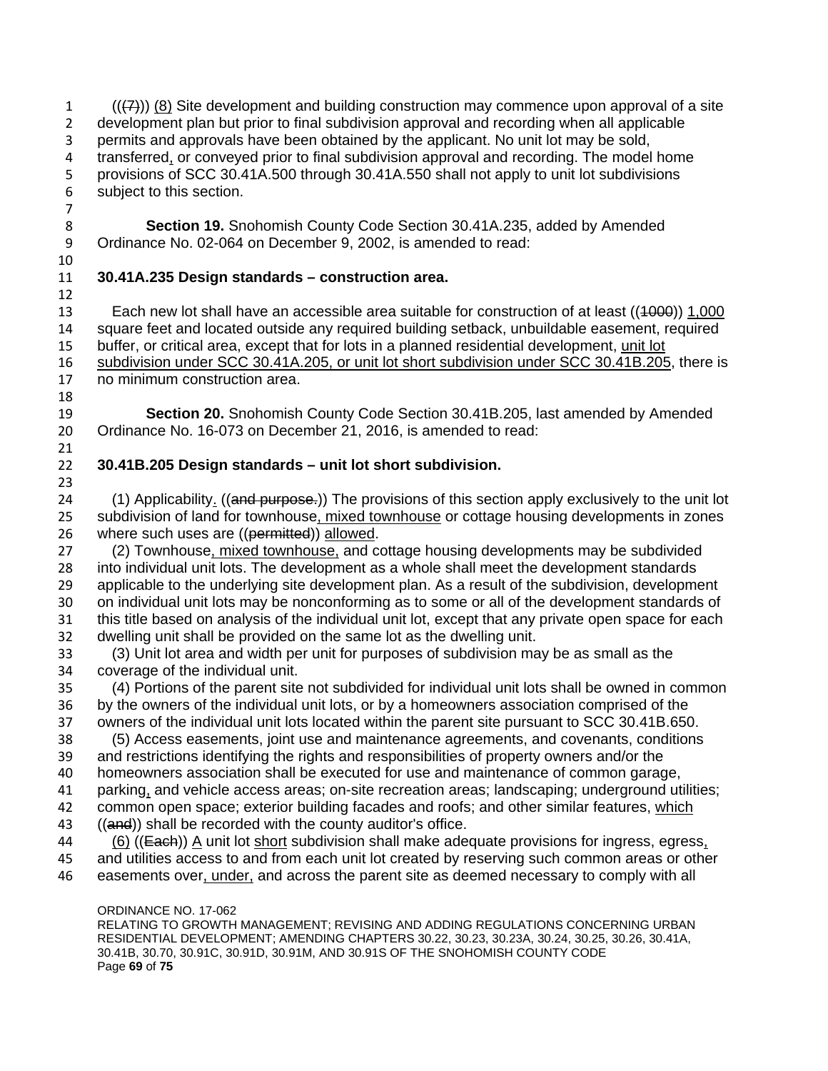(((7))) (8) Site development and building construction may commence upon approval of a site development plan but prior to final subdivision approval and recording when all applicable permits and approvals have been obtained by the applicant. No unit lot may be sold, transferred, or conveyed prior to final subdivision approval and recording. The model home provisions of SCC 30.41A.500 through 30.41A.550 shall not apply to unit lot subdivisions subject to this section.

**Section 19.** Snohomish County Code Section 30.41A.235, added by Amended Ordinance No. 02-064 on December 9, 2002, is amended to read:

**30.41A.235 Design standards – construction area.**

Each new lot shall have an accessible area suitable for construction of at least ((1000)) 1,000 square feet and located outside any required building setback, unbuildable easement, required buffer, or critical area, except that for lots in a planned residential development, unit lot subdivision under SCC 30.41A.205, or unit lot short subdivision under SCC 30.41B.205, there is no minimum construction area.

**Section 20.** Snohomish County Code Section 30.41B.205, last amended by Amended Ordinance No. 16-073 on December 21, 2016, is amended to read:

**30.41B.205 Design standards – unit lot short subdivision.**

(1) Applicability. ((and purpose.)) The provisions of this section apply exclusively to the unit lot subdivision of land for townhouse, mixed townhouse or cottage housing developments in zones where such uses are ((permitted)) allowed.

(2) Townhouse, mixed townhouse, and cottage housing developments may be subdivided into individual unit lots. The development as a whole shall meet the development standards applicable to the underlying site development plan. As a result of the subdivision, development on individual unit lots may be nonconforming as to some or all of the development standards of this title based on analysis of the individual unit lot, except that any private open space for each dwelling unit shall be provided on the same lot as the dwelling unit.

(3) Unit lot area and width per unit for purposes of subdivision may be as small as the coverage of the individual unit.

(4) Portions of the parent site not subdivided for individual unit lots shall be owned in common by the owners of the individual unit lots, or by a homeowners association comprised of the owners of the individual unit lots located within the parent site pursuant to SCC 30.41B.650.

(5) Access easements, joint use and maintenance agreements, and covenants, conditions and restrictions identifying the rights and responsibilities of property owners and/or the homeowners association shall be executed for use and maintenance of common garage, parking, and vehicle access areas; on-site recreation areas; landscaping; underground utilities; common open space; exterior building facades and roofs; and other similar features, which ((and)) shall be recorded with the county auditor's office.

(6) ((Each)) A unit lot short subdivision shall make adequate provisions for ingress, egress, and utilities access to and from each unit lot created by reserving such common areas or other easements over, under, and across the parent site as deemed necessary to comply with all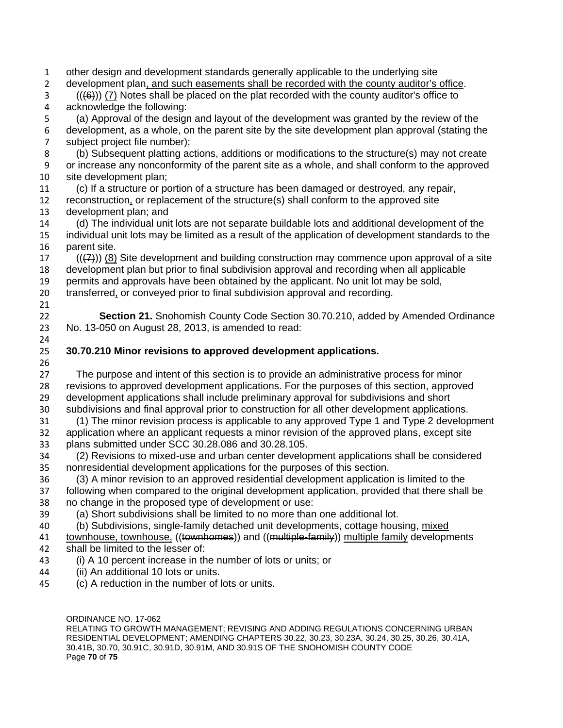other design and development standards generally applicable to the underlying site development plan, and such easements shall be recorded with the county auditor's office.

(((6))) (7) Notes shall be placed on the plat recorded with the county auditor's office to acknowledge the following:

(a) Approval of the design and layout of the development was granted by the review of the development, as a whole, on the parent site by the site development plan approval (stating the subject project file number);

(b) Subsequent platting actions, additions or modifications to the structure(s) may not create or increase any nonconformity of the parent site as a whole, and shall conform to the approved site development plan;

(c) If a structure or portion of a structure has been damaged or destroyed, any repair, reconstruction, or replacement of the structure(s) shall conform to the approved site development plan; and

(d) The individual unit lots are not separate buildable lots and additional development of the individual unit lots may be limited as a result of the application of development standards to the parent site.

(((7))) (8) Site development and building construction may commence upon approval of a site development plan but prior to final subdivision approval and recording when all applicable permits and approvals have been obtained by the applicant. No unit lot may be sold, transferred, or conveyed prior to final subdivision approval and recording.

**Section 21.** Snohomish County Code Section 30.70.210, added by Amended Ordinance No. 13-050 on August 28, 2013, is amended to read:

**30.70.210 Minor revisions to approved development applications.**

The purpose and intent of this section is to provide an administrative process for minor revisions to approved development applications. For the purposes of this section, approved development applications shall include preliminary approval for subdivisions and short subdivisions and final approval prior to construction for all other development applications.

(1) The minor revision process is applicable to any approved Type 1 and Type 2 development application where an applicant requests a minor revision of the approved plans, except site plans submitted under SCC 30.28.086 and 30.28.105.

(2) Revisions to mixed-use and urban center development applications shall be considered nonresidential development applications for the purposes of this section.

(3) A minor revision to an approved residential development application is limited to the following when compared to the original development application, provided that there shall be no change in the proposed type of development or use:

(a) Short subdivisions shall be limited to no more than one additional lot.

(b) Subdivisions, single-family detached unit developments, cottage housing, mixed townhouse, townhouse, ((townhomes)) and ((multiple-family)) multiple family developments shall be limited to the lesser of:

(i) A 10 percent increase in the number of lots or units; or

(ii) An additional 10 lots or units.

(c) A reduction in the number of lots or units.

ORDINANCE NO. 17-062
RELATING TO GROWTH MANAGEMENT; REVISING AND ADDING REGULATIONS CONCERNING URBAN RESIDENTIAL DEVELOPMENT; AMENDING CHAPTERS 30.22, 30.23, 30.23A, 30.24, 30.25, 30.26, 30.41A, 30.41B, 30.70, 30.91C, 30.91D, 30.91M, AND 30.91S OF THE SNOHOMISH COUNTY CODE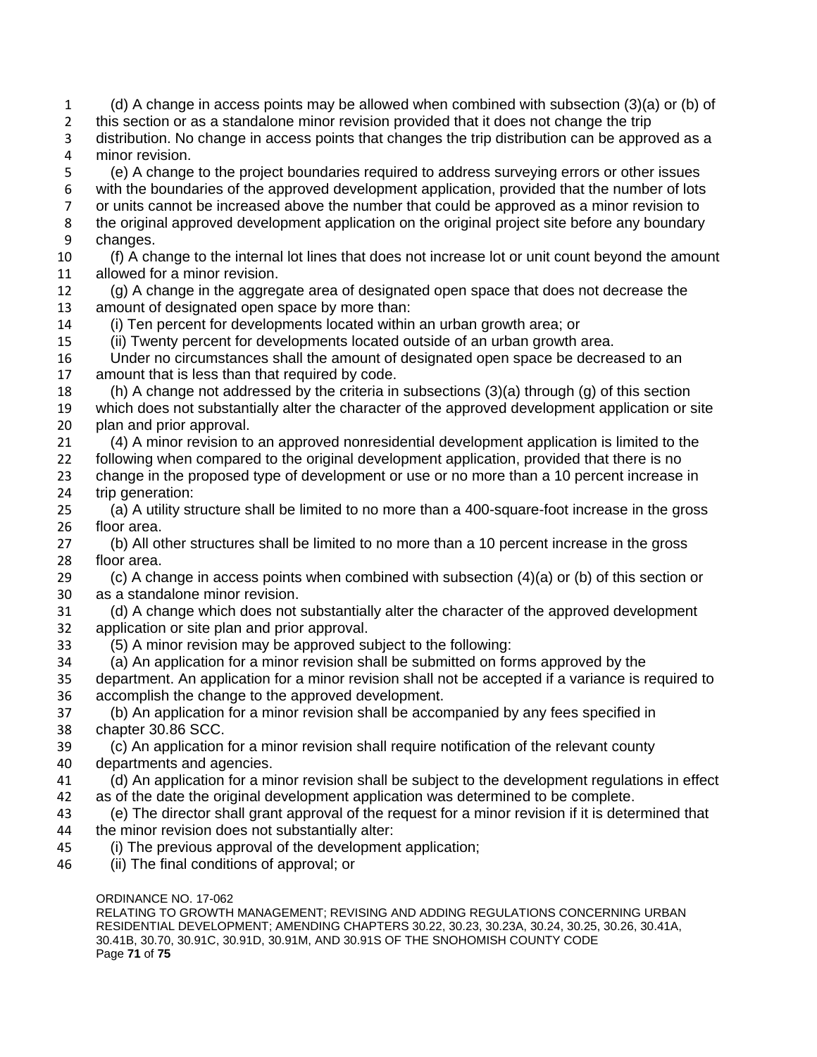(d) A change in access points may be allowed when combined with subsection (3)(a) or (b) of this section or as a standalone minor revision provided that it does not change the trip distribution. No change in access points that changes the trip distribution can be approved as a minor revision.

(e) A change to the project boundaries required to address surveying errors or other issues with the boundaries of the approved development application, provided that the number of lots or units cannot be increased above the number that could be approved as a minor revision to the original approved development application on the original project site before any boundary changes.

(f) A change to the internal lot lines that does not increase lot or unit count beyond the amount allowed for a minor revision.

(g) A change in the aggregate area of designated open space that does not decrease the amount of designated open space by more than:

(i) Ten percent for developments located within an urban growth area; or

(ii) Twenty percent for developments located outside of an urban growth area.

Under no circumstances shall the amount of designated open space be decreased to an amount that is less than that required by code.

(h) A change not addressed by the criteria in subsections (3)(a) through (g) of this section which does not substantially alter the character of the approved development application or site plan and prior approval.

(4) A minor revision to an approved nonresidential development application is limited to the following when compared to the original development application, provided that there is no change in the proposed type of development or use or no more than a 10 percent increase in trip generation:

(a) A utility structure shall be limited to no more than a 400-square-foot increase in the gross floor area.

(b) All other structures shall be limited to no more than a 10 percent increase in the gross floor area.

(c) A change in access points when combined with subsection (4)(a) or (b) of this section or as a standalone minor revision.

(d) A change which does not substantially alter the character of the approved development application or site plan and prior approval.

(5) A minor revision may be approved subject to the following:

(a) An application for a minor revision shall be submitted on forms approved by the department. An application for a minor revision shall not be accepted if a variance is required to accomplish the change to the approved development.

(b) An application for a minor revision shall be accompanied by any fees specified in chapter 30.86 SCC.

(c) An application for a minor revision shall require notification of the relevant county departments and agencies.

(d) An application for a minor revision shall be subject to the development regulations in effect as of the date the original development application was determined to be complete.

(e) The director shall grant approval of the request for a minor revision if it is determined that the minor revision does not substantially alter:

(i) The previous approval of the development application;

(ii) The final conditions of approval; or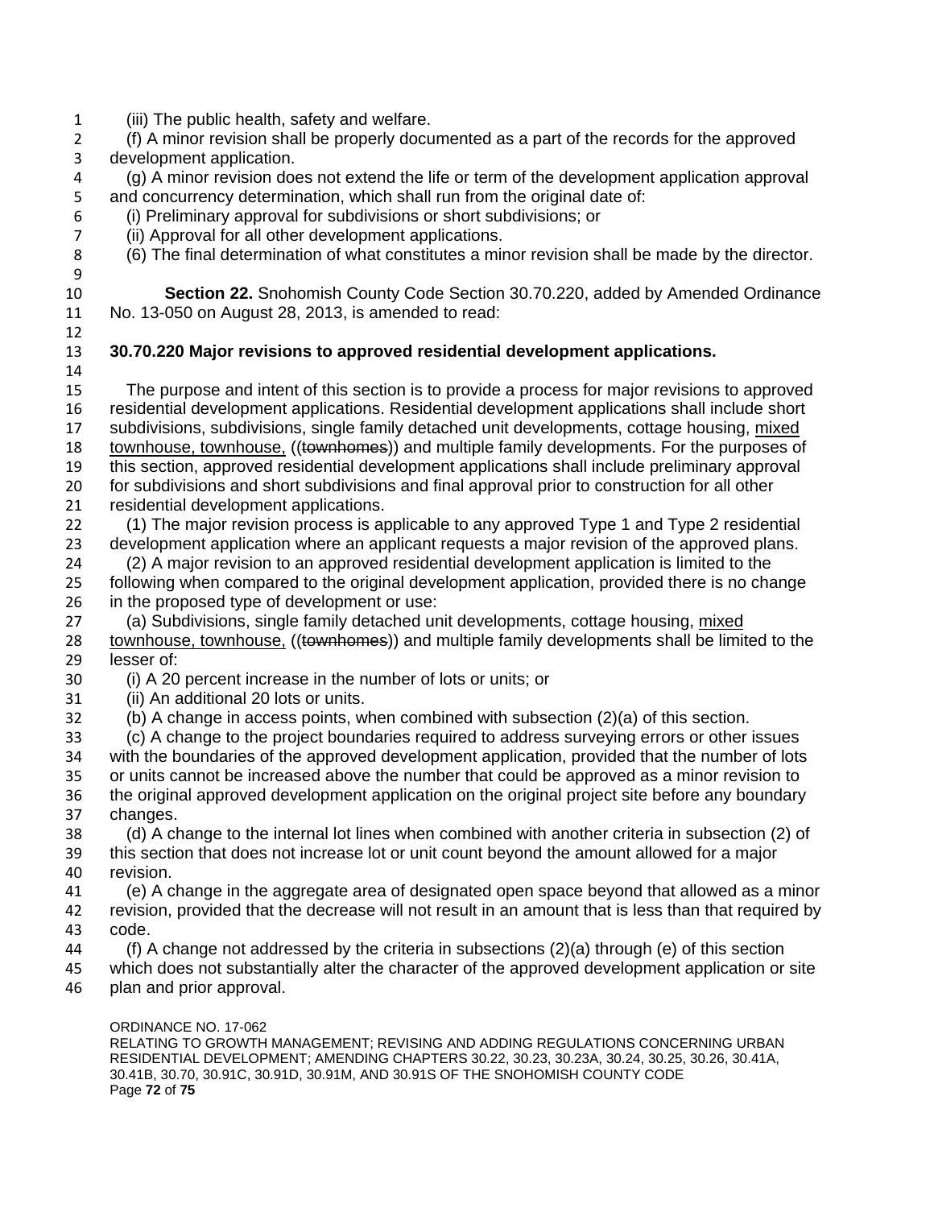(iii) The public health, safety and welfare.

(f) A minor revision shall be properly documented as a part of the records for the approved development application.

(g) A minor revision does not extend the life or term of the development application approval and concurrency determination, which shall run from the original date of:

(i) Preliminary approval for subdivisions or short subdivisions; or

(ii) Approval for all other development applications.

(6) The final determination of what constitutes a minor revision shall be made by the director.

**Section 22.** Snohomish County Code Section 30.70.220, added by Amended Ordinance No. 13-050 on August 28, 2013, is amended to read:

**30.70.220 Major revisions to approved residential development applications.**

The purpose and intent of this section is to provide a process for major revisions to approved residential development applications. Residential development applications shall include short subdivisions, subdivisions, single family detached unit developments, cottage housing, <u>mixed townhouse, townhouse,</u> ((~~townhomes~~)) and multiple family developments. For the purposes of this section, approved residential development applications shall include preliminary approval for subdivisions and short subdivisions and final approval prior to construction for all other residential development applications.

(1) The major revision process is applicable to any approved Type 1 and Type 2 residential development application where an applicant requests a major revision of the approved plans.

(2) A major revision to an approved residential development application is limited to the following when compared to the original development application, provided there is no change in the proposed type of development or use:

(a) Subdivisions, single family detached unit developments, cottage housing, <u>mixed townhouse, townhouse,</u> ((~~townhomes~~)) and multiple family developments shall be limited to the lesser of:

(i) A 20 percent increase in the number of lots or units; or

(ii) An additional 20 lots or units.

(b) A change in access points, when combined with subsection (2)(a) of this section.

(c) A change to the project boundaries required to address surveying errors or other issues with the boundaries of the approved development application, provided that the number of lots or units cannot be increased above the number that could be approved as a minor revision to the original approved development application on the original project site before any boundary changes.

(d) A change to the internal lot lines when combined with another criteria in subsection (2) of this section that does not increase lot or unit count beyond the amount allowed for a major revision.

(e) A change in the aggregate area of designated open space beyond that allowed as a minor revision, provided that the decrease will not result in an amount that is less than that required by code.

(f) A change not addressed by the criteria in subsections (2)(a) through (e) of this section which does not substantially alter the character of the approved development application or site plan and prior approval.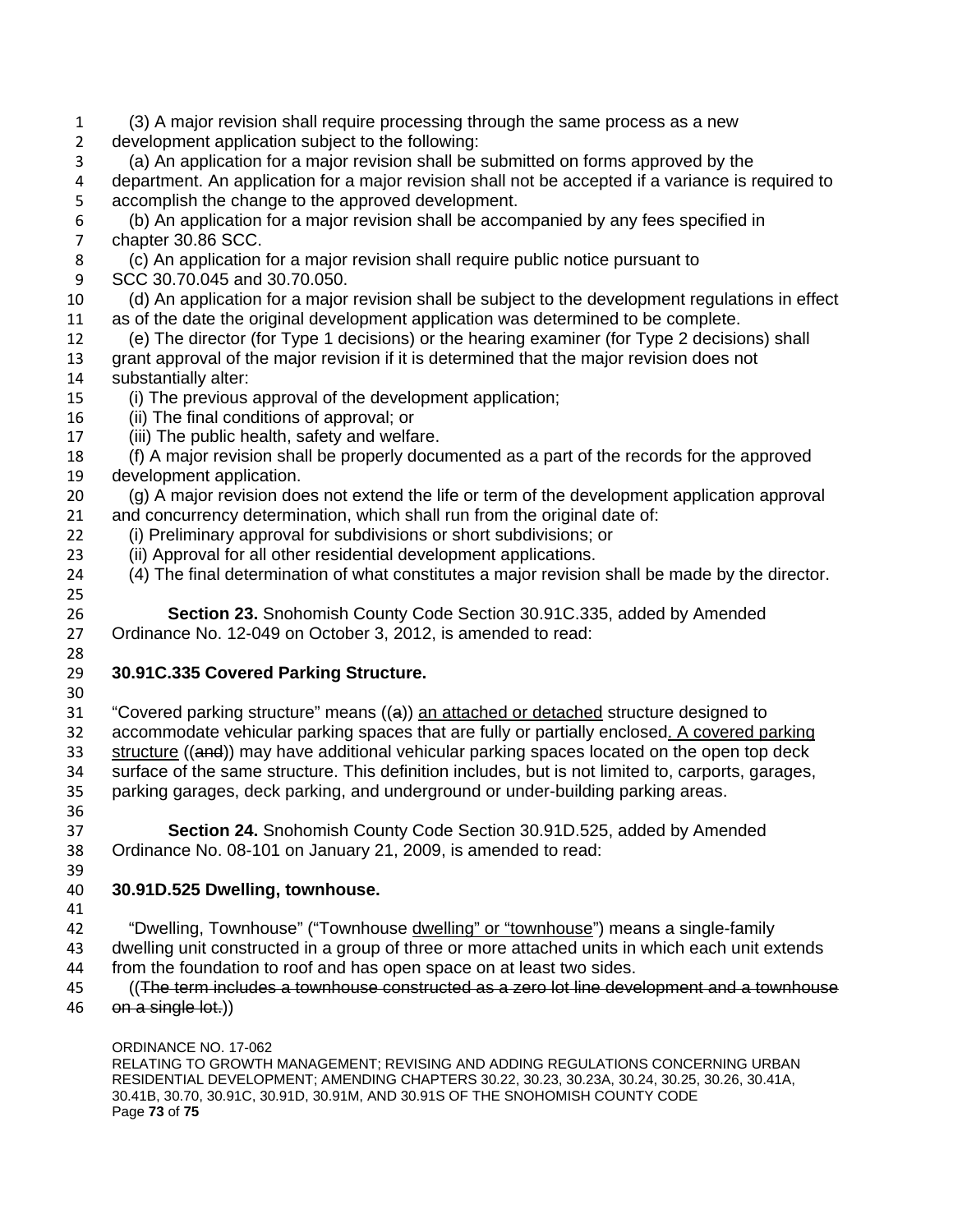(3) A major revision shall require processing through the same process as a new development application subject to the following:

(a) An application for a major revision shall be submitted on forms approved by the department. An application for a major revision shall not be accepted if a variance is required to accomplish the change to the approved development.

(b) An application for a major revision shall be accompanied by any fees specified in chapter 30.86 SCC.

(c) An application for a major revision shall require public notice pursuant to SCC 30.70.045 and 30.70.050.

(d) An application for a major revision shall be subject to the development regulations in effect as of the date the original development application was determined to be complete.

(e) The director (for Type 1 decisions) or the hearing examiner (for Type 2 decisions) shall grant approval of the major revision if it is determined that the major revision does not substantially alter:

(i) The previous approval of the development application;

(ii) The final conditions of approval; or

(iii) The public health, safety and welfare.

(f) A major revision shall be properly documented as a part of the records for the approved development application.

(g) A major revision does not extend the life or term of the development application approval and concurrency determination, which shall run from the original date of:

(i) Preliminary approval for subdivisions or short subdivisions; or

(ii) Approval for all other residential development applications.

(4) The final determination of what constitutes a major revision shall be made by the director.

**Section 23.** Snohomish County Code Section 30.91C.335, added by Amended Ordinance No. 12-049 on October 3, 2012, is amended to read:

**30.91C.335 Covered Parking Structure.**

"Covered parking structure" means ((~~a~~)) <u>an attached or detached</u> structure designed to accommodate vehicular parking spaces that are fully or partially enclosed<u>. A covered parking structure</u> ((~~and~~)) may have additional vehicular parking spaces located on the open top deck surface of the same structure. This definition includes, but is not limited to, carports, garages, parking garages, deck parking, and underground or under-building parking areas.

**Section 24.** Snohomish County Code Section 30.91D.525, added by Amended Ordinance No. 08-101 on January 21, 2009, is amended to read:

**30.91D.525 Dwelling, townhouse.**

"Dwelling, Townhouse" ("Townhouse <u>dwelling" or "townhouse</u>") means a single-family dwelling unit constructed in a group of three or more attached units in which each unit extends from the foundation to roof and has open space on at least two sides.

((~~The term includes a townhouse constructed as a zero lot line development and a townhouse on a single lot.~~))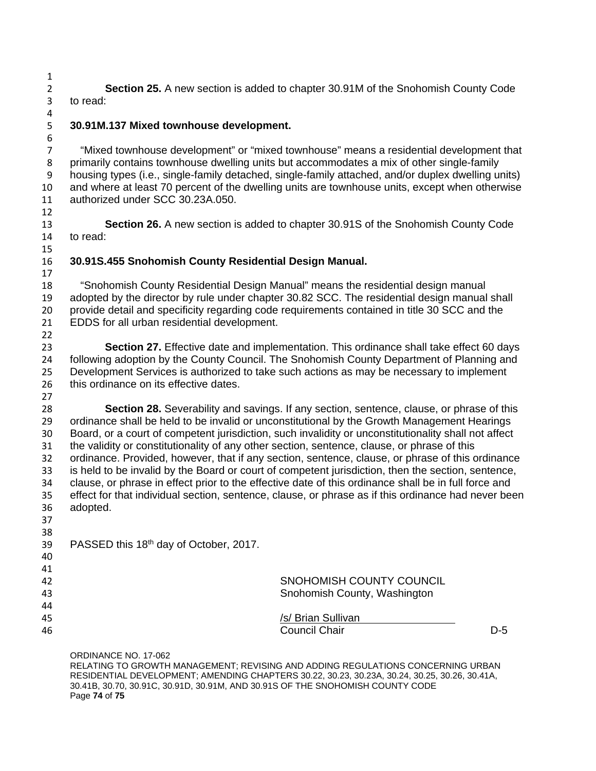**Section 25.** A new section is added to chapter 30.91M of the Snohomish County Code to read:

**30.91M.137 Mixed townhouse development.**

"Mixed townhouse development" or "mixed townhouse" means a residential development that primarily contains townhouse dwelling units but accommodates a mix of other single-family housing types (i.e., single-family detached, single-family attached, and/or duplex dwelling units) and where at least 70 percent of the dwelling units are townhouse units, except when otherwise authorized under SCC 30.23A.050.

**Section 26.** A new section is added to chapter 30.91S of the Snohomish County Code to read:

**30.91S.455 Snohomish County Residential Design Manual.**

"Snohomish County Residential Design Manual" means the residential design manual adopted by the director by rule under chapter 30.82 SCC. The residential design manual shall provide detail and specificity regarding code requirements contained in title 30 SCC and the EDDS for all urban residential development.

**Section 27.** Effective date and implementation. This ordinance shall take effect 60 days following adoption by the County Council. The Snohomish County Department of Planning and Development Services is authorized to take such actions as may be necessary to implement this ordinance on its effective dates.

**Section 28.** Severability and savings. If any section, sentence, clause, or phrase of this ordinance shall be held to be invalid or unconstitutional by the Growth Management Hearings Board, or a court of competent jurisdiction, such invalidity or unconstitutionality shall not affect the validity or constitutionality of any other section, sentence, clause, or phrase of this ordinance. Provided, however, that if any section, sentence, clause, or phrase of this ordinance is held to be invalid by the Board or court of competent jurisdiction, then the section, sentence, clause, or phrase in effect prior to the effective date of this ordinance shall be in full force and effect for that individual section, sentence, clause, or phrase as if this ordinance had never been adopted.

PASSED this 18th day of October, 2017.

SNOHOMISH COUNTY COUNCIL
Snohomish County, Washington

/s/ Brian Sullivan
Council Chair

D-5

ORDINANCE NO. 17-062
RELATING TO GROWTH MANAGEMENT; REVISING AND ADDING REGULATIONS CONCERNING URBAN RESIDENTIAL DEVELOPMENT; AMENDING CHAPTERS 30.22, 30.23, 30.23A, 30.24, 30.25, 30.26, 30.41A, 30.41B, 30.70, 30.91C, 30.91D, 30.91M, AND 30.91S OF THE SNOHOMISH COUNTY CODE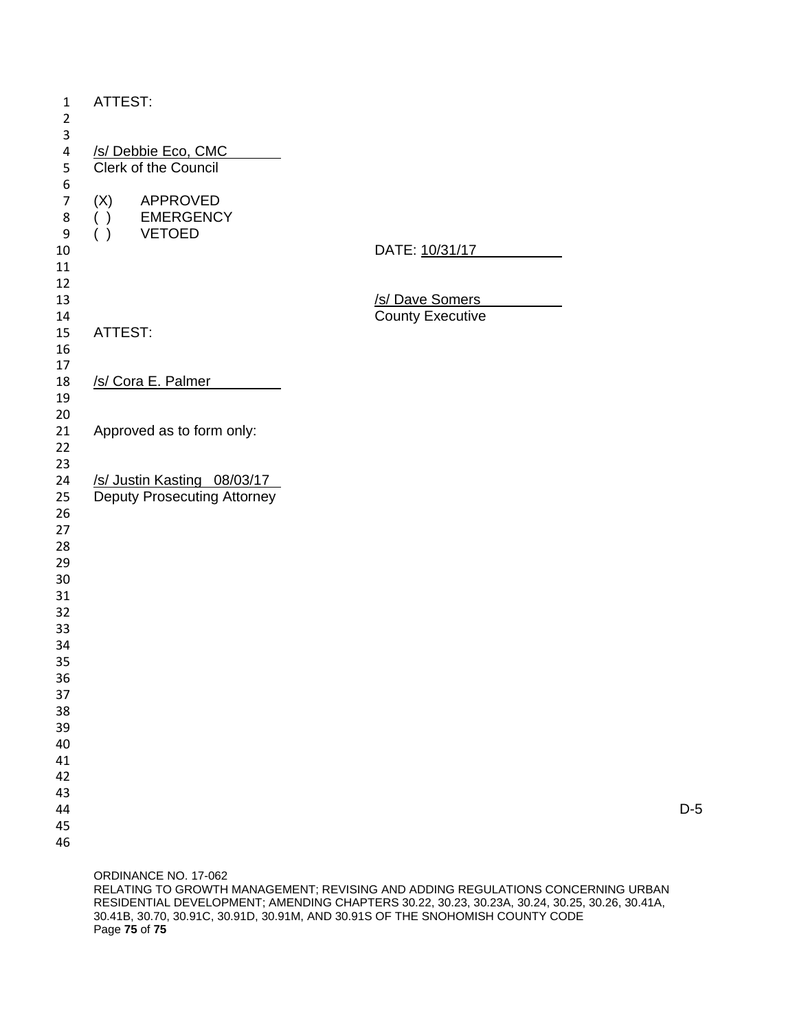ATTEST:

/s/ Debbie Eco, CMC
Clerk of the Council

(X) APPROVED
( ) EMERGENCY
( ) VETOED

DATE: 10/31/17

/s/ Dave Somers
County Executive

ATTEST:

/s/ Cora E. Palmer

Approved as to form only:

/s/ Justin Kasting 08/03/17
Deputy Prosecuting Attorney

D-5

ORDINANCE NO. 17-062
RELATING TO GROWTH MANAGEMENT; REVISING AND ADDING REGULATIONS CONCERNING URBAN RESIDENTIAL DEVELOPMENT; AMENDING CHAPTERS 30.22, 30.23, 30.23A, 30.24, 30.25, 30.26, 30.41A, 30.41B, 30.70, 30.91C, 30.91D, 30.91M, AND 30.91S OF THE SNOHOMISH COUNTY CODE